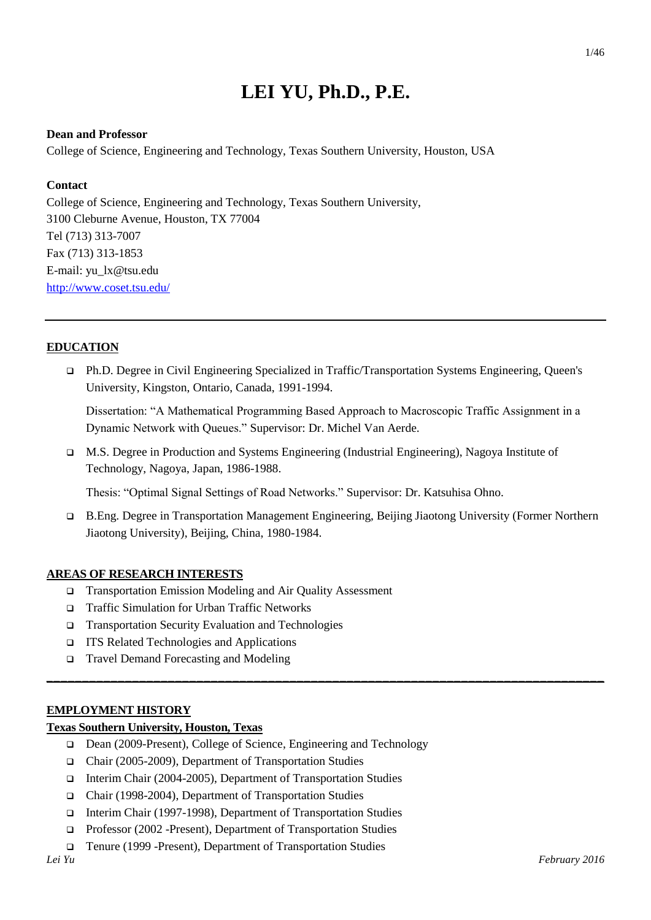# LEI YU, Ph.D., P.E.

**Dean and Professor**

College of Science, Engineering and Technology, Texas Southern University, Houston, USA

**Contact**

College of Science, Engineering and Technology, Texas Southern University,
3100 Cleburne Avenue, Houston, TX 77004
Tel (713) 313-7007
Fax (713) 313-1853
E-mail: yu_lx@tsu.edu
[http://www.coset.tsu.edu/](http://www.coset.tsu.edu/)

---

## EDUCATION

- Ph.D. Degree in Civil Engineering Specialized in Traffic/Transportation Systems Engineering, Queen's University, Kingston, Ontario, Canada, 1991-1994.

  Dissertation: "A Mathematical Programming Based Approach to Macroscopic Traffic Assignment in a Dynamic Network with Queues." Supervisor: Dr. Michel Van Aerde.

- M.S. Degree in Production and Systems Engineering (Industrial Engineering), Nagoya Institute of Technology, Nagoya, Japan, 1986-1988.

  Thesis: "Optimal Signal Settings of Road Networks." Supervisor: Dr. Katsuhisa Ohno.

- B.Eng. Degree in Transportation Management Engineering, Beijing Jiaotong University (Former Northern Jiaotong University), Beijing, China, 1980-1984.

## AREAS OF RESEARCH INTERESTS

- Transportation Emission Modeling and Air Quality Assessment
- Traffic Simulation for Urban Traffic Networks
- Transportation Security Evaluation and Technologies
- ITS Related Technologies and Applications
- Travel Demand Forecasting and Modeling

---

## EMPLOYMENT HISTORY

### Texas Southern University, Houston, Texas

- Dean (2009-Present), College of Science, Engineering and Technology
- Chair (2005-2009), Department of Transportation Studies
- Interim Chair (2004-2005), Department of Transportation Studies
- Chair (1998-2004), Department of Transportation Studies
- Interim Chair (1997-1998), Department of Transportation Studies
- Professor (2002 -Present), Department of Transportation Studies
- Tenure (1999 -Present), Department of Transportation Studies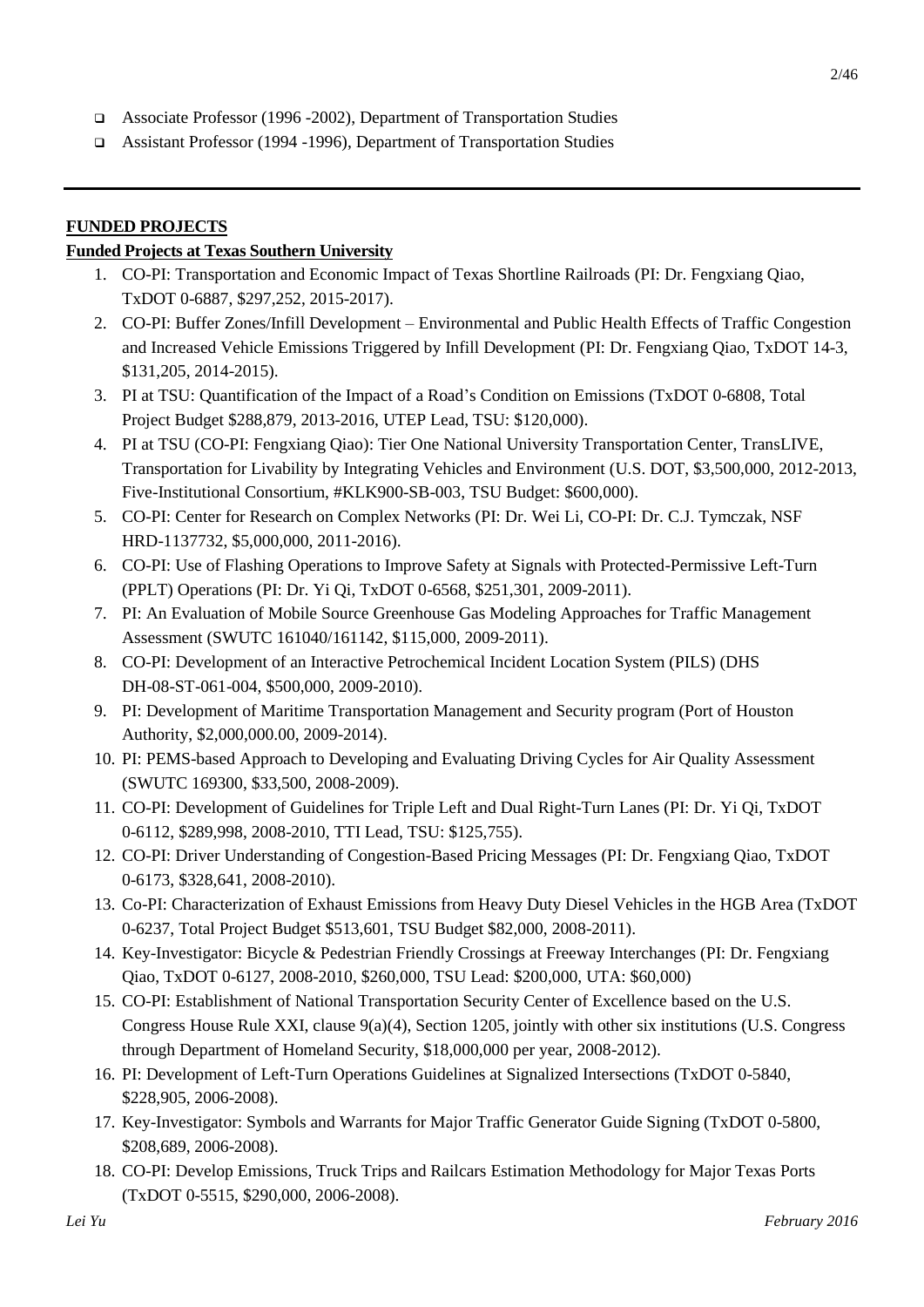- Associate Professor (1996 -2002), Department of Transportation Studies
- Assistant Professor (1994 -1996), Department of Transportation Studies

---

## FUNDED PROJECTS

### Funded Projects at Texas Southern University

1. CO-PI: Transportation and Economic Impact of Texas Shortline Railroads (PI: Dr. Fengxiang Qiao, TxDOT 0-6887, $297,252, 2015-2017).
2. CO-PI: Buffer Zones/Infill Development – Environmental and Public Health Effects of Traffic Congestion and Increased Vehicle Emissions Triggered by Infill Development (PI: Dr. Fengxiang Qiao, TxDOT 14-3, $131,205, 2014-2015).
3. PI at TSU: Quantification of the Impact of a Road's Condition on Emissions (TxDOT 0-6808, Total Project Budget $288,879, 2013-2016, UTEP Lead, TSU: $120,000).
4. PI at TSU (CO-PI: Fengxiang Qiao): Tier One National University Transportation Center, TransLIVE, Transportation for Livability by Integrating Vehicles and Environment (U.S. DOT, $3,500,000, 2012-2013, Five-Institutional Consortium, #KLK900-SB-003, TSU Budget: $600,000).
5. CO-PI: Center for Research on Complex Networks (PI: Dr. Wei Li, CO-PI: Dr. C.J. Tymczak, NSF HRD-1137732, $5,000,000, 2011-2016).
6. CO-PI: Use of Flashing Operations to Improve Safety at Signals with Protected-Permissive Left-Turn (PPLT) Operations (PI: Dr. Yi Qi, TxDOT 0-6568, $251,301, 2009-2011).
7. PI: An Evaluation of Mobile Source Greenhouse Gas Modeling Approaches for Traffic Management Assessment (SWUTC 161040/161142, $115,000, 2009-2011).
8. CO-PI: Development of an Interactive Petrochemical Incident Location System (PILS) (DHS DH-08-ST-061-004, $500,000, 2009-2010).
9. PI: Development of Maritime Transportation Management and Security program (Port of Houston Authority, $2,000,000.00, 2009-2014).
10. PI: PEMS-based Approach to Developing and Evaluating Driving Cycles for Air Quality Assessment (SWUTC 169300, $33,500, 2008-2009).
11. CO-PI: Development of Guidelines for Triple Left and Dual Right-Turn Lanes (PI: Dr. Yi Qi, TxDOT 0-6112, $289,998, 2008-2010, TTI Lead, TSU: $125,755).
12. CO-PI: Driver Understanding of Congestion-Based Pricing Messages (PI: Dr. Fengxiang Qiao, TxDOT 0-6173, $328,641, 2008-2010).
13. Co-PI: Characterization of Exhaust Emissions from Heavy Duty Diesel Vehicles in the HGB Area (TxDOT 0-6237, Total Project Budget $513,601, TSU Budget $82,000, 2008-2011).
14. Key-Investigator: Bicycle & Pedestrian Friendly Crossings at Freeway Interchanges (PI: Dr. Fengxiang Qiao, TxDOT 0-6127, 2008-2010, $260,000, TSU Lead: $200,000, UTA: $60,000)
15. CO-PI: Establishment of National Transportation Security Center of Excellence based on the U.S. Congress House Rule XXI, clause 9(a)(4), Section 1205, jointly with other six institutions (U.S. Congress through Department of Homeland Security, $18,000,000 per year, 2008-2012).
16. PI: Development of Left-Turn Operations Guidelines at Signalized Intersections (TxDOT 0-5840, $228,905, 2006-2008).
17. Key-Investigator: Symbols and Warrants for Major Traffic Generator Guide Signing (TxDOT 0-5800, $208,689, 2006-2008).
18. CO-PI: Develop Emissions, Truck Trips and Railcars Estimation Methodology for Major Texas Ports (TxDOT 0-5515, $290,000, 2006-2008).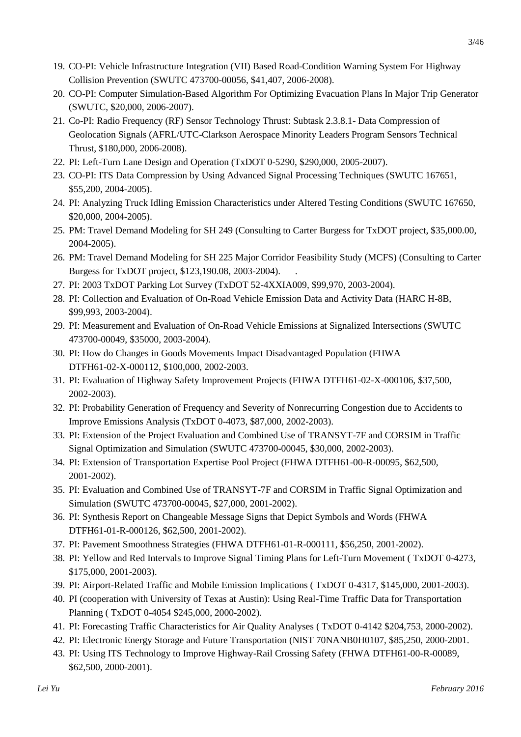19. CO-PI: Vehicle Infrastructure Integration (VII) Based Road-Condition Warning System For Highway Collision Prevention (SWUTC 473700-00056, $41,407, 2006-2008).
20. CO-PI: Computer Simulation-Based Algorithm For Optimizing Evacuation Plans In Major Trip Generator (SWUTC, $20,000, 2006-2007).
21. Co-PI: Radio Frequency (RF) Sensor Technology Thrust: Subtask 2.3.8.1- Data Compression of Geolocation Signals (AFRL/UTC-Clarkson Aerospace Minority Leaders Program Sensors Technical Thrust, $180,000, 2006-2008).
22. PI: Left-Turn Lane Design and Operation (TxDOT 0-5290, $290,000, 2005-2007).
23. CO-PI: ITS Data Compression by Using Advanced Signal Processing Techniques (SWUTC 167651, $55,200, 2004-2005).
24. PI: Analyzing Truck Idling Emission Characteristics under Altered Testing Conditions (SWUTC 167650, $20,000, 2004-2005).
25. PM: Travel Demand Modeling for SH 249 (Consulting to Carter Burgess for TxDOT project, $35,000.00, 2004-2005).
26. PM: Travel Demand Modeling for SH 225 Major Corridor Feasibility Study (MCFS) (Consulting to Carter Burgess for TxDOT project, $123,190.08, 2003-2004). .
27. PI: 2003 TxDOT Parking Lot Survey (TxDOT 52-4XXIA009, $99,970, 2003-2004).
28. PI: Collection and Evaluation of On-Road Vehicle Emission Data and Activity Data (HARC H-8B, $99,993, 2003-2004).
29. PI: Measurement and Evaluation of On-Road Vehicle Emissions at Signalized Intersections (SWUTC 473700-00049, $35000, 2003-2004).
30. PI: How do Changes in Goods Movements Impact Disadvantaged Population (FHWA DTFH61-02-X-000112, $100,000, 2002-2003.
31. PI: Evaluation of Highway Safety Improvement Projects (FHWA DTFH61-02-X-000106, $37,500, 2002-2003).
32. PI: Probability Generation of Frequency and Severity of Nonrecurring Congestion due to Accidents to Improve Emissions Analysis (TxDOT 0-4073, $87,000, 2002-2003).
33. PI: Extension of the Project Evaluation and Combined Use of TRANSYT-7F and CORSIM in Traffic Signal Optimization and Simulation (SWUTC 473700-00045, $30,000, 2002-2003).
34. PI: Extension of Transportation Expertise Pool Project (FHWA DTFH61-00-R-00095, $62,500, 2001-2002).
35. PI: Evaluation and Combined Use of TRANSYT-7F and CORSIM in Traffic Signal Optimization and Simulation (SWUTC 473700-00045, $27,000, 2001-2002).
36. PI: Synthesis Report on Changeable Message Signs that Depict Symbols and Words (FHWA DTFH61-01-R-000126, $62,500, 2001-2002).
37. PI: Pavement Smoothness Strategies (FHWA DTFH61-01-R-000111, $56,250, 2001-2002).
38. PI: Yellow and Red Intervals to Improve Signal Timing Plans for Left-Turn Movement ( TxDOT 0-4273, $175,000, 2001-2003).
39. PI: Airport-Related Traffic and Mobile Emission Implications ( TxDOT 0-4317, $145,000, 2001-2003).
40. PI (cooperation with University of Texas at Austin): Using Real-Time Traffic Data for Transportation Planning ( TxDOT 0-4054 $245,000, 2000-2002).
41. PI: Forecasting Traffic Characteristics for Air Quality Analyses ( TxDOT 0-4142 $204,753, 2000-2002).
42. PI: Electronic Energy Storage and Future Transportation (NIST 70NANB0H0107, $85,250, 2000-2001.
43. PI: Using ITS Technology to Improve Highway-Rail Crossing Safety (FHWA DTFH61-00-R-00089, $62,500, 2000-2001).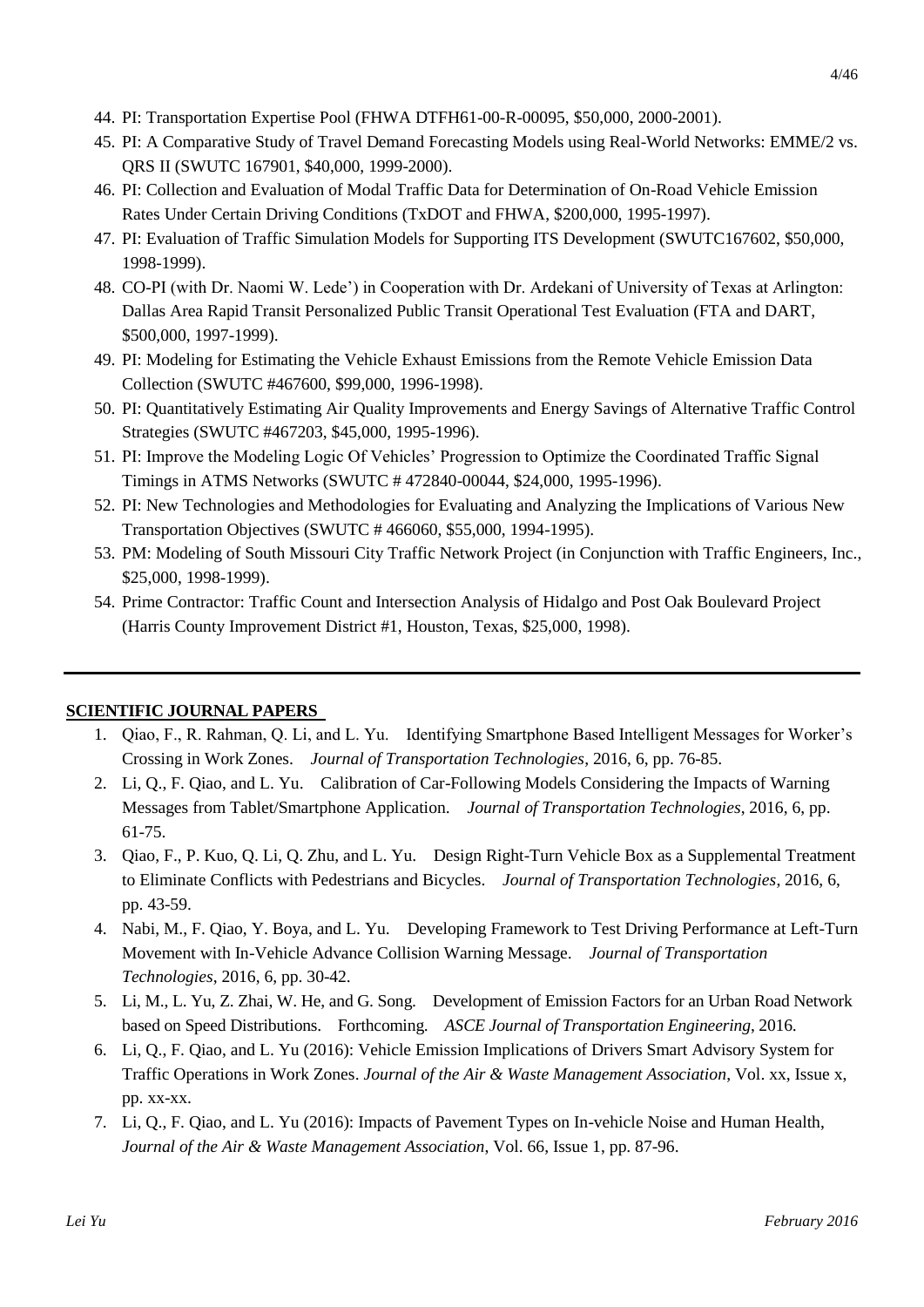44. PI: Transportation Expertise Pool (FHWA DTFH61-00-R-00095, $50,000, 2000-2001).
45. PI: A Comparative Study of Travel Demand Forecasting Models using Real-World Networks: EMME/2 vs. QRS II (SWUTC 167901, $40,000, 1999-2000).
46. PI: Collection and Evaluation of Modal Traffic Data for Determination of On-Road Vehicle Emission Rates Under Certain Driving Conditions (TxDOT and FHWA, $200,000, 1995-1997).
47. PI: Evaluation of Traffic Simulation Models for Supporting ITS Development (SWUTC167602, $50,000, 1998-1999).
48. CO-PI (with Dr. Naomi W. Lede') in Cooperation with Dr. Ardekani of University of Texas at Arlington: Dallas Area Rapid Transit Personalized Public Transit Operational Test Evaluation (FTA and DART, $500,000, 1997-1999).
49. PI: Modeling for Estimating the Vehicle Exhaust Emissions from the Remote Vehicle Emission Data Collection (SWUTC #467600, $99,000, 1996-1998).
50. PI: Quantitatively Estimating Air Quality Improvements and Energy Savings of Alternative Traffic Control Strategies (SWUTC #467203, $45,000, 1995-1996).
51. PI: Improve the Modeling Logic Of Vehicles' Progression to Optimize the Coordinated Traffic Signal Timings in ATMS Networks (SWUTC # 472840-00044, $24,000, 1995-1996).
52. PI: New Technologies and Methodologies for Evaluating and Analyzing the Implications of Various New Transportation Objectives (SWUTC # 466060, $55,000, 1994-1995).
53. PM: Modeling of South Missouri City Traffic Network Project (in Conjunction with Traffic Engineers, Inc., $25,000, 1998-1999).
54. Prime Contractor: Traffic Count and Intersection Analysis of Hidalgo and Post Oak Boulevard Project (Harris County Improvement District #1, Houston, Texas, $25,000, 1998).

---

## SCIENTIFIC JOURNAL PAPERS

1. Qiao, F., R. Rahman, Q. Li, and L. Yu. Identifying Smartphone Based Intelligent Messages for Worker's Crossing in Work Zones. *Journal of Transportation Technologies*, 2016, 6, pp. 76-85.
2. Li, Q., F. Qiao, and L. Yu. Calibration of Car-Following Models Considering the Impacts of Warning Messages from Tablet/Smartphone Application. *Journal of Transportation Technologies*, 2016, 6, pp. 61-75.
3. Qiao, F., P. Kuo, Q. Li, Q. Zhu, and L. Yu. Design Right-Turn Vehicle Box as a Supplemental Treatment to Eliminate Conflicts with Pedestrians and Bicycles. *Journal of Transportation Technologies*, 2016, 6, pp. 43-59.
4. Nabi, M., F. Qiao, Y. Boya, and L. Yu. Developing Framework to Test Driving Performance at Left-Turn Movement with In-Vehicle Advance Collision Warning Message. *Journal of Transportation Technologies*, 2016, 6, pp. 30-42.
5. Li, M., L. Yu, Z. Zhai, W. He, and G. Song. Development of Emission Factors for an Urban Road Network based on Speed Distributions. Forthcoming. *ASCE Journal of Transportation Engineering*, 2016.
6. Li, Q., F. Qiao, and L. Yu (2016): Vehicle Emission Implications of Drivers Smart Advisory System for Traffic Operations in Work Zones. *Journal of the Air & Waste Management Association*, Vol. xx, Issue x, pp. xx-xx.
7. Li, Q., F. Qiao, and L. Yu (2016): Impacts of Pavement Types on In-vehicle Noise and Human Health, *Journal of the Air & Waste Management Association*, Vol. 66, Issue 1, pp. 87-96.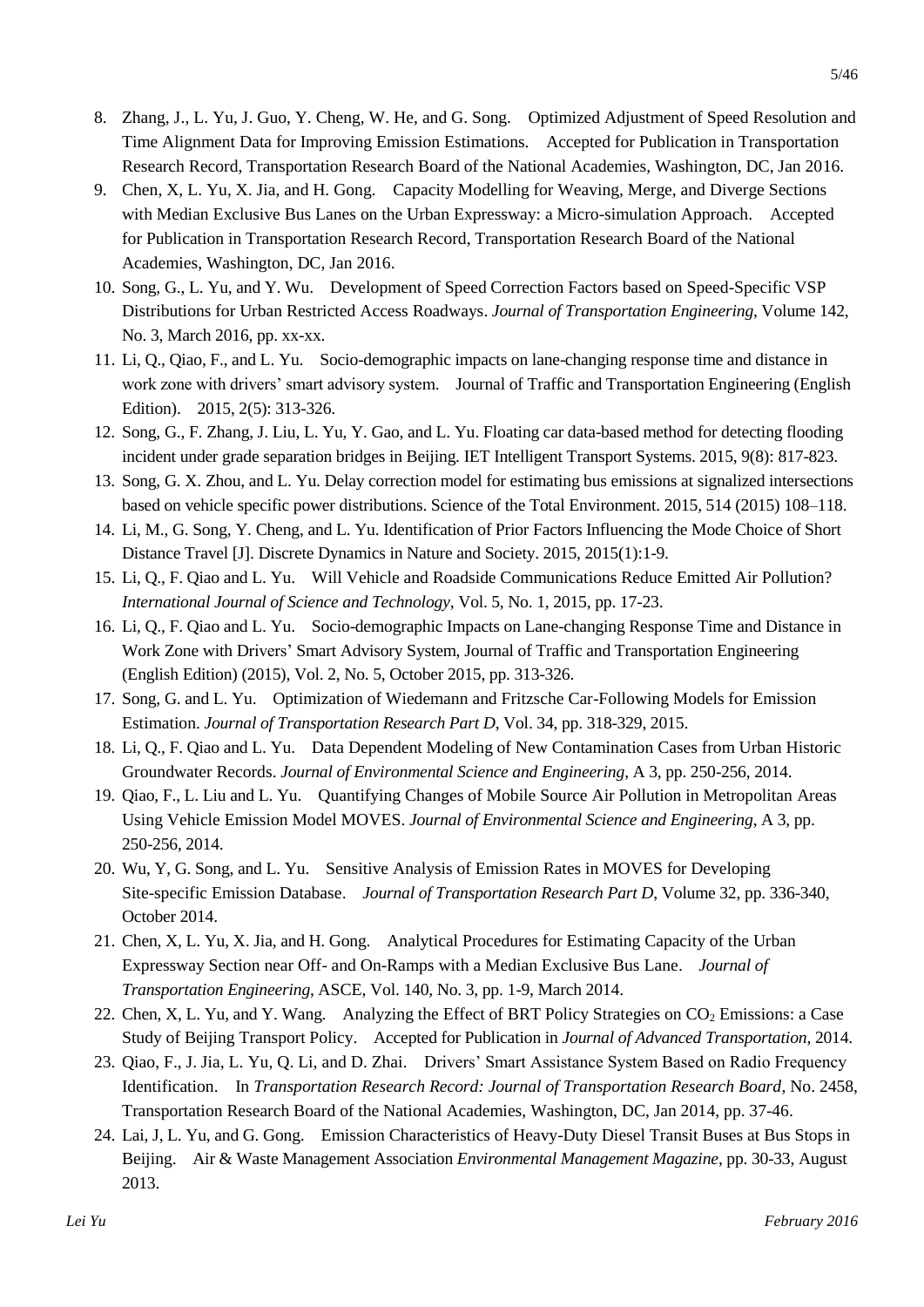8. Zhang, J., L. Yu, J. Guo, Y. Cheng, W. He, and G. Song. Optimized Adjustment of Speed Resolution and Time Alignment Data for Improving Emission Estimations. Accepted for Publication in Transportation Research Record, Transportation Research Board of the National Academies, Washington, DC, Jan 2016.
9. Chen, X, L. Yu, X. Jia, and H. Gong. Capacity Modelling for Weaving, Merge, and Diverge Sections with Median Exclusive Bus Lanes on the Urban Expressway: a Micro-simulation Approach. Accepted for Publication in Transportation Research Record, Transportation Research Board of the National Academies, Washington, DC, Jan 2016.
10. Song, G., L. Yu, and Y. Wu. Development of Speed Correction Factors based on Speed-Specific VSP Distributions for Urban Restricted Access Roadways. *Journal of Transportation Engineering*, Volume 142, No. 3, March 2016, pp. xx-xx.
11. Li, Q., Qiao, F., and L. Yu. Socio-demographic impacts on lane-changing response time and distance in work zone with drivers' smart advisory system. Journal of Traffic and Transportation Engineering (English Edition). 2015, 2(5): 313-326.
12. Song, G., F. Zhang, J. Liu, L. Yu, Y. Gao, and L. Yu. Floating car data-based method for detecting flooding incident under grade separation bridges in Beijing. IET Intelligent Transport Systems. 2015, 9(8): 817-823.
13. Song, G. X. Zhou, and L. Yu. Delay correction model for estimating bus emissions at signalized intersections based on vehicle specific power distributions. Science of the Total Environment. 2015, 514 (2015) 108–118.
14. Li, M., G. Song, Y. Cheng, and L. Yu. Identification of Prior Factors Influencing the Mode Choice of Short Distance Travel [J]. Discrete Dynamics in Nature and Society. 2015, 2015(1):1-9.
15. Li, Q., F. Qiao and L. Yu. Will Vehicle and Roadside Communications Reduce Emitted Air Pollution? *International Journal of Science and Technology*, Vol. 5, No. 1, 2015, pp. 17-23.
16. Li, Q., F. Qiao and L. Yu. Socio-demographic Impacts on Lane-changing Response Time and Distance in Work Zone with Drivers' Smart Advisory System, Journal of Traffic and Transportation Engineering (English Edition) (2015), Vol. 2, No. 5, October 2015, pp. 313-326.
17. Song, G. and L. Yu. Optimization of Wiedemann and Fritzsche Car-Following Models for Emission Estimation. *Journal of Transportation Research Part D*, Vol. 34, pp. 318-329, 2015.
18. Li, Q., F. Qiao and L. Yu. Data Dependent Modeling of New Contamination Cases from Urban Historic Groundwater Records. *Journal of Environmental Science and Engineering*, A 3, pp. 250-256, 2014.
19. Qiao, F., L. Liu and L. Yu. Quantifying Changes of Mobile Source Air Pollution in Metropolitan Areas Using Vehicle Emission Model MOVES. *Journal of Environmental Science and Engineering*, A 3, pp. 250-256, 2014.
20. Wu, Y, G. Song, and L. Yu. Sensitive Analysis of Emission Rates in MOVES for Developing Site-specific Emission Database. *Journal of Transportation Research Part D*, Volume 32, pp. 336-340, October 2014.
21. Chen, X, L. Yu, X. Jia, and H. Gong. Analytical Procedures for Estimating Capacity of the Urban Expressway Section near Off- and On-Ramps with a Median Exclusive Bus Lane. *Journal of Transportation Engineering*, ASCE, Vol. 140, No. 3, pp. 1-9, March 2014.
22. Chen, X, L. Yu, and Y. Wang. Analyzing the Effect of BRT Policy Strategies on $CO_2$ Emissions: a Case Study of Beijing Transport Policy. Accepted for Publication in *Journal of Advanced Transportation*, 2014.
23. Qiao, F., J. Jia, L. Yu, Q. Li, and D. Zhai. Drivers' Smart Assistance System Based on Radio Frequency Identification. In *Transportation Research Record: Journal of Transportation Research Board*, No. 2458, Transportation Research Board of the National Academies, Washington, DC, Jan 2014, pp. 37-46.
24. Lai, J, L. Yu, and G. Gong. Emission Characteristics of Heavy-Duty Diesel Transit Buses at Bus Stops in Beijing. Air & Waste Management Association *Environmental Management Magazine*, pp. 30-33, August 2013.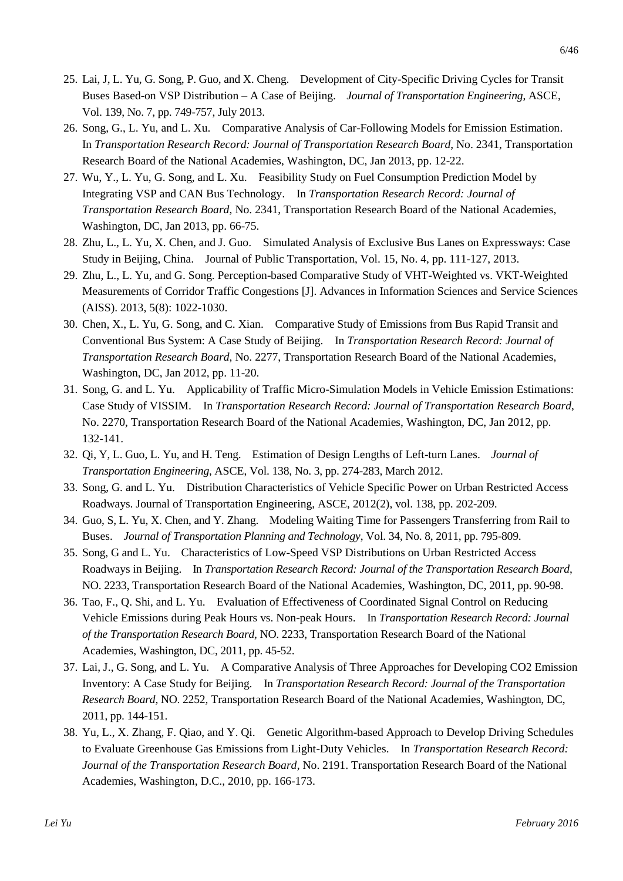25. Lai, J, L. Yu, G. Song, P. Guo, and X. Cheng. Development of City-Specific Driving Cycles for Transit Buses Based-on VSP Distribution – A Case of Beijing. *Journal of Transportation Engineering*, ASCE, Vol. 139, No. 7, pp. 749-757, July 2013.
26. Song, G., L. Yu, and L. Xu. Comparative Analysis of Car-Following Models for Emission Estimation. In *Transportation Research Record: Journal of Transportation Research Board*, No. 2341, Transportation Research Board of the National Academies, Washington, DC, Jan 2013, pp. 12-22.
27. Wu, Y., L. Yu, G. Song, and L. Xu. Feasibility Study on Fuel Consumption Prediction Model by Integrating VSP and CAN Bus Technology. In *Transportation Research Record: Journal of Transportation Research Board*, No. 2341, Transportation Research Board of the National Academies, Washington, DC, Jan 2013, pp. 66-75.
28. Zhu, L., L. Yu, X. Chen, and J. Guo. Simulated Analysis of Exclusive Bus Lanes on Expressways: Case Study in Beijing, China. Journal of Public Transportation, Vol. 15, No. 4, pp. 111-127, 2013.
29. Zhu, L., L. Yu, and G. Song. Perception-based Comparative Study of VHT-Weighted vs. VKT-Weighted Measurements of Corridor Traffic Congestions [J]. Advances in Information Sciences and Service Sciences (AISS). 2013, 5(8): 1022-1030.
30. Chen, X., L. Yu, G. Song, and C. Xian. Comparative Study of Emissions from Bus Rapid Transit and Conventional Bus System: A Case Study of Beijing. In *Transportation Research Record: Journal of Transportation Research Board*, No. 2277, Transportation Research Board of the National Academies, Washington, DC, Jan 2012, pp. 11-20.
31. Song, G. and L. Yu. Applicability of Traffic Micro-Simulation Models in Vehicle Emission Estimations: Case Study of VISSIM. In *Transportation Research Record: Journal of Transportation Research Board*, No. 2270, Transportation Research Board of the National Academies, Washington, DC, Jan 2012, pp. 132-141.
32. Qi, Y, L. Guo, L. Yu, and H. Teng. Estimation of Design Lengths of Left-turn Lanes. *Journal of Transportation Engineering*, ASCE, Vol. 138, No. 3, pp. 274-283, March 2012.
33. Song, G. and L. Yu. Distribution Characteristics of Vehicle Specific Power on Urban Restricted Access Roadways. Journal of Transportation Engineering, ASCE, 2012(2), vol. 138, pp. 202-209.
34. Guo, S, L. Yu, X. Chen, and Y. Zhang. Modeling Waiting Time for Passengers Transferring from Rail to Buses. *Journal of Transportation Planning and Technology*, Vol. 34, No. 8, 2011, pp. 795-809.
35. Song, G and L. Yu. Characteristics of Low-Speed VSP Distributions on Urban Restricted Access Roadways in Beijing. In *Transportation Research Record: Journal of the Transportation Research Board*, NO. 2233, Transportation Research Board of the National Academies, Washington, DC, 2011, pp. 90-98.
36. Tao, F., Q. Shi, and L. Yu. Evaluation of Effectiveness of Coordinated Signal Control on Reducing Vehicle Emissions during Peak Hours vs. Non-peak Hours. In *Transportation Research Record: Journal of the Transportation Research Board*, NO. 2233, Transportation Research Board of the National Academies, Washington, DC, 2011, pp. 45-52.
37. Lai, J., G. Song, and L. Yu. A Comparative Analysis of Three Approaches for Developing CO2 Emission Inventory: A Case Study for Beijing. In *Transportation Research Record: Journal of the Transportation Research Board*, NO. 2252, Transportation Research Board of the National Academies, Washington, DC, 2011, pp. 144-151.
38. Yu, L., X. Zhang, F. Qiao, and Y. Qi. Genetic Algorithm-based Approach to Develop Driving Schedules to Evaluate Greenhouse Gas Emissions from Light-Duty Vehicles. In *Transportation Research Record: Journal of the Transportation Research Board*, No. 2191. Transportation Research Board of the National Academies, Washington, D.C., 2010, pp. 166-173.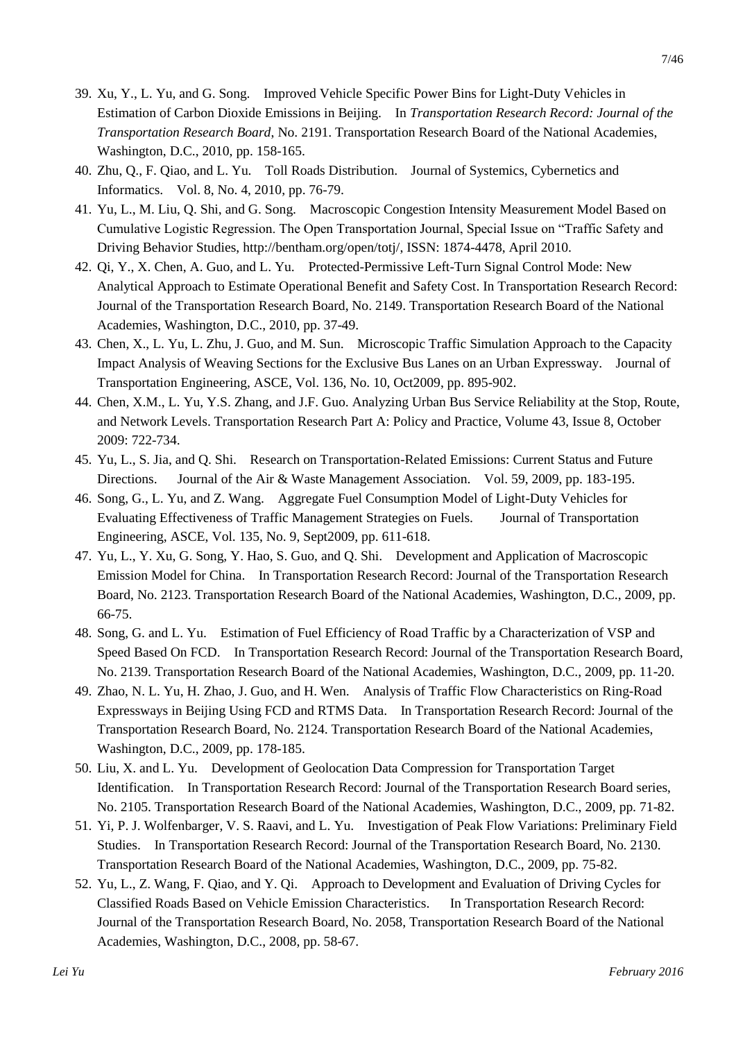39. Xu, Y., L. Yu, and G. Song. Improved Vehicle Specific Power Bins for Light-Duty Vehicles in Estimation of Carbon Dioxide Emissions in Beijing. In *Transportation Research Record: Journal of the Transportation Research Board*, No. 2191. Transportation Research Board of the National Academies, Washington, D.C., 2010, pp. 158-165.
40. Zhu, Q., F. Qiao, and L. Yu. Toll Roads Distribution. Journal of Systemics, Cybernetics and Informatics. Vol. 8, No. 4, 2010, pp. 76-79.
41. Yu, L., M. Liu, Q. Shi, and G. Song. Macroscopic Congestion Intensity Measurement Model Based on Cumulative Logistic Regression. The Open Transportation Journal, Special Issue on "Traffic Safety and Driving Behavior Studies, http://bentham.org/open/totj/, ISSN: 1874-4478, April 2010.
42. Qi, Y., X. Chen, A. Guo, and L. Yu. Protected-Permissive Left-Turn Signal Control Mode: New Analytical Approach to Estimate Operational Benefit and Safety Cost. In Transportation Research Record: Journal of the Transportation Research Board, No. 2149. Transportation Research Board of the National Academies, Washington, D.C., 2010, pp. 37-49.
43. Chen, X., L. Yu, L. Zhu, J. Guo, and M. Sun. Microscopic Traffic Simulation Approach to the Capacity Impact Analysis of Weaving Sections for the Exclusive Bus Lanes on an Urban Expressway. Journal of Transportation Engineering, ASCE, Vol. 136, No. 10, Oct2009, pp. 895-902.
44. Chen, X.M., L. Yu, Y.S. Zhang, and J.F. Guo. Analyzing Urban Bus Service Reliability at the Stop, Route, and Network Levels. Transportation Research Part A: Policy and Practice, Volume 43, Issue 8, October 2009: 722-734.
45. Yu, L., S. Jia, and Q. Shi. Research on Transportation-Related Emissions: Current Status and Future Directions. Journal of the Air & Waste Management Association. Vol. 59, 2009, pp. 183-195.
46. Song, G., L. Yu, and Z. Wang. Aggregate Fuel Consumption Model of Light-Duty Vehicles for Evaluating Effectiveness of Traffic Management Strategies on Fuels. Journal of Transportation Engineering, ASCE, Vol. 135, No. 9, Sept2009, pp. 611-618.
47. Yu, L., Y. Xu, G. Song, Y. Hao, S. Guo, and Q. Shi. Development and Application of Macroscopic Emission Model for China. In Transportation Research Record: Journal of the Transportation Research Board, No. 2123. Transportation Research Board of the National Academies, Washington, D.C., 2009, pp. 66-75.
48. Song, G. and L. Yu. Estimation of Fuel Efficiency of Road Traffic by a Characterization of VSP and Speed Based On FCD. In Transportation Research Record: Journal of the Transportation Research Board, No. 2139. Transportation Research Board of the National Academies, Washington, D.C., 2009, pp. 11-20.
49. Zhao, N. L. Yu, H. Zhao, J. Guo, and H. Wen. Analysis of Traffic Flow Characteristics on Ring-Road Expressways in Beijing Using FCD and RTMS Data. In Transportation Research Record: Journal of the Transportation Research Board, No. 2124. Transportation Research Board of the National Academies, Washington, D.C., 2009, pp. 178-185.
50. Liu, X. and L. Yu. Development of Geolocation Data Compression for Transportation Target Identification. In Transportation Research Record: Journal of the Transportation Research Board series, No. 2105. Transportation Research Board of the National Academies, Washington, D.C., 2009, pp. 71-82.
51. Yi, P. J. Wolfenbarger, V. S. Raavi, and L. Yu. Investigation of Peak Flow Variations: Preliminary Field Studies. In Transportation Research Record: Journal of the Transportation Research Board, No. 2130. Transportation Research Board of the National Academies, Washington, D.C., 2009, pp. 75-82.
52. Yu, L., Z. Wang, F. Qiao, and Y. Qi. Approach to Development and Evaluation of Driving Cycles for Classified Roads Based on Vehicle Emission Characteristics. In Transportation Research Record: Journal of the Transportation Research Board, No. 2058, Transportation Research Board of the National Academies, Washington, D.C., 2008, pp. 58-67.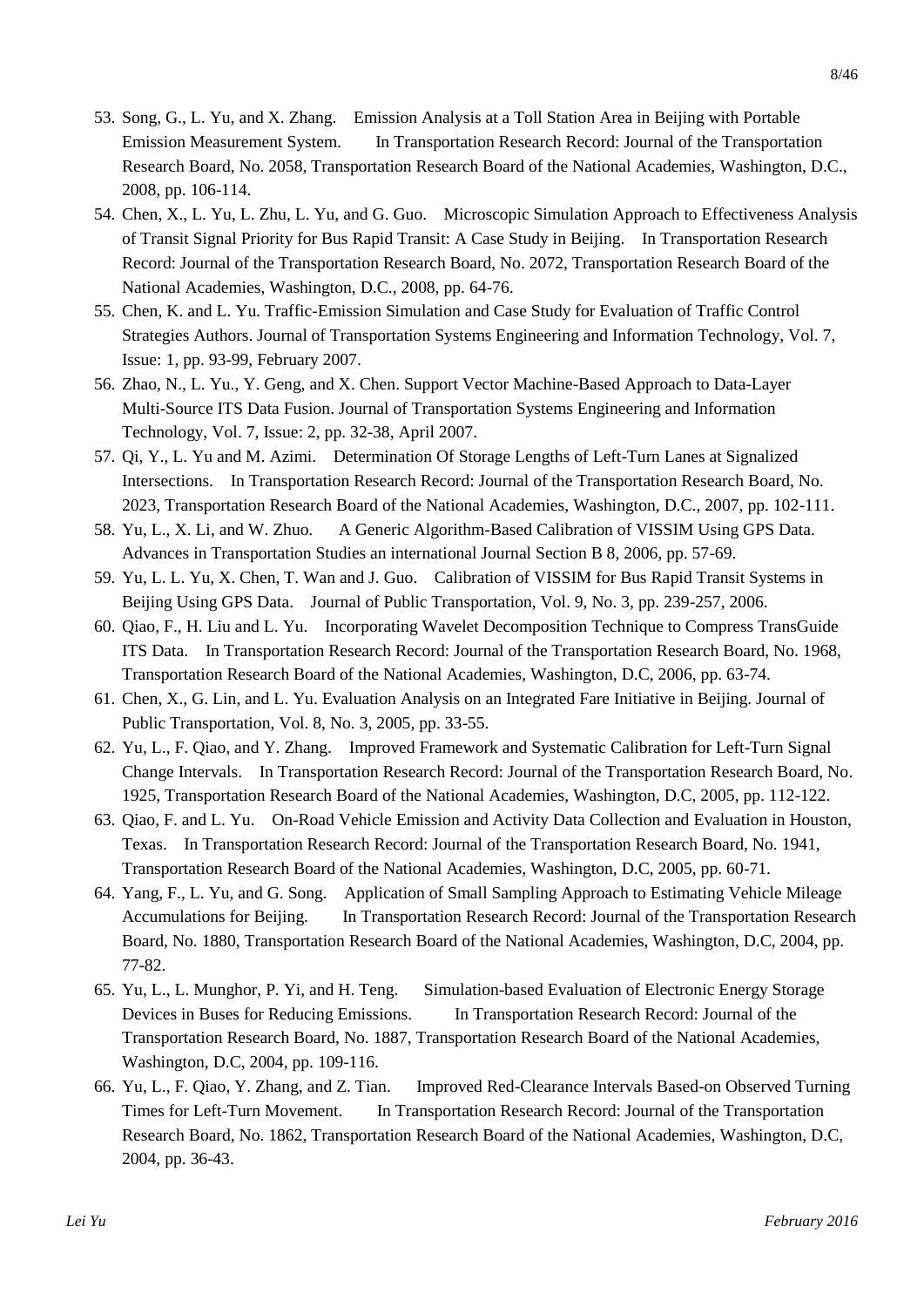53. Song, G., L. Yu, and X. Zhang. Emission Analysis at a Toll Station Area in Beijing with Portable Emission Measurement System. In Transportation Research Record: Journal of the Transportation Research Board, No. 2058, Transportation Research Board of the National Academies, Washington, D.C., 2008, pp. 106-114.
54. Chen, X., L. Yu, L. Zhu, L. Yu, and G. Guo. Microscopic Simulation Approach to Effectiveness Analysis of Transit Signal Priority for Bus Rapid Transit: A Case Study in Beijing. In Transportation Research Record: Journal of the Transportation Research Board, No. 2072, Transportation Research Board of the National Academies, Washington, D.C., 2008, pp. 64-76.
55. Chen, K. and L. Yu. Traffic-Emission Simulation and Case Study for Evaluation of Traffic Control Strategies Authors. Journal of Transportation Systems Engineering and Information Technology, Vol. 7, Issue: 1, pp. 93-99, February 2007.
56. Zhao, N., L. Yu., Y. Geng, and X. Chen. Support Vector Machine-Based Approach to Data-Layer Multi-Source ITS Data Fusion. Journal of Transportation Systems Engineering and Information Technology, Vol. 7, Issue: 2, pp. 32-38, April 2007.
57. Qi, Y., L. Yu and M. Azimi. Determination Of Storage Lengths of Left-Turn Lanes at Signalized Intersections. In Transportation Research Record: Journal of the Transportation Research Board, No. 2023, Transportation Research Board of the National Academies, Washington, D.C., 2007, pp. 102-111.
58. Yu, L., X. Li, and W. Zhuo. A Generic Algorithm-Based Calibration of VISSIM Using GPS Data. Advances in Transportation Studies an international Journal Section B 8, 2006, pp. 57-69.
59. Yu, L. L. Yu, X. Chen, T. Wan and J. Guo. Calibration of VISSIM for Bus Rapid Transit Systems in Beijing Using GPS Data. Journal of Public Transportation, Vol. 9, No. 3, pp. 239-257, 2006.
60. Qiao, F., H. Liu and L. Yu. Incorporating Wavelet Decomposition Technique to Compress TransGuide ITS Data. In Transportation Research Record: Journal of the Transportation Research Board, No. 1968, Transportation Research Board of the National Academies, Washington, D.C, 2006, pp. 63-74.
61. Chen, X., G. Lin, and L. Yu. Evaluation Analysis on an Integrated Fare Initiative in Beijing. Journal of Public Transportation, Vol. 8, No. 3, 2005, pp. 33-55.
62. Yu, L., F. Qiao, and Y. Zhang. Improved Framework and Systematic Calibration for Left-Turn Signal Change Intervals. In Transportation Research Record: Journal of the Transportation Research Board, No. 1925, Transportation Research Board of the National Academies, Washington, D.C, 2005, pp. 112-122.
63. Qiao, F. and L. Yu. On-Road Vehicle Emission and Activity Data Collection and Evaluation in Houston, Texas. In Transportation Research Record: Journal of the Transportation Research Board, No. 1941, Transportation Research Board of the National Academies, Washington, D.C, 2005, pp. 60-71.
64. Yang, F., L. Yu, and G. Song. Application of Small Sampling Approach to Estimating Vehicle Mileage Accumulations for Beijing. In Transportation Research Record: Journal of the Transportation Research Board, No. 1880, Transportation Research Board of the National Academies, Washington, D.C, 2004, pp. 77-82.
65. Yu, L., L. Munghor, P. Yi, and H. Teng. Simulation-based Evaluation of Electronic Energy Storage Devices in Buses for Reducing Emissions. In Transportation Research Record: Journal of the Transportation Research Board, No. 1887, Transportation Research Board of the National Academies, Washington, D.C, 2004, pp. 109-116.
66. Yu, L., F. Qiao, Y. Zhang, and Z. Tian. Improved Red-Clearance Intervals Based-on Observed Turning Times for Left-Turn Movement. In Transportation Research Record: Journal of the Transportation Research Board, No. 1862, Transportation Research Board of the National Academies, Washington, D.C, 2004, pp. 36-43.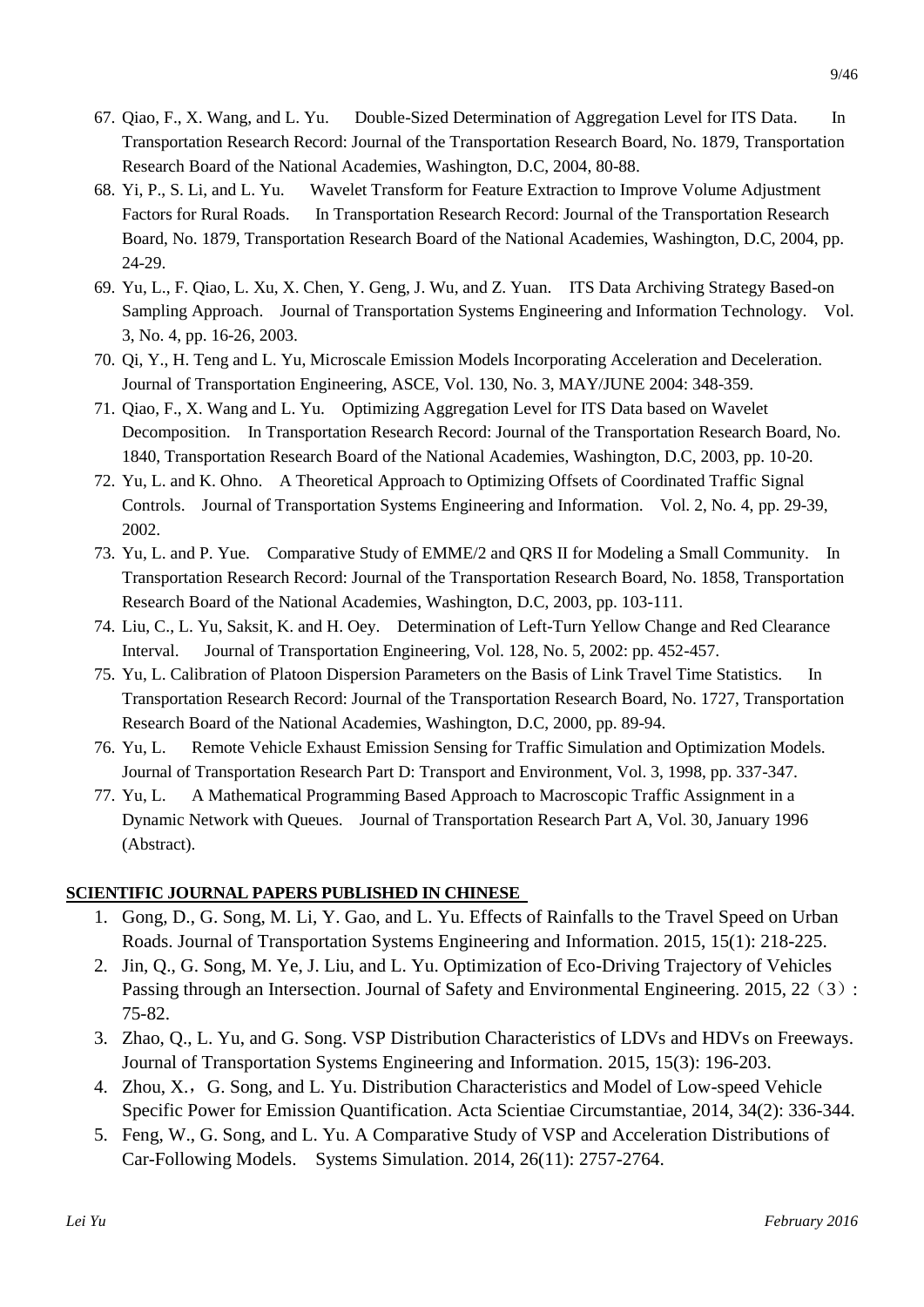67. Qiao, F., X. Wang, and L. Yu. Double-Sized Determination of Aggregation Level for ITS Data. In Transportation Research Record: Journal of the Transportation Research Board, No. 1879, Transportation Research Board of the National Academies, Washington, D.C, 2004, 80-88.
68. Yi, P., S. Li, and L. Yu. Wavelet Transform for Feature Extraction to Improve Volume Adjustment Factors for Rural Roads. In Transportation Research Record: Journal of the Transportation Research Board, No. 1879, Transportation Research Board of the National Academies, Washington, D.C, 2004, pp. 24-29.
69. Yu, L., F. Qiao, L. Xu, X. Chen, Y. Geng, J. Wu, and Z. Yuan. ITS Data Archiving Strategy Based-on Sampling Approach. Journal of Transportation Systems Engineering and Information Technology. Vol. 3, No. 4, pp. 16-26, 2003.
70. Qi, Y., H. Teng and L. Yu, Microscale Emission Models Incorporating Acceleration and Deceleration. Journal of Transportation Engineering, ASCE, Vol. 130, No. 3, MAY/JUNE 2004: 348-359.
71. Qiao, F., X. Wang and L. Yu. Optimizing Aggregation Level for ITS Data based on Wavelet Decomposition. In Transportation Research Record: Journal of the Transportation Research Board, No. 1840, Transportation Research Board of the National Academies, Washington, D.C, 2003, pp. 10-20.
72. Yu, L. and K. Ohno. A Theoretical Approach to Optimizing Offsets of Coordinated Traffic Signal Controls. Journal of Transportation Systems Engineering and Information. Vol. 2, No. 4, pp. 29-39, 2002.
73. Yu, L. and P. Yue. Comparative Study of EMME/2 and QRS II for Modeling a Small Community. In Transportation Research Record: Journal of the Transportation Research Board, No. 1858, Transportation Research Board of the National Academies, Washington, D.C, 2003, pp. 103-111.
74. Liu, C., L. Yu, Saksit, K. and H. Oey. Determination of Left-Turn Yellow Change and Red Clearance Interval. Journal of Transportation Engineering, Vol. 128, No. 5, 2002: pp. 452-457.
75. Yu, L. Calibration of Platoon Dispersion Parameters on the Basis of Link Travel Time Statistics. In Transportation Research Record: Journal of the Transportation Research Board, No. 1727, Transportation Research Board of the National Academies, Washington, D.C, 2000, pp. 89-94.
76. Yu, L. Remote Vehicle Exhaust Emission Sensing for Traffic Simulation and Optimization Models. Journal of Transportation Research Part D: Transport and Environment, Vol. 3, 1998, pp. 337-347.
77. Yu, L. A Mathematical Programming Based Approach to Macroscopic Traffic Assignment in a Dynamic Network with Queues. Journal of Transportation Research Part A, Vol. 30, January 1996 (Abstract).

**SCIENTIFIC JOURNAL PAPERS PUBLISHED IN CHINESE**

1. Gong, D., G. Song, M. Li, Y. Gao, and L. Yu. Effects of Rainfalls to the Travel Speed on Urban Roads. Journal of Transportation Systems Engineering and Information. 2015, 15(1): 218-225.
2. Jin, Q., G. Song, M. Ye, J. Liu, and L. Yu. Optimization of Eco-Driving Trajectory of Vehicles Passing through an Intersection. Journal of Safety and Environmental Engineering. 2015, 22（3）: 75-82.
3. Zhao, Q., L. Yu, and G. Song. VSP Distribution Characteristics of LDVs and HDVs on Freeways. Journal of Transportation Systems Engineering and Information. 2015, 15(3): 196-203.
4. Zhou, X.，G. Song, and L. Yu. Distribution Characteristics and Model of Low-speed Vehicle Specific Power for Emission Quantification. Acta Scientiae Circumstantiae, 2014, 34(2): 336-344.
5. Feng, W., G. Song, and L. Yu. A Comparative Study of VSP and Acceleration Distributions of Car-Following Models. Systems Simulation. 2014, 26(11): 2757-2764.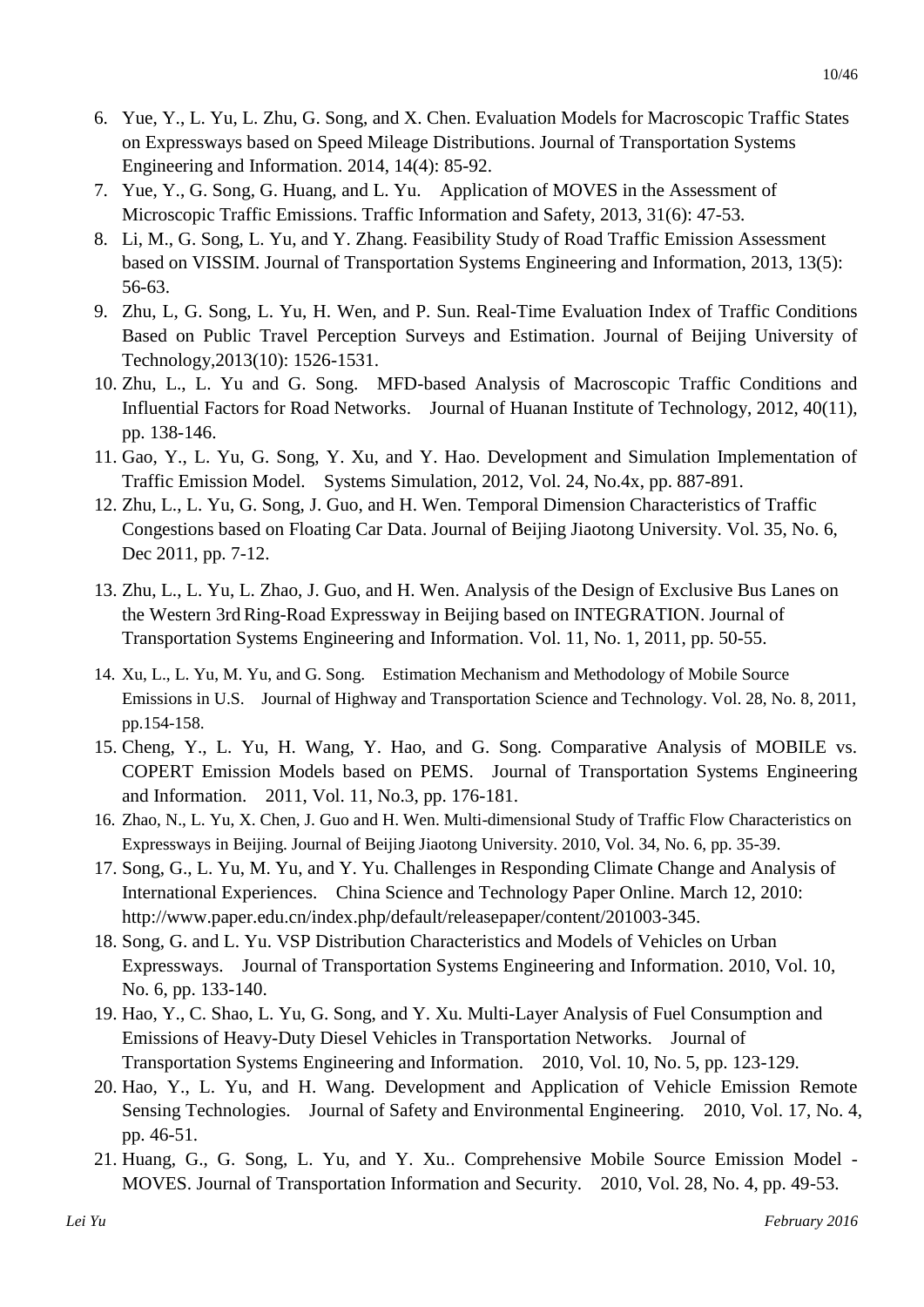6. Yue, Y., L. Yu, L. Zhu, G. Song, and X. Chen. Evaluation Models for Macroscopic Traffic States on Expressways based on Speed Mileage Distributions. Journal of Transportation Systems Engineering and Information. 2014, 14(4): 85-92.
7. Yue, Y., G. Song, G. Huang, and L. Yu. Application of MOVES in the Assessment of Microscopic Traffic Emissions. Traffic Information and Safety, 2013, 31(6): 47-53.
8. Li, M., G. Song, L. Yu, and Y. Zhang. Feasibility Study of Road Traffic Emission Assessment based on VISSIM. Journal of Transportation Systems Engineering and Information, 2013, 13(5): 56-63.
9. Zhu, L, G. Song, L. Yu, H. Wen, and P. Sun. Real-Time Evaluation Index of Traffic Conditions Based on Public Travel Perception Surveys and Estimation. Journal of Beijing University of Technology,2013(10): 1526-1531.
10. Zhu, L., L. Yu and G. Song. MFD-based Analysis of Macroscopic Traffic Conditions and Influential Factors for Road Networks. Journal of Huanan Institute of Technology, 2012, 40(11), pp. 138-146.
11. Gao, Y., L. Yu, G. Song, Y. Xu, and Y. Hao. Development and Simulation Implementation of Traffic Emission Model. Systems Simulation, 2012, Vol. 24, No.4x, pp. 887-891.
12. Zhu, L., L. Yu, G. Song, J. Guo, and H. Wen. Temporal Dimension Characteristics of Traffic Congestions based on Floating Car Data. Journal of Beijing Jiaotong University. Vol. 35, No. 6, Dec 2011, pp. 7-12.
13. Zhu, L., L. Yu, L. Zhao, J. Guo, and H. Wen. Analysis of the Design of Exclusive Bus Lanes on the Western 3rd Ring-Road Expressway in Beijing based on INTEGRATION. Journal of Transportation Systems Engineering and Information. Vol. 11, No. 1, 2011, pp. 50-55.
14. Xu, L., L. Yu, M. Yu, and G. Song. Estimation Mechanism and Methodology of Mobile Source Emissions in U.S. Journal of Highway and Transportation Science and Technology. Vol. 28, No. 8, 2011, pp.154-158.
15. Cheng, Y., L. Yu, H. Wang, Y. Hao, and G. Song. Comparative Analysis of MOBILE vs. COPERT Emission Models based on PEMS. Journal of Transportation Systems Engineering and Information. 2011, Vol. 11, No.3, pp. 176-181.
16. Zhao, N., L. Yu, X. Chen, J. Guo and H. Wen. Multi-dimensional Study of Traffic Flow Characteristics on Expressways in Beijing. Journal of Beijing Jiaotong University. 2010, Vol. 34, No. 6, pp. 35-39.
17. Song, G., L. Yu, M. Yu, and Y. Yu. Challenges in Responding Climate Change and Analysis of International Experiences. China Science and Technology Paper Online. March 12, 2010: http://www.paper.edu.cn/index.php/default/releasepaper/content/201003-345.
18. Song, G. and L. Yu. VSP Distribution Characteristics and Models of Vehicles on Urban Expressways. Journal of Transportation Systems Engineering and Information. 2010, Vol. 10, No. 6, pp. 133-140.
19. Hao, Y., C. Shao, L. Yu, G. Song, and Y. Xu. Multi-Layer Analysis of Fuel Consumption and Emissions of Heavy-Duty Diesel Vehicles in Transportation Networks. Journal of Transportation Systems Engineering and Information. 2010, Vol. 10, No. 5, pp. 123-129.
20. Hao, Y., L. Yu, and H. Wang. Development and Application of Vehicle Emission Remote Sensing Technologies. Journal of Safety and Environmental Engineering. 2010, Vol. 17, No. 4, pp. 46-51.
21. Huang, G., G. Song, L. Yu, and Y. Xu.. Comprehensive Mobile Source Emission Model - MOVES. Journal of Transportation Information and Security. 2010, Vol. 28, No. 4, pp. 49-53.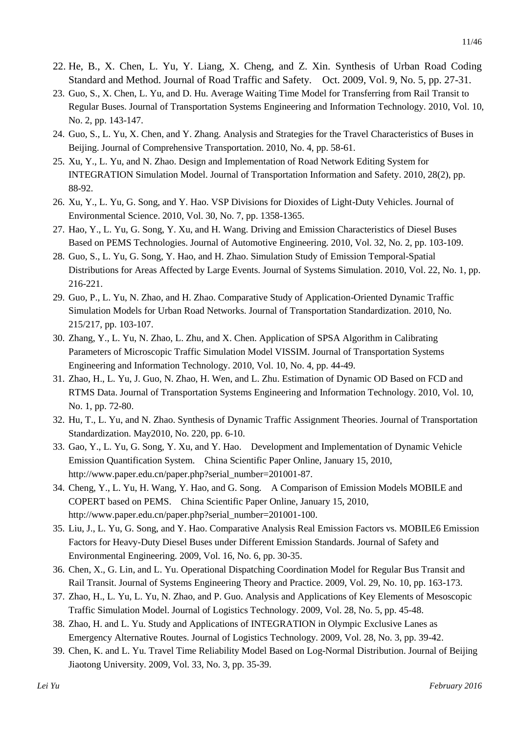22. He, B., X. Chen, L. Yu, Y. Liang, X. Cheng, and Z. Xin. Synthesis of Urban Road Coding Standard and Method. Journal of Road Traffic and Safety. Oct. 2009, Vol. 9, No. 5, pp. 27-31.
23. Guo, S., X. Chen, L. Yu, and D. Hu. Average Waiting Time Model for Transferring from Rail Transit to Regular Buses. Journal of Transportation Systems Engineering and Information Technology. 2010, Vol. 10, No. 2, pp. 143-147.
24. Guo, S., L. Yu, X. Chen, and Y. Zhang. Analysis and Strategies for the Travel Characteristics of Buses in Beijing. Journal of Comprehensive Transportation. 2010, No. 4, pp. 58-61.
25. Xu, Y., L. Yu, and N. Zhao. Design and Implementation of Road Network Editing System for INTEGRATION Simulation Model. Journal of Transportation Information and Safety. 2010, 28(2), pp. 88-92.
26. Xu, Y., L. Yu, G. Song, and Y. Hao. VSP Divisions for Dioxides of Light-Duty Vehicles. Journal of Environmental Science. 2010, Vol. 30, No. 7, pp. 1358-1365.
27. Hao, Y., L. Yu, G. Song, Y. Xu, and H. Wang. Driving and Emission Characteristics of Diesel Buses Based on PEMS Technologies. Journal of Automotive Engineering. 2010, Vol. 32, No. 2, pp. 103-109.
28. Guo, S., L. Yu, G. Song, Y. Hao, and H. Zhao. Simulation Study of Emission Temporal-Spatial Distributions for Areas Affected by Large Events. Journal of Systems Simulation. 2010, Vol. 22, No. 1, pp. 216-221.
29. Guo, P., L. Yu, N. Zhao, and H. Zhao. Comparative Study of Application-Oriented Dynamic Traffic Simulation Models for Urban Road Networks. Journal of Transportation Standardization. 2010, No. 215/217, pp. 103-107.
30. Zhang, Y., L. Yu, N. Zhao, L. Zhu, and X. Chen. Application of SPSA Algorithm in Calibrating Parameters of Microscopic Traffic Simulation Model VISSIM. Journal of Transportation Systems Engineering and Information Technology. 2010, Vol. 10, No. 4, pp. 44-49.
31. Zhao, H., L. Yu, J. Guo, N. Zhao, H. Wen, and L. Zhu. Estimation of Dynamic OD Based on FCD and RTMS Data. Journal of Transportation Systems Engineering and Information Technology. 2010, Vol. 10, No. 1, pp. 72-80.
32. Hu, T., L. Yu, and N. Zhao. Synthesis of Dynamic Traffic Assignment Theories. Journal of Transportation Standardization. May2010, No. 220, pp. 6-10.
33. Gao, Y., L. Yu, G. Song, Y. Xu, and Y. Hao. Development and Implementation of Dynamic Vehicle Emission Quantification System. China Scientific Paper Online, January 15, 2010, http://www.paper.edu.cn/paper.php?serial_number=201001-87.
34. Cheng, Y., L. Yu, H. Wang, Y. Hao, and G. Song. A Comparison of Emission Models MOBILE and COPERT based on PEMS. China Scientific Paper Online, January 15, 2010, http://www.paper.edu.cn/paper.php?serial_number=201001-100.
35. Liu, J., L. Yu, G. Song, and Y. Hao. Comparative Analysis Real Emission Factors vs. MOBILE6 Emission Factors for Heavy-Duty Diesel Buses under Different Emission Standards. Journal of Safety and Environmental Engineering. 2009, Vol. 16, No. 6, pp. 30-35.
36. Chen, X., G. Lin, and L. Yu. Operational Dispatching Coordination Model for Regular Bus Transit and Rail Transit. Journal of Systems Engineering Theory and Practice. 2009, Vol. 29, No. 10, pp. 163-173.
37. Zhao, H., L. Yu, L. Yu, N. Zhao, and P. Guo. Analysis and Applications of Key Elements of Mesoscopic Traffic Simulation Model. Journal of Logistics Technology. 2009, Vol. 28, No. 5, pp. 45-48.
38. Zhao, H. and L. Yu. Study and Applications of INTEGRATION in Olympic Exclusive Lanes as Emergency Alternative Routes. Journal of Logistics Technology. 2009, Vol. 28, No. 3, pp. 39-42.
39. Chen, K. and L. Yu. Travel Time Reliability Model Based on Log-Normal Distribution. Journal of Beijing Jiaotong University. 2009, Vol. 33, No. 3, pp. 35-39.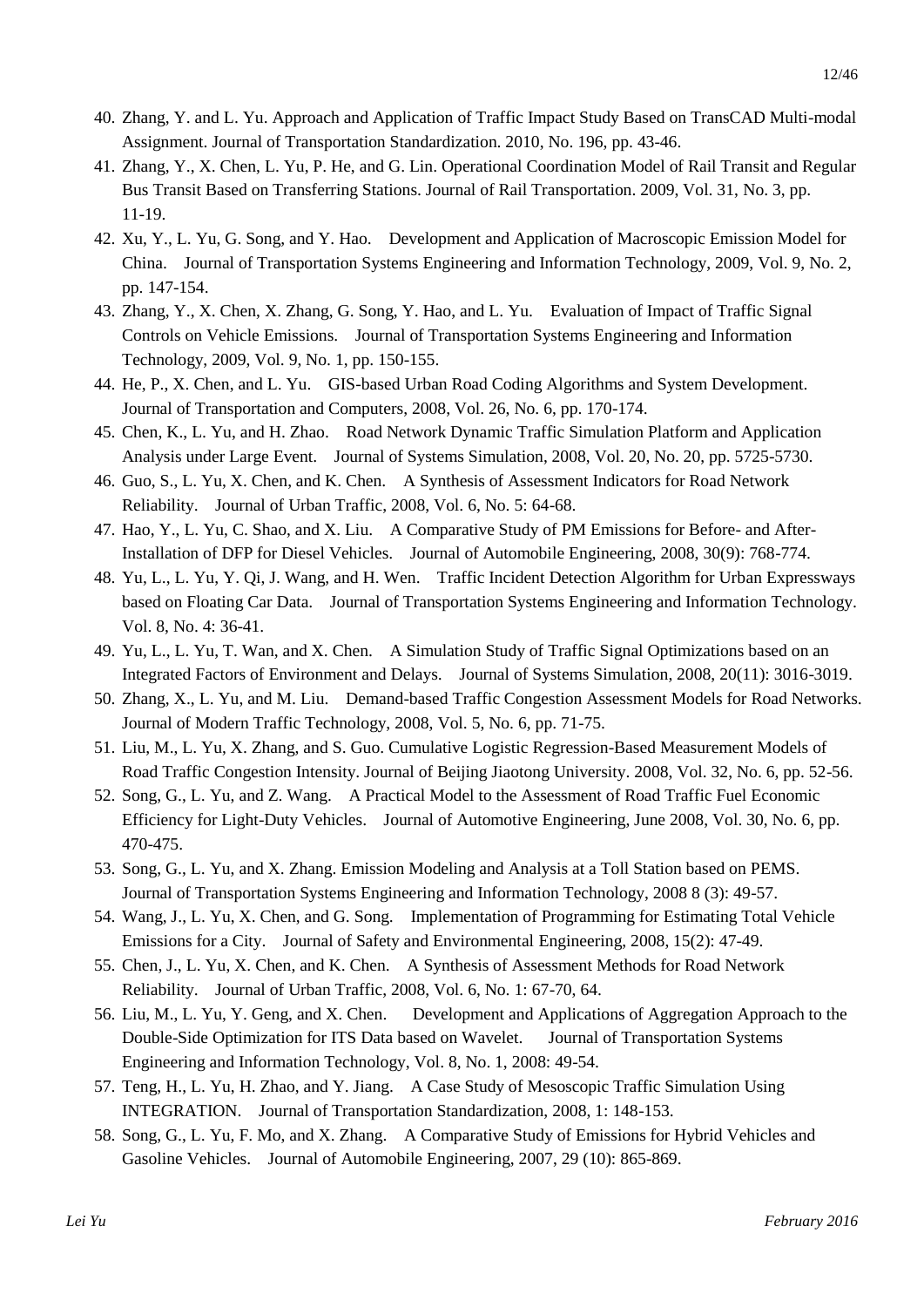40. Zhang, Y. and L. Yu. Approach and Application of Traffic Impact Study Based on TransCAD Multi-modal Assignment. Journal of Transportation Standardization. 2010, No. 196, pp. 43-46.
41. Zhang, Y., X. Chen, L. Yu, P. He, and G. Lin. Operational Coordination Model of Rail Transit and Regular Bus Transit Based on Transferring Stations. Journal of Rail Transportation. 2009, Vol. 31, No. 3, pp. 11-19.
42. Xu, Y., L. Yu, G. Song, and Y. Hao. Development and Application of Macroscopic Emission Model for China. Journal of Transportation Systems Engineering and Information Technology, 2009, Vol. 9, No. 2, pp. 147-154.
43. Zhang, Y., X. Chen, X. Zhang, G. Song, Y. Hao, and L. Yu. Evaluation of Impact of Traffic Signal Controls on Vehicle Emissions. Journal of Transportation Systems Engineering and Information Technology, 2009, Vol. 9, No. 1, pp. 150-155.
44. He, P., X. Chen, and L. Yu. GIS-based Urban Road Coding Algorithms and System Development. Journal of Transportation and Computers, 2008, Vol. 26, No. 6, pp. 170-174.
45. Chen, K., L. Yu, and H. Zhao. Road Network Dynamic Traffic Simulation Platform and Application Analysis under Large Event. Journal of Systems Simulation, 2008, Vol. 20, No. 20, pp. 5725-5730.
46. Guo, S., L. Yu, X. Chen, and K. Chen. A Synthesis of Assessment Indicators for Road Network Reliability. Journal of Urban Traffic, 2008, Vol. 6, No. 5: 64-68.
47. Hao, Y., L. Yu, C. Shao, and X. Liu. A Comparative Study of PM Emissions for Before- and After-Installation of DFP for Diesel Vehicles. Journal of Automobile Engineering, 2008, 30(9): 768-774.
48. Yu, L., L. Yu, Y. Qi, J. Wang, and H. Wen. Traffic Incident Detection Algorithm for Urban Expressways based on Floating Car Data. Journal of Transportation Systems Engineering and Information Technology. Vol. 8, No. 4: 36-41.
49. Yu, L., L. Yu, T. Wan, and X. Chen. A Simulation Study of Traffic Signal Optimizations based on an Integrated Factors of Environment and Delays. Journal of Systems Simulation, 2008, 20(11): 3016-3019.
50. Zhang, X., L. Yu, and M. Liu. Demand-based Traffic Congestion Assessment Models for Road Networks. Journal of Modern Traffic Technology, 2008, Vol. 5, No. 6, pp. 71-75.
51. Liu, M., L. Yu, X. Zhang, and S. Guo. Cumulative Logistic Regression-Based Measurement Models of Road Traffic Congestion Intensity. Journal of Beijing Jiaotong University. 2008, Vol. 32, No. 6, pp. 52-56.
52. Song, G., L. Yu, and Z. Wang. A Practical Model to the Assessment of Road Traffic Fuel Economic Efficiency for Light-Duty Vehicles. Journal of Automotive Engineering, June 2008, Vol. 30, No. 6, pp. 470-475.
53. Song, G., L. Yu, and X. Zhang. Emission Modeling and Analysis at a Toll Station based on PEMS. Journal of Transportation Systems Engineering and Information Technology, 2008 8 (3): 49-57.
54. Wang, J., L. Yu, X. Chen, and G. Song. Implementation of Programming for Estimating Total Vehicle Emissions for a City. Journal of Safety and Environmental Engineering, 2008, 15(2): 47-49.
55. Chen, J., L. Yu, X. Chen, and K. Chen. A Synthesis of Assessment Methods for Road Network Reliability. Journal of Urban Traffic, 2008, Vol. 6, No. 1: 67-70, 64.
56. Liu, M., L. Yu, Y. Geng, and X. Chen. Development and Applications of Aggregation Approach to the Double-Side Optimization for ITS Data based on Wavelet. Journal of Transportation Systems Engineering and Information Technology, Vol. 8, No. 1, 2008: 49-54.
57. Teng, H., L. Yu, H. Zhao, and Y. Jiang. A Case Study of Mesoscopic Traffic Simulation Using INTEGRATION. Journal of Transportation Standardization, 2008, 1: 148-153.
58. Song, G., L. Yu, F. Mo, and X. Zhang. A Comparative Study of Emissions for Hybrid Vehicles and Gasoline Vehicles. Journal of Automobile Engineering, 2007, 29 (10): 865-869.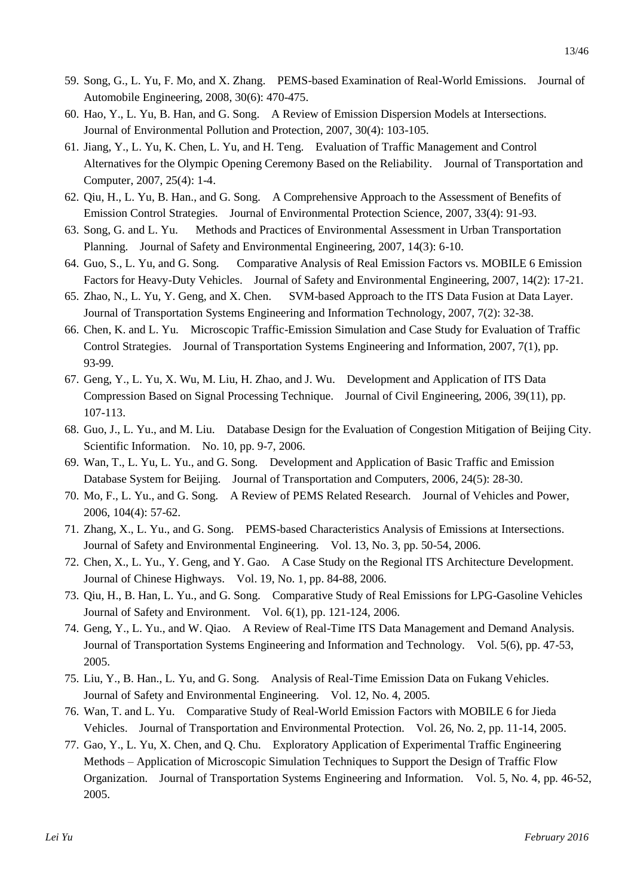59. Song, G., L. Yu, F. Mo, and X. Zhang. PEMS-based Examination of Real-World Emissions. Journal of Automobile Engineering, 2008, 30(6): 470-475.
60. Hao, Y., L. Yu, B. Han, and G. Song. A Review of Emission Dispersion Models at Intersections. Journal of Environmental Pollution and Protection, 2007, 30(4): 103-105.
61. Jiang, Y., L. Yu, K. Chen, L. Yu, and H. Teng. Evaluation of Traffic Management and Control Alternatives for the Olympic Opening Ceremony Based on the Reliability. Journal of Transportation and Computer, 2007, 25(4): 1-4.
62. Qiu, H., L. Yu, B. Han., and G. Song. A Comprehensive Approach to the Assessment of Benefits of Emission Control Strategies. Journal of Environmental Protection Science, 2007, 33(4): 91-93.
63. Song, G. and L. Yu. Methods and Practices of Environmental Assessment in Urban Transportation Planning. Journal of Safety and Environmental Engineering, 2007, 14(3): 6-10.
64. Guo, S., L. Yu, and G. Song. Comparative Analysis of Real Emission Factors vs. MOBILE 6 Emission Factors for Heavy-Duty Vehicles. Journal of Safety and Environmental Engineering, 2007, 14(2): 17-21.
65. Zhao, N., L. Yu, Y. Geng, and X. Chen. SVM-based Approach to the ITS Data Fusion at Data Layer. Journal of Transportation Systems Engineering and Information Technology, 2007, 7(2): 32-38.
66. Chen, K. and L. Yu. Microscopic Traffic-Emission Simulation and Case Study for Evaluation of Traffic Control Strategies. Journal of Transportation Systems Engineering and Information, 2007, 7(1), pp. 93-99.
67. Geng, Y., L. Yu, X. Wu, M. Liu, H. Zhao, and J. Wu. Development and Application of ITS Data Compression Based on Signal Processing Technique. Journal of Civil Engineering, 2006, 39(11), pp. 107-113.
68. Guo, J., L. Yu., and M. Liu. Database Design for the Evaluation of Congestion Mitigation of Beijing City. Scientific Information. No. 10, pp. 9-7, 2006.
69. Wan, T., L. Yu, L. Yu., and G. Song. Development and Application of Basic Traffic and Emission Database System for Beijing. Journal of Transportation and Computers, 2006, 24(5): 28-30.
70. Mo, F., L. Yu., and G. Song. A Review of PEMS Related Research. Journal of Vehicles and Power, 2006, 104(4): 57-62.
71. Zhang, X., L. Yu., and G. Song. PEMS-based Characteristics Analysis of Emissions at Intersections. Journal of Safety and Environmental Engineering. Vol. 13, No. 3, pp. 50-54, 2006.
72. Chen, X., L. Yu., Y. Geng, and Y. Gao. A Case Study on the Regional ITS Architecture Development. Journal of Chinese Highways. Vol. 19, No. 1, pp. 84-88, 2006.
73. Qiu, H., B. Han, L. Yu., and G. Song. Comparative Study of Real Emissions for LPG-Gasoline Vehicles Journal of Safety and Environment. Vol. 6(1), pp. 121-124, 2006.
74. Geng, Y., L. Yu., and W. Qiao. A Review of Real-Time ITS Data Management and Demand Analysis. Journal of Transportation Systems Engineering and Information and Technology. Vol. 5(6), pp. 47-53, 2005.
75. Liu, Y., B. Han., L. Yu, and G. Song. Analysis of Real-Time Emission Data on Fukang Vehicles. Journal of Safety and Environmental Engineering. Vol. 12, No. 4, 2005.
76. Wan, T. and L. Yu. Comparative Study of Real-World Emission Factors with MOBILE 6 for Jieda Vehicles. Journal of Transportation and Environmental Protection. Vol. 26, No. 2, pp. 11-14, 2005.
77. Gao, Y., L. Yu, X. Chen, and Q. Chu. Exploratory Application of Experimental Traffic Engineering Methods – Application of Microscopic Simulation Techniques to Support the Design of Traffic Flow Organization. Journal of Transportation Systems Engineering and Information. Vol. 5, No. 4, pp. 46-52, 2005.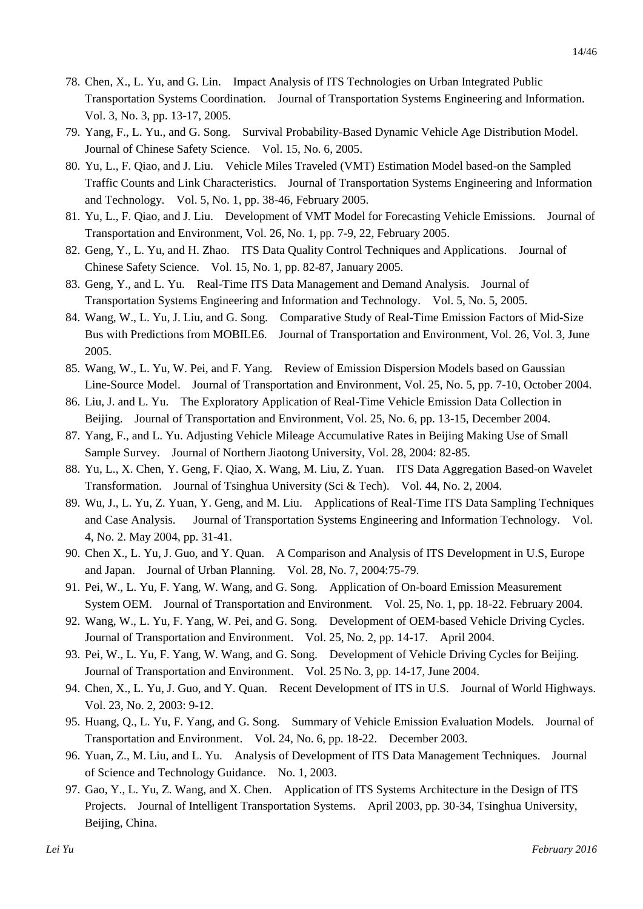78. Chen, X., L. Yu, and G. Lin. Impact Analysis of ITS Technologies on Urban Integrated Public Transportation Systems Coordination. Journal of Transportation Systems Engineering and Information. Vol. 3, No. 3, pp. 13-17, 2005.
79. Yang, F., L. Yu., and G. Song. Survival Probability-Based Dynamic Vehicle Age Distribution Model. Journal of Chinese Safety Science. Vol. 15, No. 6, 2005.
80. Yu, L., F. Qiao, and J. Liu. Vehicle Miles Traveled (VMT) Estimation Model based-on the Sampled Traffic Counts and Link Characteristics. Journal of Transportation Systems Engineering and Information and Technology. Vol. 5, No. 1, pp. 38-46, February 2005.
81. Yu, L., F. Qiao, and J. Liu. Development of VMT Model for Forecasting Vehicle Emissions. Journal of Transportation and Environment, Vol. 26, No. 1, pp. 7-9, 22, February 2005.
82. Geng, Y., L. Yu, and H. Zhao. ITS Data Quality Control Techniques and Applications. Journal of Chinese Safety Science. Vol. 15, No. 1, pp. 82-87, January 2005.
83. Geng, Y., and L. Yu. Real-Time ITS Data Management and Demand Analysis. Journal of Transportation Systems Engineering and Information and Technology. Vol. 5, No. 5, 2005.
84. Wang, W., L. Yu, J. Liu, and G. Song. Comparative Study of Real-Time Emission Factors of Mid-Size Bus with Predictions from MOBILE6. Journal of Transportation and Environment, Vol. 26, Vol. 3, June 2005.
85. Wang, W., L. Yu, W. Pei, and F. Yang. Review of Emission Dispersion Models based on Gaussian Line-Source Model. Journal of Transportation and Environment, Vol. 25, No. 5, pp. 7-10, October 2004.
86. Liu, J. and L. Yu. The Exploratory Application of Real-Time Vehicle Emission Data Collection in Beijing. Journal of Transportation and Environment, Vol. 25, No. 6, pp. 13-15, December 2004.
87. Yang, F., and L. Yu. Adjusting Vehicle Mileage Accumulative Rates in Beijing Making Use of Small Sample Survey. Journal of Northern Jiaotong University, Vol. 28, 2004: 82-85.
88. Yu, L., X. Chen, Y. Geng, F. Qiao, X. Wang, M. Liu, Z. Yuan. ITS Data Aggregation Based-on Wavelet Transformation. Journal of Tsinghua University (Sci & Tech). Vol. 44, No. 2, 2004.
89. Wu, J., L. Yu, Z. Yuan, Y. Geng, and M. Liu. Applications of Real-Time ITS Data Sampling Techniques and Case Analysis. Journal of Transportation Systems Engineering and Information Technology. Vol. 4, No. 2. May 2004, pp. 31-41.
90. Chen X., L. Yu, J. Guo, and Y. Quan. A Comparison and Analysis of ITS Development in U.S, Europe and Japan. Journal of Urban Planning. Vol. 28, No. 7, 2004:75-79.
91. Pei, W., L. Yu, F. Yang, W. Wang, and G. Song. Application of On-board Emission Measurement System OEM. Journal of Transportation and Environment. Vol. 25, No. 1, pp. 18-22. February 2004.
92. Wang, W., L. Yu, F. Yang, W. Pei, and G. Song. Development of OEM-based Vehicle Driving Cycles. Journal of Transportation and Environment. Vol. 25, No. 2, pp. 14-17. April 2004.
93. Pei, W., L. Yu, F. Yang, W. Wang, and G. Song. Development of Vehicle Driving Cycles for Beijing. Journal of Transportation and Environment. Vol. 25 No. 3, pp. 14-17, June 2004.
94. Chen, X., L. Yu, J. Guo, and Y. Quan. Recent Development of ITS in U.S. Journal of World Highways. Vol. 23, No. 2, 2003: 9-12.
95. Huang, Q., L. Yu, F. Yang, and G. Song. Summary of Vehicle Emission Evaluation Models. Journal of Transportation and Environment. Vol. 24, No. 6, pp. 18-22. December 2003.
96. Yuan, Z., M. Liu, and L. Yu. Analysis of Development of ITS Data Management Techniques. Journal of Science and Technology Guidance. No. 1, 2003.
97. Gao, Y., L. Yu, Z. Wang, and X. Chen. Application of ITS Systems Architecture in the Design of ITS Projects. Journal of Intelligent Transportation Systems. April 2003, pp. 30-34, Tsinghua University, Beijing, China.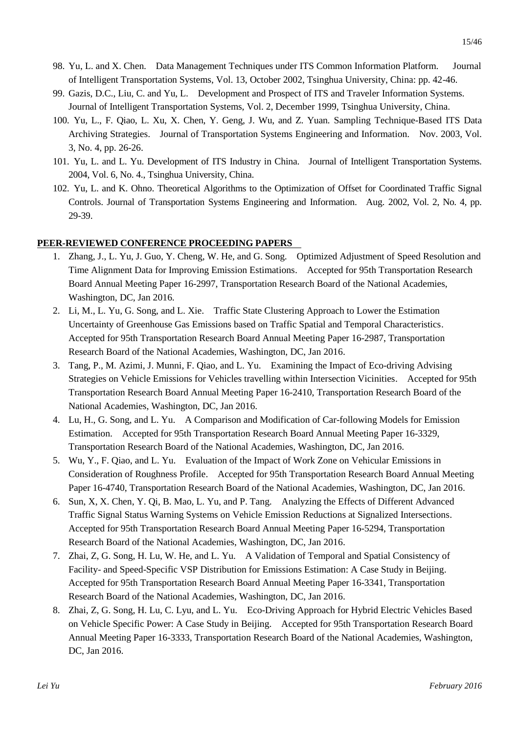98. Yu, L. and X. Chen. Data Management Techniques under ITS Common Information Platform. Journal of Intelligent Transportation Systems, Vol. 13, October 2002, Tsinghua University, China: pp. 42-46.
99. Gazis, D.C., Liu, C. and Yu, L. Development and Prospect of ITS and Traveler Information Systems. Journal of Intelligent Transportation Systems, Vol. 2, December 1999, Tsinghua University, China.
100. Yu, L., F. Qiao, L. Xu, X. Chen, Y. Geng, J. Wu, and Z. Yuan. Sampling Technique-Based ITS Data Archiving Strategies. Journal of Transportation Systems Engineering and Information. Nov. 2003, Vol. 3, No. 4, pp. 26-26.
101. Yu, L. and L. Yu. Development of ITS Industry in China. Journal of Intelligent Transportation Systems. 2004, Vol. 6, No. 4., Tsinghua University, China.
102. Yu, L. and K. Ohno. Theoretical Algorithms to the Optimization of Offset for Coordinated Traffic Signal Controls. Journal of Transportation Systems Engineering and Information. Aug. 2002, Vol. 2, No. 4, pp. 29-39.

**PEER-REVIEWED CONFERENCE PROCEEDING PAPERS**

1. Zhang, J., L. Yu, J. Guo, Y. Cheng, W. He, and G. Song. Optimized Adjustment of Speed Resolution and Time Alignment Data for Improving Emission Estimations. Accepted for 95th Transportation Research Board Annual Meeting Paper 16-2997, Transportation Research Board of the National Academies, Washington, DC, Jan 2016.
2. Li, M., L. Yu, G. Song, and L. Xie. Traffic State Clustering Approach to Lower the Estimation Uncertainty of Greenhouse Gas Emissions based on Traffic Spatial and Temporal Characteristics. Accepted for 95th Transportation Research Board Annual Meeting Paper 16-2987, Transportation Research Board of the National Academies, Washington, DC, Jan 2016.
3. Tang, P., M. Azimi, J. Munni, F. Qiao, and L. Yu. Examining the Impact of Eco-driving Advising Strategies on Vehicle Emissions for Vehicles travelling within Intersection Vicinities. Accepted for 95th Transportation Research Board Annual Meeting Paper 16-2410, Transportation Research Board of the National Academies, Washington, DC, Jan 2016.
4. Lu, H., G. Song, and L. Yu. A Comparison and Modification of Car-following Models for Emission Estimation. Accepted for 95th Transportation Research Board Annual Meeting Paper 16-3329, Transportation Research Board of the National Academies, Washington, DC, Jan 2016.
5. Wu, Y., F. Qiao, and L. Yu. Evaluation of the Impact of Work Zone on Vehicular Emissions in Consideration of Roughness Profile. Accepted for 95th Transportation Research Board Annual Meeting Paper 16-4740, Transportation Research Board of the National Academies, Washington, DC, Jan 2016.
6. Sun, X, X. Chen, Y. Qi, B. Mao, L. Yu, and P. Tang. Analyzing the Effects of Different Advanced Traffic Signal Status Warning Systems on Vehicle Emission Reductions at Signalized Intersections. Accepted for 95th Transportation Research Board Annual Meeting Paper 16-5294, Transportation Research Board of the National Academies, Washington, DC, Jan 2016.
7. Zhai, Z, G. Song, H. Lu, W. He, and L. Yu. A Validation of Temporal and Spatial Consistency of Facility- and Speed-Specific VSP Distribution for Emissions Estimation: A Case Study in Beijing. Accepted for 95th Transportation Research Board Annual Meeting Paper 16-3341, Transportation Research Board of the National Academies, Washington, DC, Jan 2016.
8. Zhai, Z, G. Song, H. Lu, C. Lyu, and L. Yu. Eco-Driving Approach for Hybrid Electric Vehicles Based on Vehicle Specific Power: A Case Study in Beijing. Accepted for 95th Transportation Research Board Annual Meeting Paper 16-3333, Transportation Research Board of the National Academies, Washington, DC, Jan 2016.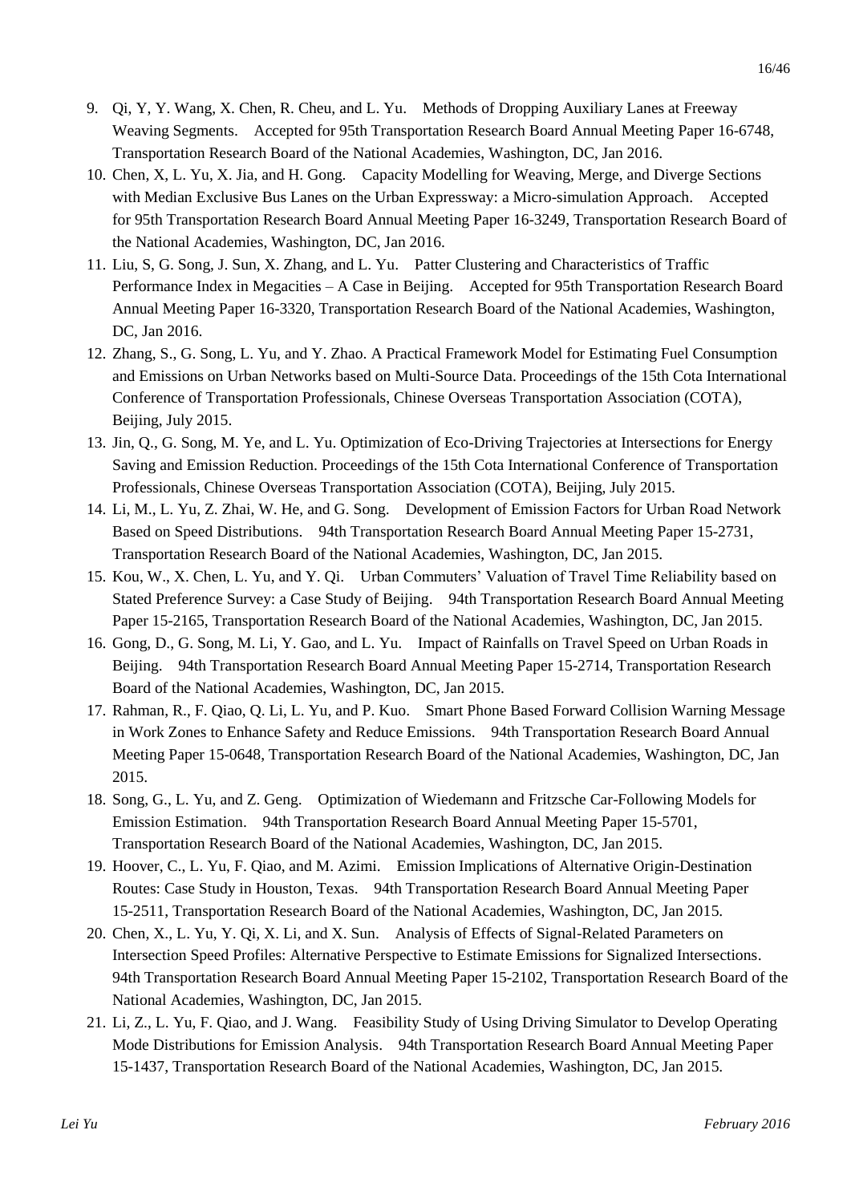9. Qi, Y, Y. Wang, X. Chen, R. Cheu, and L. Yu. Methods of Dropping Auxiliary Lanes at Freeway Weaving Segments. Accepted for 95th Transportation Research Board Annual Meeting Paper 16-6748, Transportation Research Board of the National Academies, Washington, DC, Jan 2016.
10. Chen, X, L. Yu, X. Jia, and H. Gong. Capacity Modelling for Weaving, Merge, and Diverge Sections with Median Exclusive Bus Lanes on the Urban Expressway: a Micro-simulation Approach. Accepted for 95th Transportation Research Board Annual Meeting Paper 16-3249, Transportation Research Board of the National Academies, Washington, DC, Jan 2016.
11. Liu, S, G. Song, J. Sun, X. Zhang, and L. Yu. Patter Clustering and Characteristics of Traffic Performance Index in Megacities – A Case in Beijing. Accepted for 95th Transportation Research Board Annual Meeting Paper 16-3320, Transportation Research Board of the National Academies, Washington, DC, Jan 2016.
12. Zhang, S., G. Song, L. Yu, and Y. Zhao. A Practical Framework Model for Estimating Fuel Consumption and Emissions on Urban Networks based on Multi-Source Data. Proceedings of the 15th Cota International Conference of Transportation Professionals, Chinese Overseas Transportation Association (COTA), Beijing, July 2015.
13. Jin, Q., G. Song, M. Ye, and L. Yu. Optimization of Eco-Driving Trajectories at Intersections for Energy Saving and Emission Reduction. Proceedings of the 15th Cota International Conference of Transportation Professionals, Chinese Overseas Transportation Association (COTA), Beijing, July 2015.
14. Li, M., L. Yu, Z. Zhai, W. He, and G. Song. Development of Emission Factors for Urban Road Network Based on Speed Distributions. 94th Transportation Research Board Annual Meeting Paper 15-2731, Transportation Research Board of the National Academies, Washington, DC, Jan 2015.
15. Kou, W., X. Chen, L. Yu, and Y. Qi. Urban Commuters' Valuation of Travel Time Reliability based on Stated Preference Survey: a Case Study of Beijing. 94th Transportation Research Board Annual Meeting Paper 15-2165, Transportation Research Board of the National Academies, Washington, DC, Jan 2015.
16. Gong, D., G. Song, M. Li, Y. Gao, and L. Yu. Impact of Rainfalls on Travel Speed on Urban Roads in Beijing. 94th Transportation Research Board Annual Meeting Paper 15-2714, Transportation Research Board of the National Academies, Washington, DC, Jan 2015.
17. Rahman, R., F. Qiao, Q. Li, L. Yu, and P. Kuo. Smart Phone Based Forward Collision Warning Message in Work Zones to Enhance Safety and Reduce Emissions. 94th Transportation Research Board Annual Meeting Paper 15-0648, Transportation Research Board of the National Academies, Washington, DC, Jan 2015.
18. Song, G., L. Yu, and Z. Geng. Optimization of Wiedemann and Fritzsche Car-Following Models for Emission Estimation. 94th Transportation Research Board Annual Meeting Paper 15-5701, Transportation Research Board of the National Academies, Washington, DC, Jan 2015.
19. Hoover, C., L. Yu, F. Qiao, and M. Azimi. Emission Implications of Alternative Origin-Destination Routes: Case Study in Houston, Texas. 94th Transportation Research Board Annual Meeting Paper 15-2511, Transportation Research Board of the National Academies, Washington, DC, Jan 2015.
20. Chen, X., L. Yu, Y. Qi, X. Li, and X. Sun. Analysis of Effects of Signal-Related Parameters on Intersection Speed Profiles: Alternative Perspective to Estimate Emissions for Signalized Intersections. 94th Transportation Research Board Annual Meeting Paper 15-2102, Transportation Research Board of the National Academies, Washington, DC, Jan 2015.
21. Li, Z., L. Yu, F. Qiao, and J. Wang. Feasibility Study of Using Driving Simulator to Develop Operating Mode Distributions for Emission Analysis. 94th Transportation Research Board Annual Meeting Paper 15-1437, Transportation Research Board of the National Academies, Washington, DC, Jan 2015.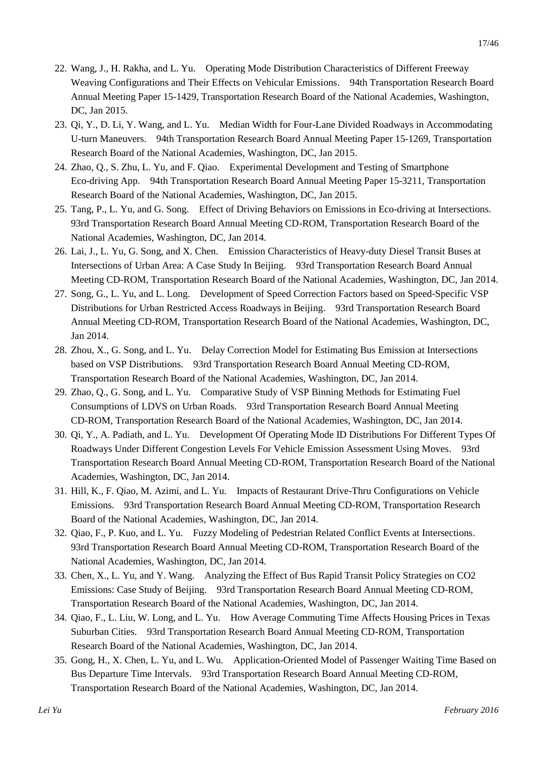22. Wang, J., H. Rakha, and L. Yu. Operating Mode Distribution Characteristics of Different Freeway Weaving Configurations and Their Effects on Vehicular Emissions. 94th Transportation Research Board Annual Meeting Paper 15-1429, Transportation Research Board of the National Academies, Washington, DC, Jan 2015.
23. Qi, Y., D. Li, Y. Wang, and L. Yu. Median Width for Four-Lane Divided Roadways in Accommodating U-turn Maneuvers. 94th Transportation Research Board Annual Meeting Paper 15-1269, Transportation Research Board of the National Academies, Washington, DC, Jan 2015.
24. Zhao, Q., S. Zhu, L. Yu, and F. Qiao. Experimental Development and Testing of Smartphone Eco-driving App. 94th Transportation Research Board Annual Meeting Paper 15-3211, Transportation Research Board of the National Academies, Washington, DC, Jan 2015.
25. Tang, P., L. Yu, and G. Song. Effect of Driving Behaviors on Emissions in Eco-driving at Intersections. 93rd Transportation Research Board Annual Meeting CD-ROM, Transportation Research Board of the National Academies, Washington, DC, Jan 2014.
26. Lai, J., L. Yu, G. Song, and X. Chen. Emission Characteristics of Heavy-duty Diesel Transit Buses at Intersections of Urban Area: A Case Study In Beijing. 93rd Transportation Research Board Annual Meeting CD-ROM, Transportation Research Board of the National Academies, Washington, DC, Jan 2014.
27. Song, G., L. Yu, and L. Long. Development of Speed Correction Factors based on Speed-Specific VSP Distributions for Urban Restricted Access Roadways in Beijing. 93rd Transportation Research Board Annual Meeting CD-ROM, Transportation Research Board of the National Academies, Washington, DC, Jan 2014.
28. Zhou, X., G. Song, and L. Yu. Delay Correction Model for Estimating Bus Emission at Intersections based on VSP Distributions. 93rd Transportation Research Board Annual Meeting CD-ROM, Transportation Research Board of the National Academies, Washington, DC, Jan 2014.
29. Zhao, Q., G. Song, and L. Yu. Comparative Study of VSP Binning Methods for Estimating Fuel Consumptions of LDVS on Urban Roads. 93rd Transportation Research Board Annual Meeting CD-ROM, Transportation Research Board of the National Academies, Washington, DC, Jan 2014.
30. Qi, Y., A. Padiath, and L. Yu. Development Of Operating Mode ID Distributions For Different Types Of Roadways Under Different Congestion Levels For Vehicle Emission Assessment Using Moves. 93rd Transportation Research Board Annual Meeting CD-ROM, Transportation Research Board of the National Academies, Washington, DC, Jan 2014.
31. Hill, K., F. Qiao, M. Azimi, and L. Yu. Impacts of Restaurant Drive-Thru Configurations on Vehicle Emissions. 93rd Transportation Research Board Annual Meeting CD-ROM, Transportation Research Board of the National Academies, Washington, DC, Jan 2014.
32. Qiao, F., P. Kuo, and L. Yu. Fuzzy Modeling of Pedestrian Related Conflict Events at Intersections. 93rd Transportation Research Board Annual Meeting CD-ROM, Transportation Research Board of the National Academies, Washington, DC, Jan 2014.
33. Chen, X., L. Yu, and Y. Wang. Analyzing the Effect of Bus Rapid Transit Policy Strategies on CO2 Emissions: Case Study of Beijing. 93rd Transportation Research Board Annual Meeting CD-ROM, Transportation Research Board of the National Academies, Washington, DC, Jan 2014.
34. Qiao, F., L. Liu, W. Long, and L. Yu. How Average Commuting Time Affects Housing Prices in Texas Suburban Cities. 93rd Transportation Research Board Annual Meeting CD-ROM, Transportation Research Board of the National Academies, Washington, DC, Jan 2014.
35. Gong, H., X. Chen, L. Yu, and L. Wu. Application-Oriented Model of Passenger Waiting Time Based on Bus Departure Time Intervals. 93rd Transportation Research Board Annual Meeting CD-ROM, Transportation Research Board of the National Academies, Washington, DC, Jan 2014.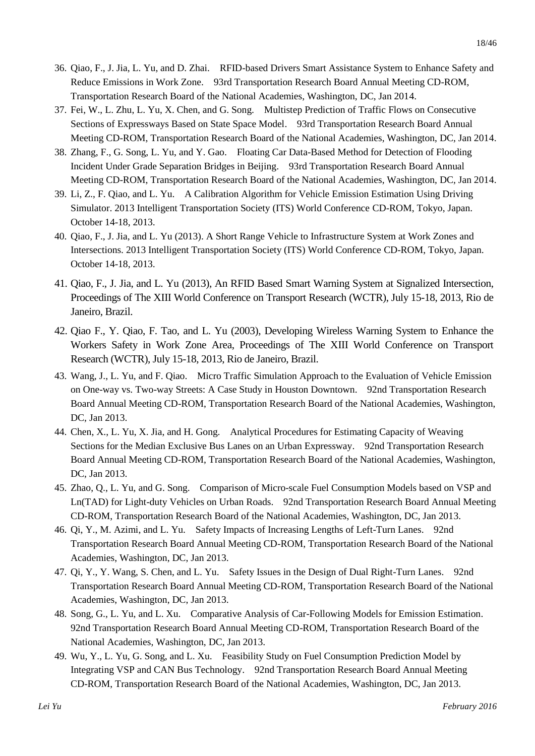36. Qiao, F., J. Jia, L. Yu, and D. Zhai. RFID-based Drivers Smart Assistance System to Enhance Safety and Reduce Emissions in Work Zone. 93rd Transportation Research Board Annual Meeting CD-ROM, Transportation Research Board of the National Academies, Washington, DC, Jan 2014.
37. Fei, W., L. Zhu, L. Yu, X. Chen, and G. Song. Multistep Prediction of Traffic Flows on Consecutive Sections of Expressways Based on State Space Model. 93rd Transportation Research Board Annual Meeting CD-ROM, Transportation Research Board of the National Academies, Washington, DC, Jan 2014.
38. Zhang, F., G. Song, L. Yu, and Y. Gao. Floating Car Data-Based Method for Detection of Flooding Incident Under Grade Separation Bridges in Beijing. 93rd Transportation Research Board Annual Meeting CD-ROM, Transportation Research Board of the National Academies, Washington, DC, Jan 2014.
39. Li, Z., F. Qiao, and L. Yu. A Calibration Algorithm for Vehicle Emission Estimation Using Driving Simulator. 2013 Intelligent Transportation Society (ITS) World Conference CD-ROM, Tokyo, Japan. October 14-18, 2013.
40. Qiao, F., J. Jia, and L. Yu (2013). A Short Range Vehicle to Infrastructure System at Work Zones and Intersections. 2013 Intelligent Transportation Society (ITS) World Conference CD-ROM, Tokyo, Japan. October 14-18, 2013.
41. Qiao, F., J. Jia, and L. Yu (2013), An RFID Based Smart Warning System at Signalized Intersection, Proceedings of The XIII World Conference on Transport Research (WCTR), July 15-18, 2013, Rio de Janeiro, Brazil.
42. Qiao F., Y. Qiao, F. Tao, and L. Yu (2003), Developing Wireless Warning System to Enhance the Workers Safety in Work Zone Area, Proceedings of The XIII World Conference on Transport Research (WCTR), July 15-18, 2013, Rio de Janeiro, Brazil.
43. Wang, J., L. Yu, and F. Qiao. Micro Traffic Simulation Approach to the Evaluation of Vehicle Emission on One-way vs. Two-way Streets: A Case Study in Houston Downtown. 92nd Transportation Research Board Annual Meeting CD-ROM, Transportation Research Board of the National Academies, Washington, DC, Jan 2013.
44. Chen, X., L. Yu, X. Jia, and H. Gong. Analytical Procedures for Estimating Capacity of Weaving Sections for the Median Exclusive Bus Lanes on an Urban Expressway. 92nd Transportation Research Board Annual Meeting CD-ROM, Transportation Research Board of the National Academies, Washington, DC, Jan 2013.
45. Zhao, Q., L. Yu, and G. Song. Comparison of Micro-scale Fuel Consumption Models based on VSP and Ln(TAD) for Light-duty Vehicles on Urban Roads. 92nd Transportation Research Board Annual Meeting CD-ROM, Transportation Research Board of the National Academies, Washington, DC, Jan 2013.
46. Qi, Y., M. Azimi, and L. Yu. Safety Impacts of Increasing Lengths of Left-Turn Lanes. 92nd Transportation Research Board Annual Meeting CD-ROM, Transportation Research Board of the National Academies, Washington, DC, Jan 2013.
47. Qi, Y., Y. Wang, S. Chen, and L. Yu. Safety Issues in the Design of Dual Right-Turn Lanes. 92nd Transportation Research Board Annual Meeting CD-ROM, Transportation Research Board of the National Academies, Washington, DC, Jan 2013.
48. Song, G., L. Yu, and L. Xu. Comparative Analysis of Car-Following Models for Emission Estimation. 92nd Transportation Research Board Annual Meeting CD-ROM, Transportation Research Board of the National Academies, Washington, DC, Jan 2013.
49. Wu, Y., L. Yu, G. Song, and L. Xu. Feasibility Study on Fuel Consumption Prediction Model by Integrating VSP and CAN Bus Technology. 92nd Transportation Research Board Annual Meeting CD-ROM, Transportation Research Board of the National Academies, Washington, DC, Jan 2013.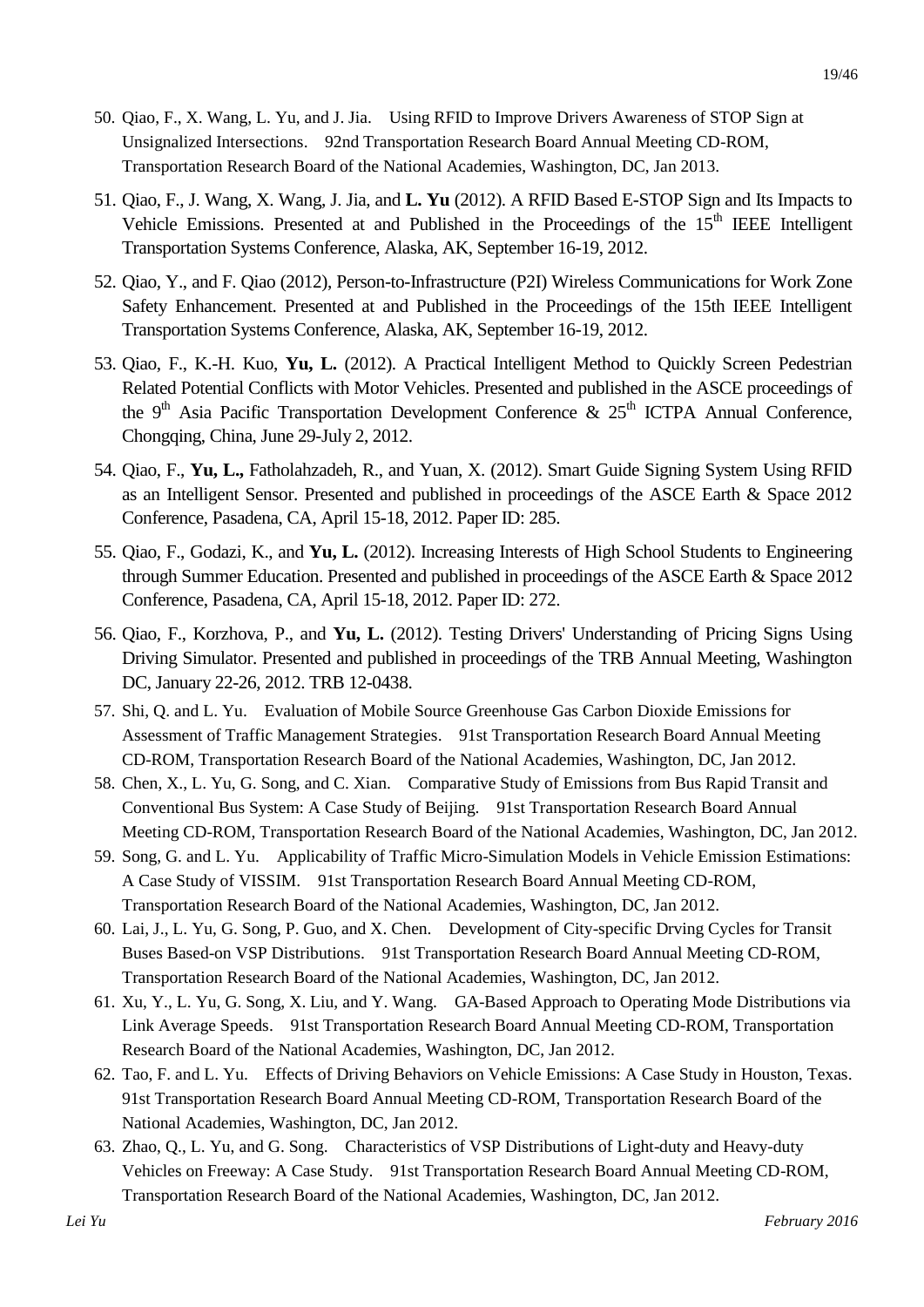50. Qiao, F., X. Wang, L. Yu, and J. Jia. Using RFID to Improve Drivers Awareness of STOP Sign at Unsignalized Intersections. 92nd Transportation Research Board Annual Meeting CD-ROM, Transportation Research Board of the National Academies, Washington, DC, Jan 2013.

51. Qiao, F., J. Wang, X. Wang, J. Jia, and **L. Yu** (2012). A RFID Based E-STOP Sign and Its Impacts to Vehicle Emissions. Presented at and Published in the Proceedings of the 15th IEEE Intelligent Transportation Systems Conference, Alaska, AK, September 16-19, 2012.

52. Qiao, Y., and F. Qiao (2012), Person-to-Infrastructure (P2I) Wireless Communications for Work Zone Safety Enhancement. Presented at and Published in the Proceedings of the 15th IEEE Intelligent Transportation Systems Conference, Alaska, AK, September 16-19, 2012.

53. Qiao, F., K.-H. Kuo, **Yu, L.** (2012). A Practical Intelligent Method to Quickly Screen Pedestrian Related Potential Conflicts with Motor Vehicles. Presented and published in the ASCE proceedings of the 9th Asia Pacific Transportation Development Conference & 25th ICTPA Annual Conference, Chongqing, China, June 29-July 2, 2012.

54. Qiao, F., **Yu, L.,** Fatholahzadeh, R., and Yuan, X. (2012). Smart Guide Signing System Using RFID as an Intelligent Sensor. Presented and published in proceedings of the ASCE Earth & Space 2012 Conference, Pasadena, CA, April 15-18, 2012. Paper ID: 285.

55. Qiao, F., Godazi, K., and **Yu, L.** (2012). Increasing Interests of High School Students to Engineering through Summer Education. Presented and published in proceedings of the ASCE Earth & Space 2012 Conference, Pasadena, CA, April 15-18, 2012. Paper ID: 272.

56. Qiao, F., Korzhova, P., and **Yu, L.** (2012). Testing Drivers' Understanding of Pricing Signs Using Driving Simulator. Presented and published in proceedings of the TRB Annual Meeting, Washington DC, January 22-26, 2012. TRB 12-0438.

57. Shi, Q. and L. Yu. Evaluation of Mobile Source Greenhouse Gas Carbon Dioxide Emissions for Assessment of Traffic Management Strategies. 91st Transportation Research Board Annual Meeting CD-ROM, Transportation Research Board of the National Academies, Washington, DC, Jan 2012.

58. Chen, X., L. Yu, G. Song, and C. Xian. Comparative Study of Emissions from Bus Rapid Transit and Conventional Bus System: A Case Study of Beijing. 91st Transportation Research Board Annual Meeting CD-ROM, Transportation Research Board of the National Academies, Washington, DC, Jan 2012.

59. Song, G. and L. Yu. Applicability of Traffic Micro-Simulation Models in Vehicle Emission Estimations: A Case Study of VISSIM. 91st Transportation Research Board Annual Meeting CD-ROM, Transportation Research Board of the National Academies, Washington, DC, Jan 2012.

60. Lai, J., L. Yu, G. Song, P. Guo, and X. Chen. Development of City-specific Drving Cycles for Transit Buses Based-on VSP Distributions. 91st Transportation Research Board Annual Meeting CD-ROM, Transportation Research Board of the National Academies, Washington, DC, Jan 2012.

61. Xu, Y., L. Yu, G. Song, X. Liu, and Y. Wang. GA-Based Approach to Operating Mode Distributions via Link Average Speeds. 91st Transportation Research Board Annual Meeting CD-ROM, Transportation Research Board of the National Academies, Washington, DC, Jan 2012.

62. Tao, F. and L. Yu. Effects of Driving Behaviors on Vehicle Emissions: A Case Study in Houston, Texas. 91st Transportation Research Board Annual Meeting CD-ROM, Transportation Research Board of the National Academies, Washington, DC, Jan 2012.

63. Zhao, Q., L. Yu, and G. Song. Characteristics of VSP Distributions of Light-duty and Heavy-duty Vehicles on Freeway: A Case Study. 91st Transportation Research Board Annual Meeting CD-ROM, Transportation Research Board of the National Academies, Washington, DC, Jan 2012.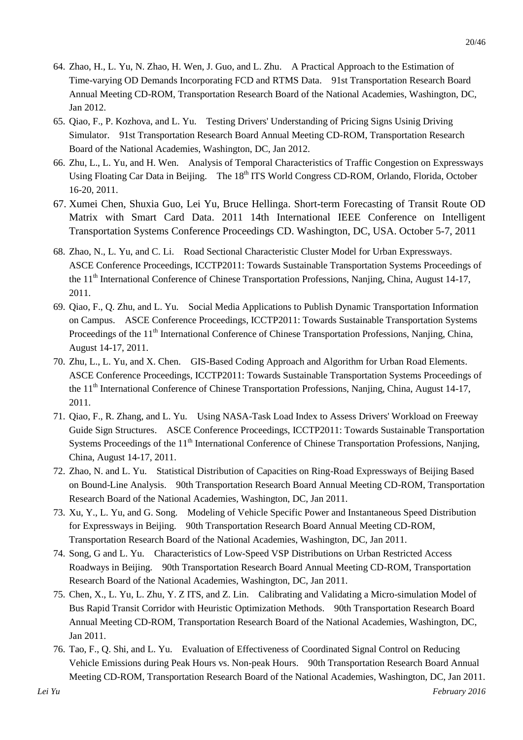64. Zhao, H., L. Yu, N. Zhao, H. Wen, J. Guo, and L. Zhu. A Practical Approach to the Estimation of Time-varying OD Demands Incorporating FCD and RTMS Data. 91st Transportation Research Board Annual Meeting CD-ROM, Transportation Research Board of the National Academies, Washington, DC, Jan 2012.
65. Qiao, F., P. Kozhova, and L. Yu. Testing Drivers' Understanding of Pricing Signs Usinig Driving Simulator. 91st Transportation Research Board Annual Meeting CD-ROM, Transportation Research Board of the National Academies, Washington, DC, Jan 2012.
66. Zhu, L., L. Yu, and H. Wen. Analysis of Temporal Characteristics of Traffic Congestion on Expressways Using Floating Car Data in Beijing. The 18th ITS World Congress CD-ROM, Orlando, Florida, October 16-20, 2011.
67. Xumei Chen, Shuxia Guo, Lei Yu, Bruce Hellinga. Short-term Forecasting of Transit Route OD Matrix with Smart Card Data. 2011 14th International IEEE Conference on Intelligent Transportation Systems Conference Proceedings CD. Washington, DC, USA. October 5-7, 2011
68. Zhao, N., L. Yu, and C. Li. Road Sectional Characteristic Cluster Model for Urban Expressways. ASCE Conference Proceedings, ICCTP2011: Towards Sustainable Transportation Systems Proceedings of the 11th International Conference of Chinese Transportation Professions, Nanjing, China, August 14-17, 2011.
69. Qiao, F., Q. Zhu, and L. Yu. Social Media Applications to Publish Dynamic Transportation Information on Campus. ASCE Conference Proceedings, ICCTP2011: Towards Sustainable Transportation Systems Proceedings of the 11th International Conference of Chinese Transportation Professions, Nanjing, China, August 14-17, 2011.
70. Zhu, L., L. Yu, and X. Chen. GIS-Based Coding Approach and Algorithm for Urban Road Elements. ASCE Conference Proceedings, ICCTP2011: Towards Sustainable Transportation Systems Proceedings of the 11th International Conference of Chinese Transportation Professions, Nanjing, China, August 14-17, 2011.
71. Qiao, F., R. Zhang, and L. Yu. Using NASA-Task Load Index to Assess Drivers' Workload on Freeway Guide Sign Structures. ASCE Conference Proceedings, ICCTP2011: Towards Sustainable Transportation Systems Proceedings of the 11th International Conference of Chinese Transportation Professions, Nanjing, China, August 14-17, 2011.
72. Zhao, N. and L. Yu. Statistical Distribution of Capacities on Ring-Road Expressways of Beijing Based on Bound-Line Analysis. 90th Transportation Research Board Annual Meeting CD-ROM, Transportation Research Board of the National Academies, Washington, DC, Jan 2011.
73. Xu, Y., L. Yu, and G. Song. Modeling of Vehicle Specific Power and Instantaneous Speed Distribution for Expressways in Beijing. 90th Transportation Research Board Annual Meeting CD-ROM, Transportation Research Board of the National Academies, Washington, DC, Jan 2011.
74. Song, G and L. Yu. Characteristics of Low-Speed VSP Distributions on Urban Restricted Access Roadways in Beijing. 90th Transportation Research Board Annual Meeting CD-ROM, Transportation Research Board of the National Academies, Washington, DC, Jan 2011.
75. Chen, X., L. Yu, L. Zhu, Y. Z ITS, and Z. Lin. Calibrating and Validating a Micro-simulation Model of Bus Rapid Transit Corridor with Heuristic Optimization Methods. 90th Transportation Research Board Annual Meeting CD-ROM, Transportation Research Board of the National Academies, Washington, DC, Jan 2011.
76. Tao, F., Q. Shi, and L. Yu. Evaluation of Effectiveness of Coordinated Signal Control on Reducing Vehicle Emissions during Peak Hours vs. Non-peak Hours. 90th Transportation Research Board Annual Meeting CD-ROM, Transportation Research Board of the National Academies, Washington, DC, Jan 2011.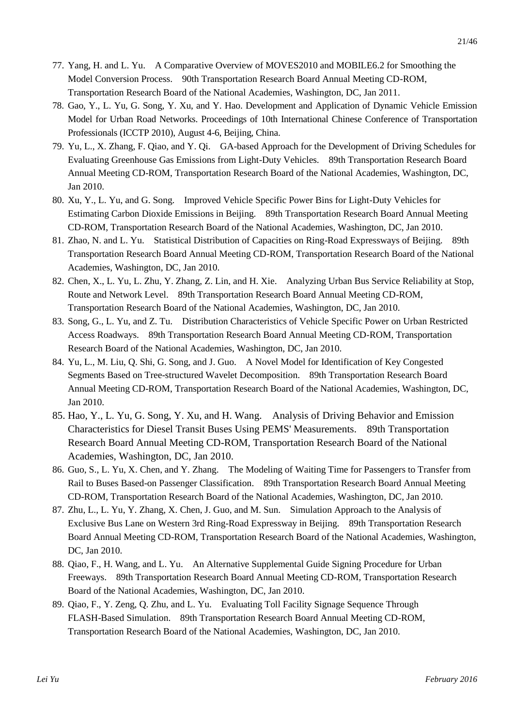77. Yang, H. and L. Yu. A Comparative Overview of MOVES2010 and MOBILE6.2 for Smoothing the Model Conversion Process. 90th Transportation Research Board Annual Meeting CD-ROM, Transportation Research Board of the National Academies, Washington, DC, Jan 2011.
78. Gao, Y., L. Yu, G. Song, Y. Xu, and Y. Hao. Development and Application of Dynamic Vehicle Emission Model for Urban Road Networks. Proceedings of 10th International Chinese Conference of Transportation Professionals (ICCTP 2010), August 4-6, Beijing, China.
79. Yu, L., X. Zhang, F. Qiao, and Y. Qi. GA-based Approach for the Development of Driving Schedules for Evaluating Greenhouse Gas Emissions from Light-Duty Vehicles. 89th Transportation Research Board Annual Meeting CD-ROM, Transportation Research Board of the National Academies, Washington, DC, Jan 2010.
80. Xu, Y., L. Yu, and G. Song. Improved Vehicle Specific Power Bins for Light-Duty Vehicles for Estimating Carbon Dioxide Emissions in Beijing. 89th Transportation Research Board Annual Meeting CD-ROM, Transportation Research Board of the National Academies, Washington, DC, Jan 2010.
81. Zhao, N. and L. Yu. Statistical Distribution of Capacities on Ring-Road Expressways of Beijing. 89th Transportation Research Board Annual Meeting CD-ROM, Transportation Research Board of the National Academies, Washington, DC, Jan 2010.
82. Chen, X., L. Yu, L. Zhu, Y. Zhang, Z. Lin, and H. Xie. Analyzing Urban Bus Service Reliability at Stop, Route and Network Level. 89th Transportation Research Board Annual Meeting CD-ROM, Transportation Research Board of the National Academies, Washington, DC, Jan 2010.
83. Song, G., L. Yu, and Z. Tu. Distribution Characteristics of Vehicle Specific Power on Urban Restricted Access Roadways. 89th Transportation Research Board Annual Meeting CD-ROM, Transportation Research Board of the National Academies, Washington, DC, Jan 2010.
84. Yu, L., M. Liu, Q. Shi, G. Song, and J. Guo. A Novel Model for Identification of Key Congested Segments Based on Tree-structured Wavelet Decomposition. 89th Transportation Research Board Annual Meeting CD-ROM, Transportation Research Board of the National Academies, Washington, DC, Jan 2010.
85. Hao, Y., L. Yu, G. Song, Y. Xu, and H. Wang. Analysis of Driving Behavior and Emission Characteristics for Diesel Transit Buses Using PEMS' Measurements. 89th Transportation Research Board Annual Meeting CD-ROM, Transportation Research Board of the National Academies, Washington, DC, Jan 2010.
86. Guo, S., L. Yu, X. Chen, and Y. Zhang. The Modeling of Waiting Time for Passengers to Transfer from Rail to Buses Based-on Passenger Classification. 89th Transportation Research Board Annual Meeting CD-ROM, Transportation Research Board of the National Academies, Washington, DC, Jan 2010.
87. Zhu, L., L. Yu, Y. Zhang, X. Chen, J. Guo, and M. Sun. Simulation Approach to the Analysis of Exclusive Bus Lane on Western 3rd Ring-Road Expressway in Beijing. 89th Transportation Research Board Annual Meeting CD-ROM, Transportation Research Board of the National Academies, Washington, DC, Jan 2010.
88. Qiao, F., H. Wang, and L. Yu. An Alternative Supplemental Guide Signing Procedure for Urban Freeways. 89th Transportation Research Board Annual Meeting CD-ROM, Transportation Research Board of the National Academies, Washington, DC, Jan 2010.
89. Qiao, F., Y. Zeng, Q. Zhu, and L. Yu. Evaluating Toll Facility Signage Sequence Through FLASH-Based Simulation. 89th Transportation Research Board Annual Meeting CD-ROM, Transportation Research Board of the National Academies, Washington, DC, Jan 2010.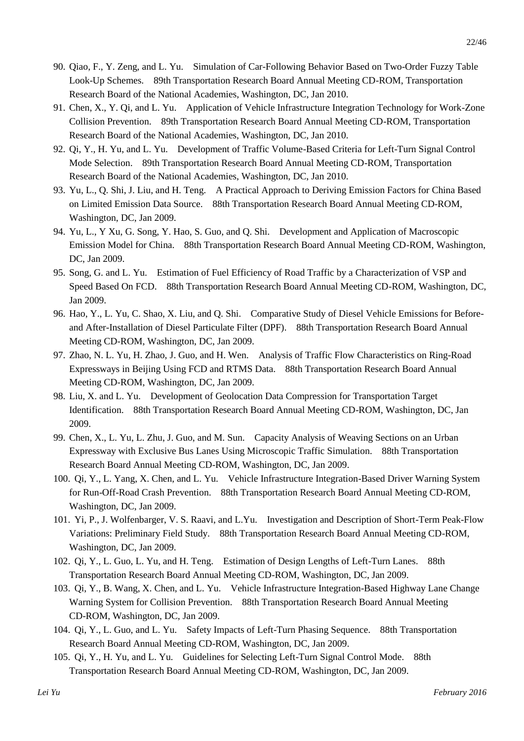90. Qiao, F., Y. Zeng, and L. Yu. Simulation of Car-Following Behavior Based on Two-Order Fuzzy Table Look-Up Schemes. 89th Transportation Research Board Annual Meeting CD-ROM, Transportation Research Board of the National Academies, Washington, DC, Jan 2010.
91. Chen, X., Y. Qi, and L. Yu. Application of Vehicle Infrastructure Integration Technology for Work-Zone Collision Prevention. 89th Transportation Research Board Annual Meeting CD-ROM, Transportation Research Board of the National Academies, Washington, DC, Jan 2010.
92. Qi, Y., H. Yu, and L. Yu. Development of Traffic Volume-Based Criteria for Left-Turn Signal Control Mode Selection. 89th Transportation Research Board Annual Meeting CD-ROM, Transportation Research Board of the National Academies, Washington, DC, Jan 2010.
93. Yu, L., Q. Shi, J. Liu, and H. Teng. A Practical Approach to Deriving Emission Factors for China Based on Limited Emission Data Source. 88th Transportation Research Board Annual Meeting CD-ROM, Washington, DC, Jan 2009.
94. Yu, L., Y Xu, G. Song, Y. Hao, S. Guo, and Q. Shi. Development and Application of Macroscopic Emission Model for China. 88th Transportation Research Board Annual Meeting CD-ROM, Washington, DC, Jan 2009.
95. Song, G. and L. Yu. Estimation of Fuel Efficiency of Road Traffic by a Characterization of VSP and Speed Based On FCD. 88th Transportation Research Board Annual Meeting CD-ROM, Washington, DC, Jan 2009.
96. Hao, Y., L. Yu, C. Shao, X. Liu, and Q. Shi. Comparative Study of Diesel Vehicle Emissions for Before- and After-Installation of Diesel Particulate Filter (DPF). 88th Transportation Research Board Annual Meeting CD-ROM, Washington, DC, Jan 2009.
97. Zhao, N. L. Yu, H. Zhao, J. Guo, and H. Wen. Analysis of Traffic Flow Characteristics on Ring-Road Expressways in Beijing Using FCD and RTMS Data. 88th Transportation Research Board Annual Meeting CD-ROM, Washington, DC, Jan 2009.
98. Liu, X. and L. Yu. Development of Geolocation Data Compression for Transportation Target Identification. 88th Transportation Research Board Annual Meeting CD-ROM, Washington, DC, Jan 2009.
99. Chen, X., L. Yu, L. Zhu, J. Guo, and M. Sun. Capacity Analysis of Weaving Sections on an Urban Expressway with Exclusive Bus Lanes Using Microscopic Traffic Simulation. 88th Transportation Research Board Annual Meeting CD-ROM, Washington, DC, Jan 2009.
100. Qi, Y., L. Yang, X. Chen, and L. Yu. Vehicle Infrastructure Integration-Based Driver Warning System for Run-Off-Road Crash Prevention. 88th Transportation Research Board Annual Meeting CD-ROM, Washington, DC, Jan 2009.
101. Yi, P., J. Wolfenbarger, V. S. Raavi, and L.Yu. Investigation and Description of Short-Term Peak-Flow Variations: Preliminary Field Study. 88th Transportation Research Board Annual Meeting CD-ROM, Washington, DC, Jan 2009.
102. Qi, Y., L. Guo, L. Yu, and H. Teng. Estimation of Design Lengths of Left-Turn Lanes. 88th Transportation Research Board Annual Meeting CD-ROM, Washington, DC, Jan 2009.
103. Qi, Y., B. Wang, X. Chen, and L. Yu. Vehicle Infrastructure Integration-Based Highway Lane Change Warning System for Collision Prevention. 88th Transportation Research Board Annual Meeting CD-ROM, Washington, DC, Jan 2009.
104. Qi, Y., L. Guo, and L. Yu. Safety Impacts of Left-Turn Phasing Sequence. 88th Transportation Research Board Annual Meeting CD-ROM, Washington, DC, Jan 2009.
105. Qi, Y., H. Yu, and L. Yu. Guidelines for Selecting Left-Turn Signal Control Mode. 88th Transportation Research Board Annual Meeting CD-ROM, Washington, DC, Jan 2009.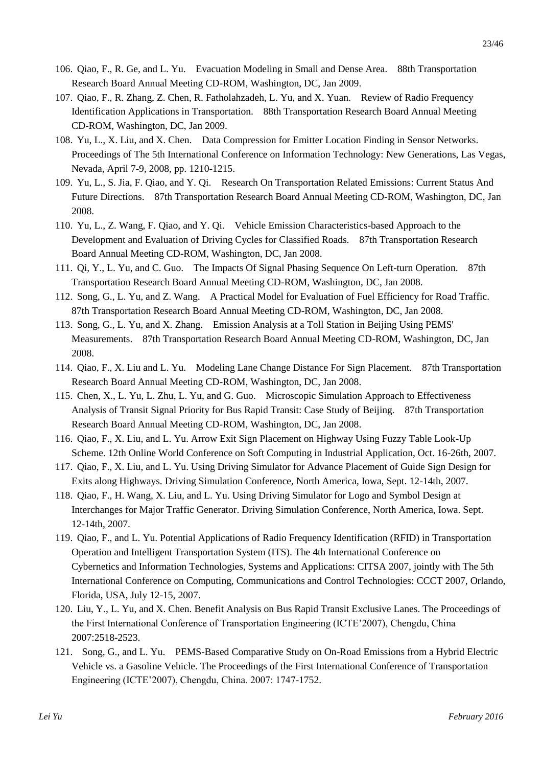106. Qiao, F., R. Ge, and L. Yu. Evacuation Modeling in Small and Dense Area. 88th Transportation Research Board Annual Meeting CD-ROM, Washington, DC, Jan 2009.
107. Qiao, F., R. Zhang, Z. Chen, R. Fatholahzadeh, L. Yu, and X. Yuan. Review of Radio Frequency Identification Applications in Transportation. 88th Transportation Research Board Annual Meeting CD-ROM, Washington, DC, Jan 2009.
108. Yu, L., X. Liu, and X. Chen. Data Compression for Emitter Location Finding in Sensor Networks. Proceedings of The 5th International Conference on Information Technology: New Generations, Las Vegas, Nevada, April 7-9, 2008, pp. 1210-1215.
109. Yu, L., S. Jia, F. Qiao, and Y. Qi. Research On Transportation Related Emissions: Current Status And Future Directions. 87th Transportation Research Board Annual Meeting CD-ROM, Washington, DC, Jan 2008.
110. Yu, L., Z. Wang, F. Qiao, and Y. Qi. Vehicle Emission Characteristics-based Approach to the Development and Evaluation of Driving Cycles for Classified Roads. 87th Transportation Research Board Annual Meeting CD-ROM, Washington, DC, Jan 2008.
111. Qi, Y., L. Yu, and C. Guo. The Impacts Of Signal Phasing Sequence On Left-turn Operation. 87th Transportation Research Board Annual Meeting CD-ROM, Washington, DC, Jan 2008.
112. Song, G., L. Yu, and Z. Wang. A Practical Model for Evaluation of Fuel Efficiency for Road Traffic. 87th Transportation Research Board Annual Meeting CD-ROM, Washington, DC, Jan 2008.
113. Song, G., L. Yu, and X. Zhang. Emission Analysis at a Toll Station in Beijing Using PEMS' Measurements. 87th Transportation Research Board Annual Meeting CD-ROM, Washington, DC, Jan 2008.
114. Qiao, F., X. Liu and L. Yu. Modeling Lane Change Distance For Sign Placement. 87th Transportation Research Board Annual Meeting CD-ROM, Washington, DC, Jan 2008.
115. Chen, X., L. Yu, L. Zhu, L. Yu, and G. Guo. Microscopic Simulation Approach to Effectiveness Analysis of Transit Signal Priority for Bus Rapid Transit: Case Study of Beijing. 87th Transportation Research Board Annual Meeting CD-ROM, Washington, DC, Jan 2008.
116. Qiao, F., X. Liu, and L. Yu. Arrow Exit Sign Placement on Highway Using Fuzzy Table Look-Up Scheme. 12th Online World Conference on Soft Computing in Industrial Application, Oct. 16-26th, 2007.
117. Qiao, F., X. Liu, and L. Yu. Using Driving Simulator for Advance Placement of Guide Sign Design for Exits along Highways. Driving Simulation Conference, North America, Iowa, Sept. 12-14th, 2007.
118. Qiao, F., H. Wang, X. Liu, and L. Yu. Using Driving Simulator for Logo and Symbol Design at Interchanges for Major Traffic Generator. Driving Simulation Conference, North America, Iowa. Sept. 12-14th, 2007.
119. Qiao, F., and L. Yu. Potential Applications of Radio Frequency Identification (RFID) in Transportation Operation and Intelligent Transportation System (ITS). The 4th International Conference on Cybernetics and Information Technologies, Systems and Applications: CITSA 2007, jointly with The 5th International Conference on Computing, Communications and Control Technologies: CCCT 2007, Orlando, Florida, USA, July 12-15, 2007.
120. Liu, Y., L. Yu, and X. Chen. Benefit Analysis on Bus Rapid Transit Exclusive Lanes. The Proceedings of the First International Conference of Transportation Engineering (ICTE'2007), Chengdu, China 2007:2518-2523.
121. Song, G., and L. Yu. PEMS-Based Comparative Study on On-Road Emissions from a Hybrid Electric Vehicle vs. a Gasoline Vehicle. The Proceedings of the First International Conference of Transportation Engineering (ICTE'2007), Chengdu, China. 2007: 1747-1752.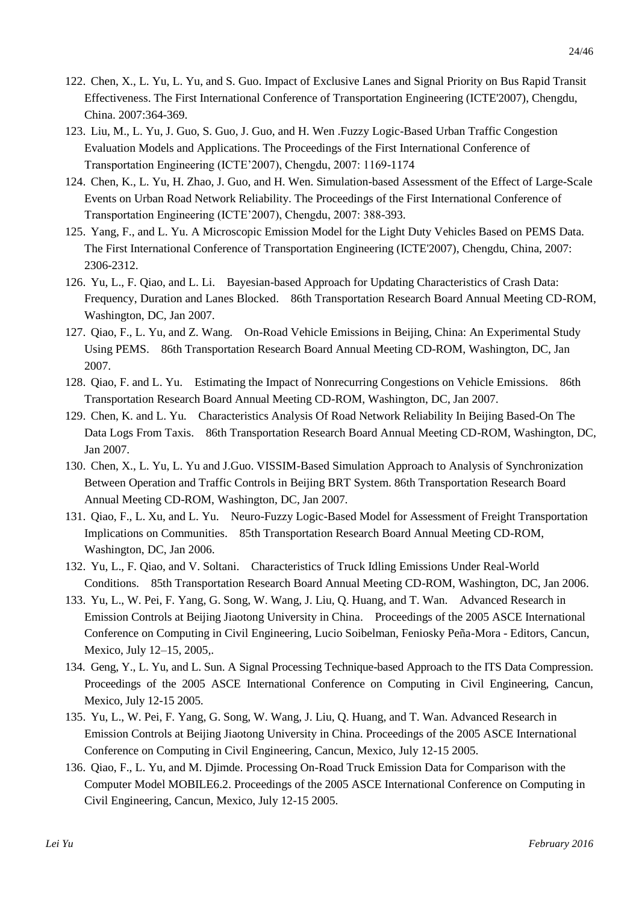122. Chen, X., L. Yu, L. Yu, and S. Guo. Impact of Exclusive Lanes and Signal Priority on Bus Rapid Transit Effectiveness. The First International Conference of Transportation Engineering (ICTE'2007), Chengdu, China. 2007:364-369.
123. Liu, M., L. Yu, J. Guo, S. Guo, J. Guo, and H. Wen .Fuzzy Logic-Based Urban Traffic Congestion Evaluation Models and Applications. The Proceedings of the First International Conference of Transportation Engineering (ICTE'2007), Chengdu, 2007: 1169-1174
124. Chen, K., L. Yu, H. Zhao, J. Guo, and H. Wen. Simulation-based Assessment of the Effect of Large-Scale Events on Urban Road Network Reliability. The Proceedings of the First International Conference of Transportation Engineering (ICTE'2007), Chengdu, 2007: 388-393.
125. Yang, F., and L. Yu. A Microscopic Emission Model for the Light Duty Vehicles Based on PEMS Data. The First International Conference of Transportation Engineering (ICTE'2007), Chengdu, China, 2007: 2306-2312.
126. Yu, L., F. Qiao, and L. Li. Bayesian-based Approach for Updating Characteristics of Crash Data: Frequency, Duration and Lanes Blocked. 86th Transportation Research Board Annual Meeting CD-ROM, Washington, DC, Jan 2007.
127. Qiao, F., L. Yu, and Z. Wang. On-Road Vehicle Emissions in Beijing, China: An Experimental Study Using PEMS. 86th Transportation Research Board Annual Meeting CD-ROM, Washington, DC, Jan 2007.
128. Qiao, F. and L. Yu. Estimating the Impact of Nonrecurring Congestions on Vehicle Emissions. 86th Transportation Research Board Annual Meeting CD-ROM, Washington, DC, Jan 2007.
129. Chen, K. and L. Yu. Characteristics Analysis Of Road Network Reliability In Beijing Based-On The Data Logs From Taxis. 86th Transportation Research Board Annual Meeting CD-ROM, Washington, DC, Jan 2007.
130. Chen, X., L. Yu, L. Yu and J.Guo. VISSIM-Based Simulation Approach to Analysis of Synchronization Between Operation and Traffic Controls in Beijing BRT System. 86th Transportation Research Board Annual Meeting CD-ROM, Washington, DC, Jan 2007.
131. Qiao, F., L. Xu, and L. Yu. Neuro-Fuzzy Logic-Based Model for Assessment of Freight Transportation Implications on Communities. 85th Transportation Research Board Annual Meeting CD-ROM, Washington, DC, Jan 2006.
132. Yu, L., F. Qiao, and V. Soltani. Characteristics of Truck Idling Emissions Under Real-World Conditions. 85th Transportation Research Board Annual Meeting CD-ROM, Washington, DC, Jan 2006.
133. Yu, L., W. Pei, F. Yang, G. Song, W. Wang, J. Liu, Q. Huang, and T. Wan. Advanced Research in Emission Controls at Beijing Jiaotong University in China. Proceedings of the 2005 ASCE International Conference on Computing in Civil Engineering, Lucio Soibelman, Feniosky Peña-Mora - Editors, Cancun, Mexico, July 12–15, 2005,.
134. Geng, Y., L. Yu, and L. Sun. A Signal Processing Technique-based Approach to the ITS Data Compression. Proceedings of the 2005 ASCE International Conference on Computing in Civil Engineering, Cancun, Mexico, July 12-15 2005.
135. Yu, L., W. Pei, F. Yang, G. Song, W. Wang, J. Liu, Q. Huang, and T. Wan. Advanced Research in Emission Controls at Beijing Jiaotong University in China. Proceedings of the 2005 ASCE International Conference on Computing in Civil Engineering, Cancun, Mexico, July 12-15 2005.
136. Qiao, F., L. Yu, and M. Djimde. Processing On-Road Truck Emission Data for Comparison with the Computer Model MOBILE6.2. Proceedings of the 2005 ASCE International Conference on Computing in Civil Engineering, Cancun, Mexico, July 12-15 2005.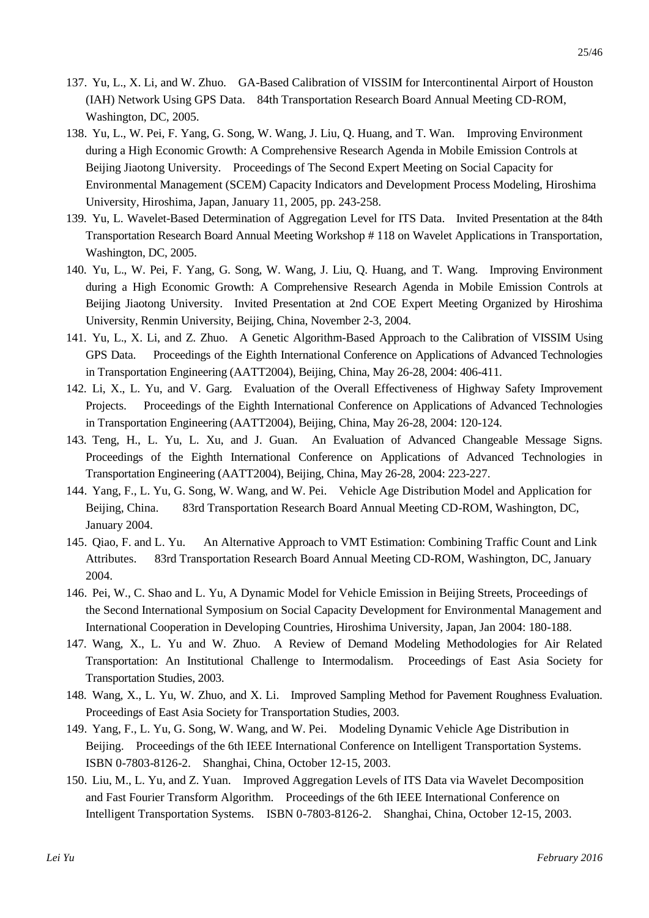137. Yu, L., X. Li, and W. Zhuo. GA-Based Calibration of VISSIM for Intercontinental Airport of Houston (IAH) Network Using GPS Data. 84th Transportation Research Board Annual Meeting CD-ROM, Washington, DC, 2005.
138. Yu, L., W. Pei, F. Yang, G. Song, W. Wang, J. Liu, Q. Huang, and T. Wan. Improving Environment during a High Economic Growth: A Comprehensive Research Agenda in Mobile Emission Controls at Beijing Jiaotong University. Proceedings of The Second Expert Meeting on Social Capacity for Environmental Management (SCEM) Capacity Indicators and Development Process Modeling, Hiroshima University, Hiroshima, Japan, January 11, 2005, pp. 243-258.
139. Yu, L. Wavelet-Based Determination of Aggregation Level for ITS Data. Invited Presentation at the 84th Transportation Research Board Annual Meeting Workshop # 118 on Wavelet Applications in Transportation, Washington, DC, 2005.
140. Yu, L., W. Pei, F. Yang, G. Song, W. Wang, J. Liu, Q. Huang, and T. Wang. Improving Environment during a High Economic Growth: A Comprehensive Research Agenda in Mobile Emission Controls at Beijing Jiaotong University. Invited Presentation at 2nd COE Expert Meeting Organized by Hiroshima University, Renmin University, Beijing, China, November 2-3, 2004.
141. Yu, L., X. Li, and Z. Zhuo. A Genetic Algorithm-Based Approach to the Calibration of VISSIM Using GPS Data. Proceedings of the Eighth International Conference on Applications of Advanced Technologies in Transportation Engineering (AATT2004), Beijing, China, May 26-28, 2004: 406-411.
142. Li, X., L. Yu, and V. Garg. Evaluation of the Overall Effectiveness of Highway Safety Improvement Projects. Proceedings of the Eighth International Conference on Applications of Advanced Technologies in Transportation Engineering (AATT2004), Beijing, China, May 26-28, 2004: 120-124.
143. Teng, H., L. Yu, L. Xu, and J. Guan. An Evaluation of Advanced Changeable Message Signs. Proceedings of the Eighth International Conference on Applications of Advanced Technologies in Transportation Engineering (AATT2004), Beijing, China, May 26-28, 2004: 223-227.
144. Yang, F., L. Yu, G. Song, W. Wang, and W. Pei. Vehicle Age Distribution Model and Application for Beijing, China. 83rd Transportation Research Board Annual Meeting CD-ROM, Washington, DC, January 2004.
145. Qiao, F. and L. Yu. An Alternative Approach to VMT Estimation: Combining Traffic Count and Link Attributes. 83rd Transportation Research Board Annual Meeting CD-ROM, Washington, DC, January 2004.
146. Pei, W., C. Shao and L. Yu, A Dynamic Model for Vehicle Emission in Beijing Streets, Proceedings of the Second International Symposium on Social Capacity Development for Environmental Management and International Cooperation in Developing Countries, Hiroshima University, Japan, Jan 2004: 180-188.
147. Wang, X., L. Yu and W. Zhuo. A Review of Demand Modeling Methodologies for Air Related Transportation: An Institutional Challenge to Intermodalism. Proceedings of East Asia Society for Transportation Studies, 2003.
148. Wang, X., L. Yu, W. Zhuo, and X. Li. Improved Sampling Method for Pavement Roughness Evaluation. Proceedings of East Asia Society for Transportation Studies, 2003.
149. Yang, F., L. Yu, G. Song, W. Wang, and W. Pei. Modeling Dynamic Vehicle Age Distribution in Beijing. Proceedings of the 6th IEEE International Conference on Intelligent Transportation Systems. ISBN 0-7803-8126-2. Shanghai, China, October 12-15, 2003.
150. Liu, M., L. Yu, and Z. Yuan. Improved Aggregation Levels of ITS Data via Wavelet Decomposition and Fast Fourier Transform Algorithm. Proceedings of the 6th IEEE International Conference on Intelligent Transportation Systems. ISBN 0-7803-8126-2. Shanghai, China, October 12-15, 2003.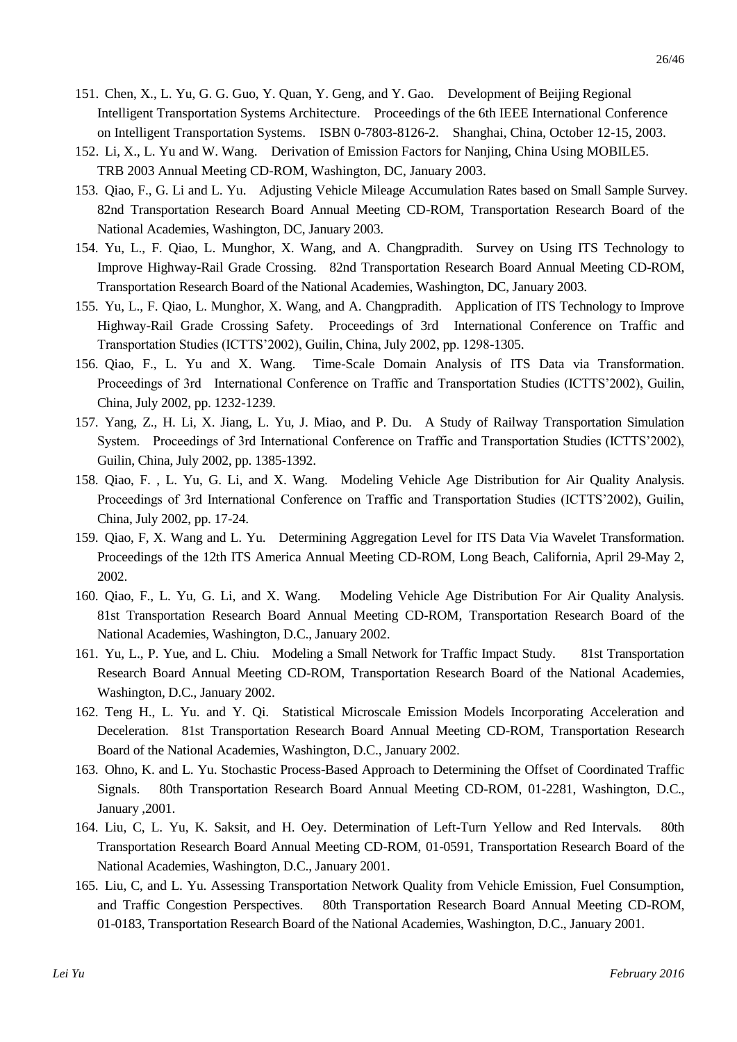151. Chen, X., L. Yu, G. G. Guo, Y. Quan, Y. Geng, and Y. Gao. Development of Beijing Regional Intelligent Transportation Systems Architecture. Proceedings of the 6th IEEE International Conference on Intelligent Transportation Systems. ISBN 0-7803-8126-2. Shanghai, China, October 12-15, 2003.
152. Li, X., L. Yu and W. Wang. Derivation of Emission Factors for Nanjing, China Using MOBILE5. TRB 2003 Annual Meeting CD-ROM, Washington, DC, January 2003.
153. Qiao, F., G. Li and L. Yu. Adjusting Vehicle Mileage Accumulation Rates based on Small Sample Survey. 82nd Transportation Research Board Annual Meeting CD-ROM, Transportation Research Board of the National Academies, Washington, DC, January 2003.
154. Yu, L., F. Qiao, L. Munghor, X. Wang, and A. Changpradith. Survey on Using ITS Technology to Improve Highway-Rail Grade Crossing. 82nd Transportation Research Board Annual Meeting CD-ROM, Transportation Research Board of the National Academies, Washington, DC, January 2003.
155. Yu, L., F. Qiao, L. Munghor, X. Wang, and A. Changpradith. Application of ITS Technology to Improve Highway-Rail Grade Crossing Safety. Proceedings of 3rd International Conference on Traffic and Transportation Studies (ICTTS'2002), Guilin, China, July 2002, pp. 1298-1305.
156. Qiao, F., L. Yu and X. Wang. Time-Scale Domain Analysis of ITS Data via Transformation. Proceedings of 3rd International Conference on Traffic and Transportation Studies (ICTTS'2002), Guilin, China, July 2002, pp. 1232-1239.
157. Yang, Z., H. Li, X. Jiang, L. Yu, J. Miao, and P. Du. A Study of Railway Transportation Simulation System. Proceedings of 3rd International Conference on Traffic and Transportation Studies (ICTTS'2002), Guilin, China, July 2002, pp. 1385-1392.
158. Qiao, F. , L. Yu, G. Li, and X. Wang. Modeling Vehicle Age Distribution for Air Quality Analysis. Proceedings of 3rd International Conference on Traffic and Transportation Studies (ICTTS'2002), Guilin, China, July 2002, pp. 17-24.
159. Qiao, F, X. Wang and L. Yu. Determining Aggregation Level for ITS Data Via Wavelet Transformation. Proceedings of the 12th ITS America Annual Meeting CD-ROM, Long Beach, California, April 29-May 2, 2002.
160. Qiao, F., L. Yu, G. Li, and X. Wang. Modeling Vehicle Age Distribution For Air Quality Analysis. 81st Transportation Research Board Annual Meeting CD-ROM, Transportation Research Board of the National Academies, Washington, D.C., January 2002.
161. Yu, L., P. Yue, and L. Chiu. Modeling a Small Network for Traffic Impact Study. 81st Transportation Research Board Annual Meeting CD-ROM, Transportation Research Board of the National Academies, Washington, D.C., January 2002.
162. Teng H., L. Yu. and Y. Qi. Statistical Microscale Emission Models Incorporating Acceleration and Deceleration. 81st Transportation Research Board Annual Meeting CD-ROM, Transportation Research Board of the National Academies, Washington, D.C., January 2002.
163. Ohno, K. and L. Yu. Stochastic Process-Based Approach to Determining the Offset of Coordinated Traffic Signals. 80th Transportation Research Board Annual Meeting CD-ROM, 01-2281, Washington, D.C., January ,2001.
164. Liu, C, L. Yu, K. Saksit, and H. Oey. Determination of Left-Turn Yellow and Red Intervals. 80th Transportation Research Board Annual Meeting CD-ROM, 01-0591, Transportation Research Board of the National Academies, Washington, D.C., January 2001.
165. Liu, C, and L. Yu. Assessing Transportation Network Quality from Vehicle Emission, Fuel Consumption, and Traffic Congestion Perspectives. 80th Transportation Research Board Annual Meeting CD-ROM, 01-0183, Transportation Research Board of the National Academies, Washington, D.C., January 2001.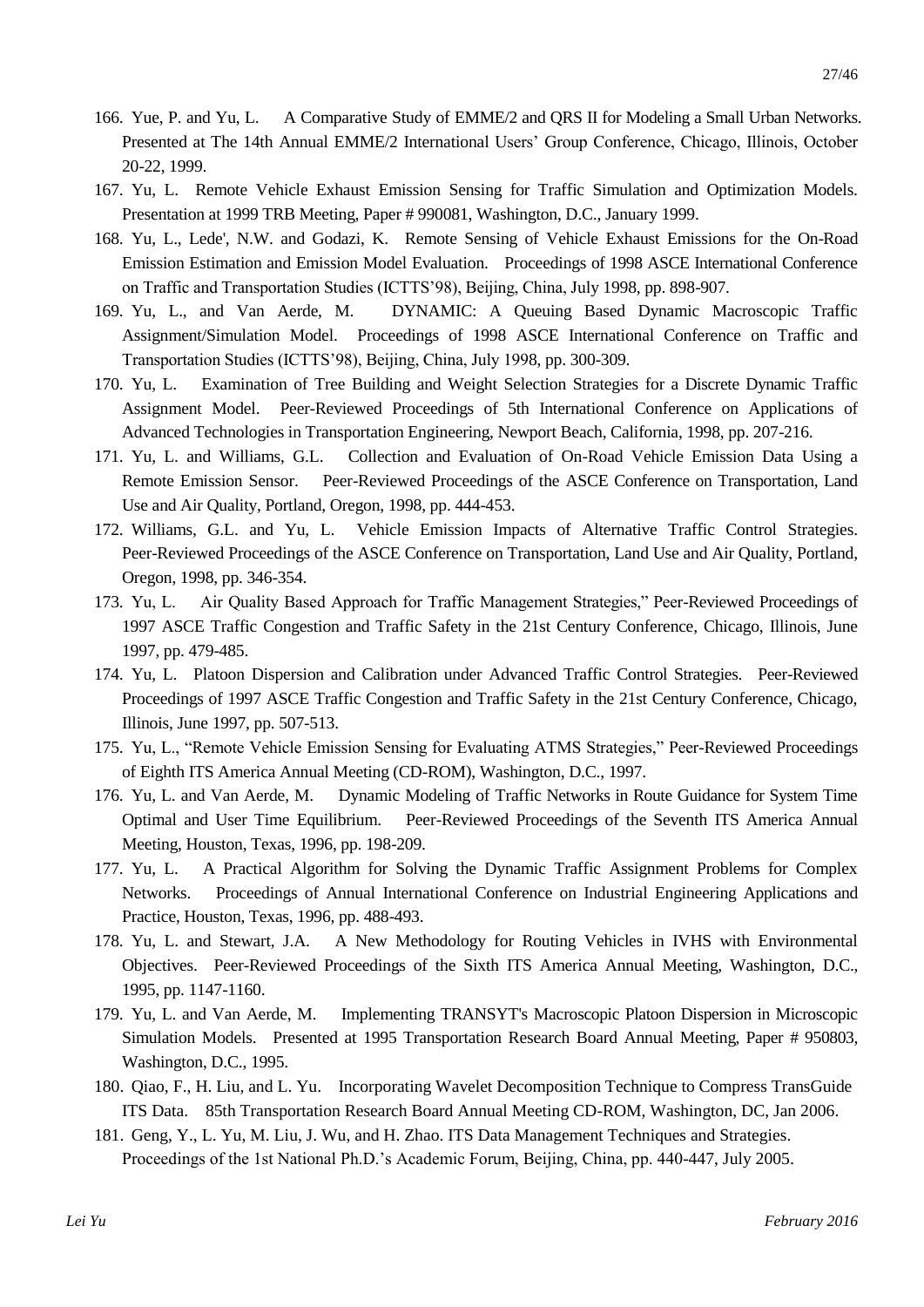166. Yue, P. and Yu, L. A Comparative Study of EMME/2 and QRS II for Modeling a Small Urban Networks. Presented at The 14th Annual EMME/2 International Users' Group Conference, Chicago, Illinois, October 20-22, 1999.
167. Yu, L. Remote Vehicle Exhaust Emission Sensing for Traffic Simulation and Optimization Models. Presentation at 1999 TRB Meeting, Paper # 990081, Washington, D.C., January 1999.
168. Yu, L., Lede', N.W. and Godazi, K. Remote Sensing of Vehicle Exhaust Emissions for the On-Road Emission Estimation and Emission Model Evaluation. Proceedings of 1998 ASCE International Conference on Traffic and Transportation Studies (ICTTS'98), Beijing, China, July 1998, pp. 898-907.
169. Yu, L., and Van Aerde, M. DYNAMIC: A Queuing Based Dynamic Macroscopic Traffic Assignment/Simulation Model. Proceedings of 1998 ASCE International Conference on Traffic and Transportation Studies (ICTTS'98), Beijing, China, July 1998, pp. 300-309.
170. Yu, L. Examination of Tree Building and Weight Selection Strategies for a Discrete Dynamic Traffic Assignment Model. Peer-Reviewed Proceedings of 5th International Conference on Applications of Advanced Technologies in Transportation Engineering, Newport Beach, California, 1998, pp. 207-216.
171. Yu, L. and Williams, G.L. Collection and Evaluation of On-Road Vehicle Emission Data Using a Remote Emission Sensor. Peer-Reviewed Proceedings of the ASCE Conference on Transportation, Land Use and Air Quality, Portland, Oregon, 1998, pp. 444-453.
172. Williams, G.L. and Yu, L. Vehicle Emission Impacts of Alternative Traffic Control Strategies. Peer-Reviewed Proceedings of the ASCE Conference on Transportation, Land Use and Air Quality, Portland, Oregon, 1998, pp. 346-354.
173. Yu, L. Air Quality Based Approach for Traffic Management Strategies," Peer-Reviewed Proceedings of 1997 ASCE Traffic Congestion and Traffic Safety in the 21st Century Conference, Chicago, Illinois, June 1997, pp. 479-485.
174. Yu, L. Platoon Dispersion and Calibration under Advanced Traffic Control Strategies. Peer-Reviewed Proceedings of 1997 ASCE Traffic Congestion and Traffic Safety in the 21st Century Conference, Chicago, Illinois, June 1997, pp. 507-513.
175. Yu, L., "Remote Vehicle Emission Sensing for Evaluating ATMS Strategies," Peer-Reviewed Proceedings of Eighth ITS America Annual Meeting (CD-ROM), Washington, D.C., 1997.
176. Yu, L. and Van Aerde, M. Dynamic Modeling of Traffic Networks in Route Guidance for System Time Optimal and User Time Equilibrium. Peer-Reviewed Proceedings of the Seventh ITS America Annual Meeting, Houston, Texas, 1996, pp. 198-209.
177. Yu, L. A Practical Algorithm for Solving the Dynamic Traffic Assignment Problems for Complex Networks. Proceedings of Annual International Conference on Industrial Engineering Applications and Practice, Houston, Texas, 1996, pp. 488-493.
178. Yu, L. and Stewart, J.A. A New Methodology for Routing Vehicles in IVHS with Environmental Objectives. Peer-Reviewed Proceedings of the Sixth ITS America Annual Meeting, Washington, D.C., 1995, pp. 1147-1160.
179. Yu, L. and Van Aerde, M. Implementing TRANSYT's Macroscopic Platoon Dispersion in Microscopic Simulation Models. Presented at 1995 Transportation Research Board Annual Meeting, Paper # 950803, Washington, D.C., 1995.
180. Qiao, F., H. Liu, and L. Yu. Incorporating Wavelet Decomposition Technique to Compress TransGuide ITS Data. 85th Transportation Research Board Annual Meeting CD-ROM, Washington, DC, Jan 2006.
181. Geng, Y., L. Yu, M. Liu, J. Wu, and H. Zhao. ITS Data Management Techniques and Strategies. Proceedings of the 1st National Ph.D.'s Academic Forum, Beijing, China, pp. 440-447, July 2005.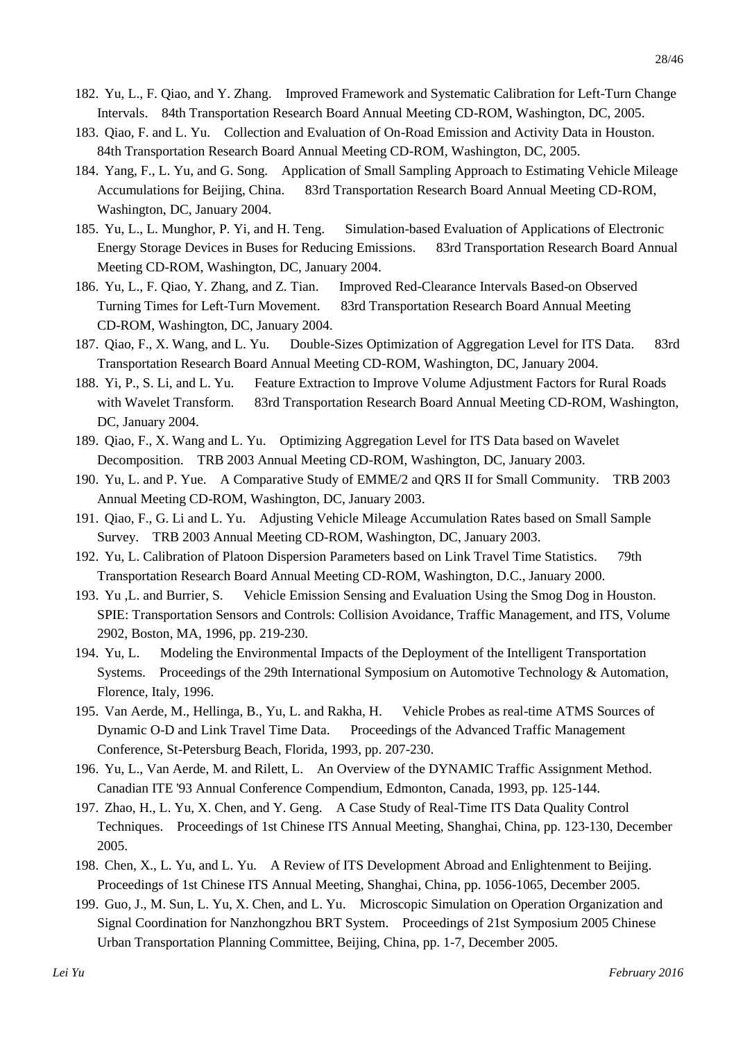182. Yu, L., F. Qiao, and Y. Zhang. Improved Framework and Systematic Calibration for Left-Turn Change Intervals. 84th Transportation Research Board Annual Meeting CD-ROM, Washington, DC, 2005.
183. Qiao, F. and L. Yu. Collection and Evaluation of On-Road Emission and Activity Data in Houston. 84th Transportation Research Board Annual Meeting CD-ROM, Washington, DC, 2005.
184. Yang, F., L. Yu, and G. Song. Application of Small Sampling Approach to Estimating Vehicle Mileage Accumulations for Beijing, China. 83rd Transportation Research Board Annual Meeting CD-ROM, Washington, DC, January 2004.
185. Yu, L., L. Munghor, P. Yi, and H. Teng. Simulation-based Evaluation of Applications of Electronic Energy Storage Devices in Buses for Reducing Emissions. 83rd Transportation Research Board Annual Meeting CD-ROM, Washington, DC, January 2004.
186. Yu, L., F. Qiao, Y. Zhang, and Z. Tian. Improved Red-Clearance Intervals Based-on Observed Turning Times for Left-Turn Movement. 83rd Transportation Research Board Annual Meeting CD-ROM, Washington, DC, January 2004.
187. Qiao, F., X. Wang, and L. Yu. Double-Sizes Optimization of Aggregation Level for ITS Data. 83rd Transportation Research Board Annual Meeting CD-ROM, Washington, DC, January 2004.
188. Yi, P., S. Li, and L. Yu. Feature Extraction to Improve Volume Adjustment Factors for Rural Roads with Wavelet Transform. 83rd Transportation Research Board Annual Meeting CD-ROM, Washington, DC, January 2004.
189. Qiao, F., X. Wang and L. Yu. Optimizing Aggregation Level for ITS Data based on Wavelet Decomposition. TRB 2003 Annual Meeting CD-ROM, Washington, DC, January 2003.
190. Yu, L. and P. Yue. A Comparative Study of EMME/2 and QRS II for Small Community. TRB 2003 Annual Meeting CD-ROM, Washington, DC, January 2003.
191. Qiao, F., G. Li and L. Yu. Adjusting Vehicle Mileage Accumulation Rates based on Small Sample Survey. TRB 2003 Annual Meeting CD-ROM, Washington, DC, January 2003.
192. Yu, L. Calibration of Platoon Dispersion Parameters based on Link Travel Time Statistics. 79th Transportation Research Board Annual Meeting CD-ROM, Washington, D.C., January 2000.
193. Yu ,L. and Burrier, S. Vehicle Emission Sensing and Evaluation Using the Smog Dog in Houston. SPIE: Transportation Sensors and Controls: Collision Avoidance, Traffic Management, and ITS, Volume 2902, Boston, MA, 1996, pp. 219-230.
194. Yu, L. Modeling the Environmental Impacts of the Deployment of the Intelligent Transportation Systems. Proceedings of the 29th International Symposium on Automotive Technology & Automation, Florence, Italy, 1996.
195. Van Aerde, M., Hellinga, B., Yu, L. and Rakha, H. Vehicle Probes as real-time ATMS Sources of Dynamic O-D and Link Travel Time Data. Proceedings of the Advanced Traffic Management Conference, St-Petersburg Beach, Florida, 1993, pp. 207-230.
196. Yu, L., Van Aerde, M. and Rilett, L. An Overview of the DYNAMIC Traffic Assignment Method. Canadian ITE '93 Annual Conference Compendium, Edmonton, Canada, 1993, pp. 125-144.
197. Zhao, H., L. Yu, X. Chen, and Y. Geng. A Case Study of Real-Time ITS Data Quality Control Techniques. Proceedings of 1st Chinese ITS Annual Meeting, Shanghai, China, pp. 123-130, December 2005.
198. Chen, X., L. Yu, and L. Yu. A Review of ITS Development Abroad and Enlightenment to Beijing. Proceedings of 1st Chinese ITS Annual Meeting, Shanghai, China, pp. 1056-1065, December 2005.
199. Guo, J., M. Sun, L. Yu, X. Chen, and L. Yu. Microscopic Simulation on Operation Organization and Signal Coordination for Nanzhongzhou BRT System. Proceedings of 21st Symposium 2005 Chinese Urban Transportation Planning Committee, Beijing, China, pp. 1-7, December 2005.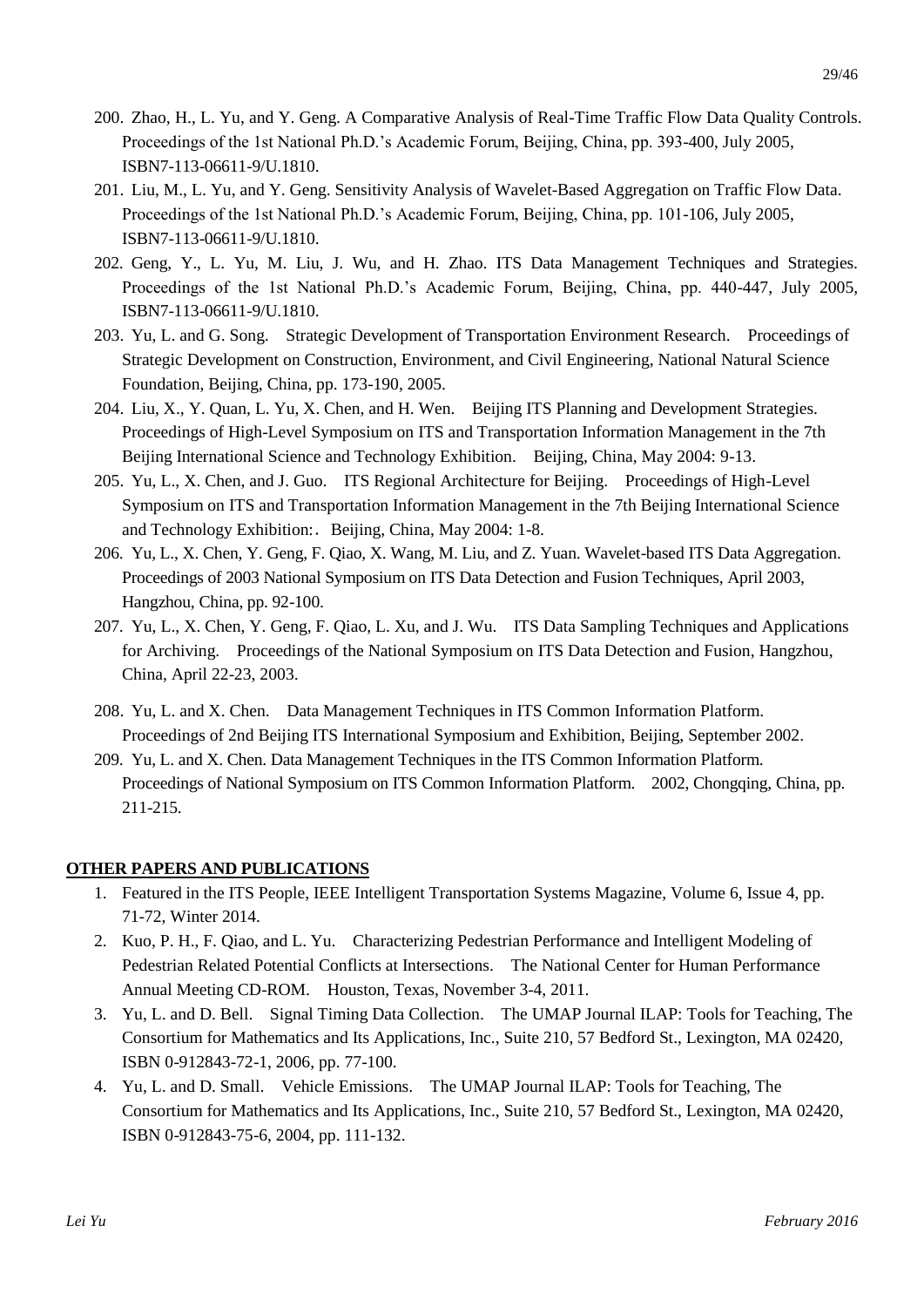200. Zhao, H., L. Yu, and Y. Geng. A Comparative Analysis of Real-Time Traffic Flow Data Quality Controls. Proceedings of the 1st National Ph.D.'s Academic Forum, Beijing, China, pp. 393-400, July 2005, ISBN7-113-06611-9/U.1810.

201. Liu, M., L. Yu, and Y. Geng. Sensitivity Analysis of Wavelet-Based Aggregation on Traffic Flow Data. Proceedings of the 1st National Ph.D.'s Academic Forum, Beijing, China, pp. 101-106, July 2005, ISBN7-113-06611-9/U.1810.

202. Geng, Y., L. Yu, M. Liu, J. Wu, and H. Zhao. ITS Data Management Techniques and Strategies. Proceedings of the 1st National Ph.D.'s Academic Forum, Beijing, China, pp. 440-447, July 2005, ISBN7-113-06611-9/U.1810.

203. Yu, L. and G. Song. Strategic Development of Transportation Environment Research. Proceedings of Strategic Development on Construction, Environment, and Civil Engineering, National Natural Science Foundation, Beijing, China, pp. 173-190, 2005.

204. Liu, X., Y. Quan, L. Yu, X. Chen, and H. Wen. Beijing ITS Planning and Development Strategies. Proceedings of High-Level Symposium on ITS and Transportation Information Management in the 7th Beijing International Science and Technology Exhibition. Beijing, China, May 2004: 9-13.

205. Yu, L., X. Chen, and J. Guo. ITS Regional Architecture for Beijing. Proceedings of High-Level Symposium on ITS and Transportation Information Management in the 7th Beijing International Science and Technology Exhibition:. Beijing, China, May 2004: 1-8.

206. Yu, L., X. Chen, Y. Geng, F. Qiao, X. Wang, M. Liu, and Z. Yuan. Wavelet-based ITS Data Aggregation. Proceedings of 2003 National Symposium on ITS Data Detection and Fusion Techniques, April 2003, Hangzhou, China, pp. 92-100.

207. Yu, L., X. Chen, Y. Geng, F. Qiao, L. Xu, and J. Wu. ITS Data Sampling Techniques and Applications for Archiving. Proceedings of the National Symposium on ITS Data Detection and Fusion, Hangzhou, China, April 22-23, 2003.

208. Yu, L. and X. Chen. Data Management Techniques in ITS Common Information Platform. Proceedings of 2nd Beijing ITS International Symposium and Exhibition, Beijing, September 2002.

209. Yu, L. and X. Chen. Data Management Techniques in the ITS Common Information Platform. Proceedings of National Symposium on ITS Common Information Platform. 2002, Chongqing, China, pp. 211-215.

## OTHER PAPERS AND PUBLICATIONS

1. Featured in the ITS People, IEEE Intelligent Transportation Systems Magazine, Volume 6, Issue 4, pp. 71-72, Winter 2014.
2. Kuo, P. H., F. Qiao, and L. Yu. Characterizing Pedestrian Performance and Intelligent Modeling of Pedestrian Related Potential Conflicts at Intersections. The National Center for Human Performance Annual Meeting CD-ROM. Houston, Texas, November 3-4, 2011.
3. Yu, L. and D. Bell. Signal Timing Data Collection. The UMAP Journal ILAP: Tools for Teaching, The Consortium for Mathematics and Its Applications, Inc., Suite 210, 57 Bedford St., Lexington, MA 02420, ISBN 0-912843-72-1, 2006, pp. 77-100.
4. Yu, L. and D. Small. Vehicle Emissions. The UMAP Journal ILAP: Tools for Teaching, The Consortium for Mathematics and Its Applications, Inc., Suite 210, 57 Bedford St., Lexington, MA 02420, ISBN 0-912843-75-6, 2004, pp. 111-132.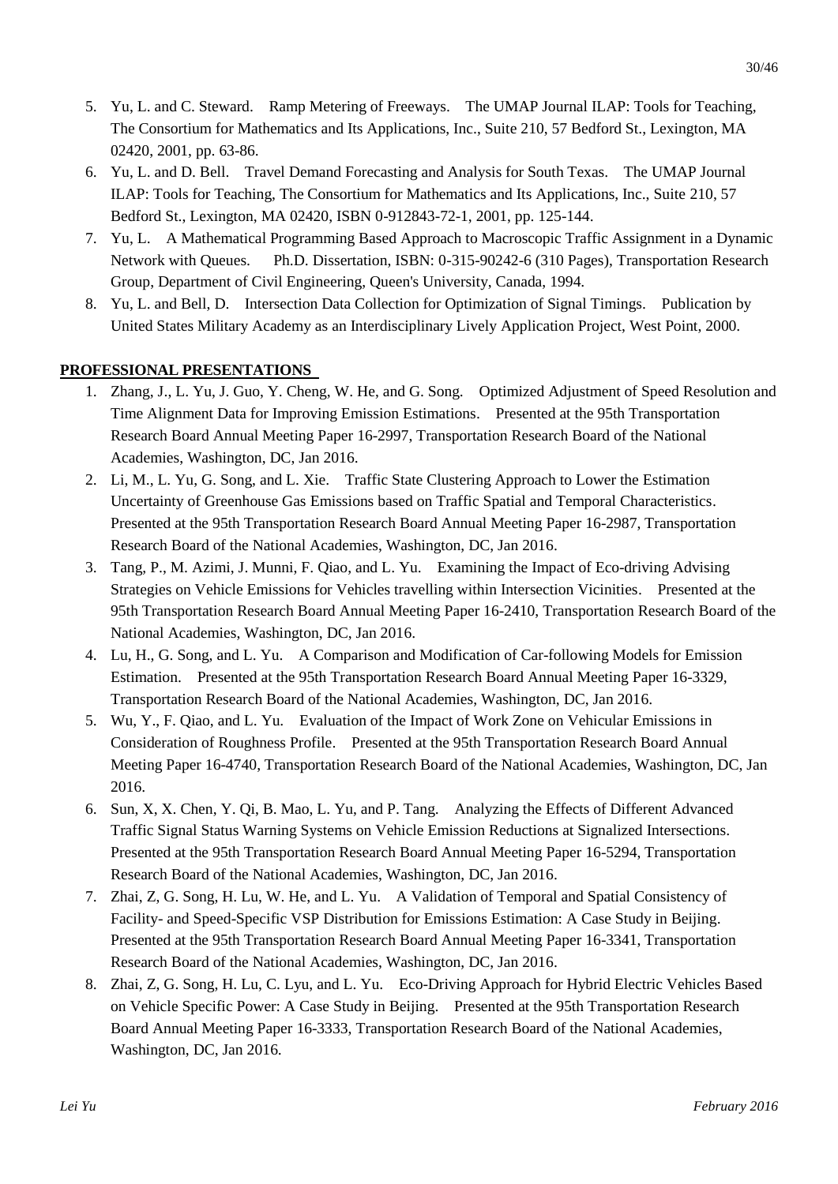5. Yu, L. and C. Steward. Ramp Metering of Freeways. The UMAP Journal ILAP: Tools for Teaching, The Consortium for Mathematics and Its Applications, Inc., Suite 210, 57 Bedford St., Lexington, MA 02420, 2001, pp. 63-86.
6. Yu, L. and D. Bell. Travel Demand Forecasting and Analysis for South Texas. The UMAP Journal ILAP: Tools for Teaching, The Consortium for Mathematics and Its Applications, Inc., Suite 210, 57 Bedford St., Lexington, MA 02420, ISBN 0-912843-72-1, 2001, pp. 125-144.
7. Yu, L. A Mathematical Programming Based Approach to Macroscopic Traffic Assignment in a Dynamic Network with Queues. Ph.D. Dissertation, ISBN: 0-315-90242-6 (310 Pages), Transportation Research Group, Department of Civil Engineering, Queen's University, Canada, 1994.
8. Yu, L. and Bell, D. Intersection Data Collection for Optimization of Signal Timings. Publication by United States Military Academy as an Interdisciplinary Lively Application Project, West Point, 2000.

**PROFESSIONAL PRESENTATIONS**

1. Zhang, J., L. Yu, J. Guo, Y. Cheng, W. He, and G. Song. Optimized Adjustment of Speed Resolution and Time Alignment Data for Improving Emission Estimations. Presented at the 95th Transportation Research Board Annual Meeting Paper 16-2997, Transportation Research Board of the National Academies, Washington, DC, Jan 2016.
2. Li, M., L. Yu, G. Song, and L. Xie. Traffic State Clustering Approach to Lower the Estimation Uncertainty of Greenhouse Gas Emissions based on Traffic Spatial and Temporal Characteristics. Presented at the 95th Transportation Research Board Annual Meeting Paper 16-2987, Transportation Research Board of the National Academies, Washington, DC, Jan 2016.
3. Tang, P., M. Azimi, J. Munni, F. Qiao, and L. Yu. Examining the Impact of Eco-driving Advising Strategies on Vehicle Emissions for Vehicles travelling within Intersection Vicinities. Presented at the 95th Transportation Research Board Annual Meeting Paper 16-2410, Transportation Research Board of the National Academies, Washington, DC, Jan 2016.
4. Lu, H., G. Song, and L. Yu. A Comparison and Modification of Car-following Models for Emission Estimation. Presented at the 95th Transportation Research Board Annual Meeting Paper 16-3329, Transportation Research Board of the National Academies, Washington, DC, Jan 2016.
5. Wu, Y., F. Qiao, and L. Yu. Evaluation of the Impact of Work Zone on Vehicular Emissions in Consideration of Roughness Profile. Presented at the 95th Transportation Research Board Annual Meeting Paper 16-4740, Transportation Research Board of the National Academies, Washington, DC, Jan 2016.
6. Sun, X, X. Chen, Y. Qi, B. Mao, L. Yu, and P. Tang. Analyzing the Effects of Different Advanced Traffic Signal Status Warning Systems on Vehicle Emission Reductions at Signalized Intersections. Presented at the 95th Transportation Research Board Annual Meeting Paper 16-5294, Transportation Research Board of the National Academies, Washington, DC, Jan 2016.
7. Zhai, Z, G. Song, H. Lu, W. He, and L. Yu. A Validation of Temporal and Spatial Consistency of Facility- and Speed-Specific VSP Distribution for Emissions Estimation: A Case Study in Beijing. Presented at the 95th Transportation Research Board Annual Meeting Paper 16-3341, Transportation Research Board of the National Academies, Washington, DC, Jan 2016.
8. Zhai, Z, G. Song, H. Lu, C. Lyu, and L. Yu. Eco-Driving Approach for Hybrid Electric Vehicles Based on Vehicle Specific Power: A Case Study in Beijing. Presented at the 95th Transportation Research Board Annual Meeting Paper 16-3333, Transportation Research Board of the National Academies, Washington, DC, Jan 2016.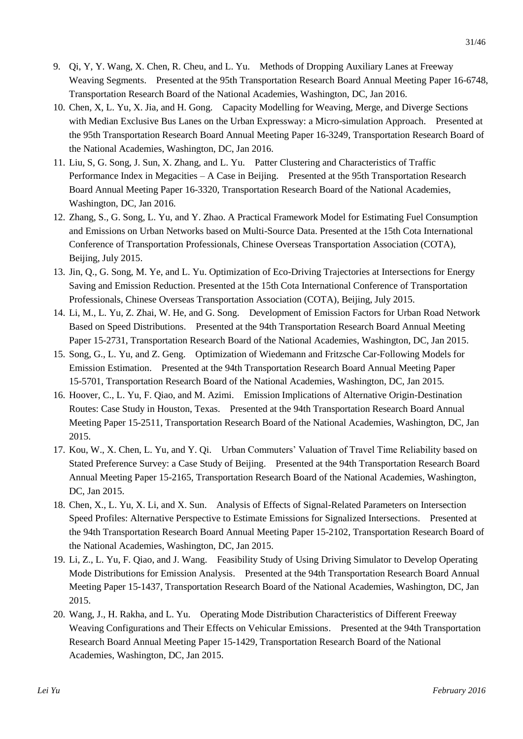9. Qi, Y, Y. Wang, X. Chen, R. Cheu, and L. Yu. Methods of Dropping Auxiliary Lanes at Freeway Weaving Segments. Presented at the 95th Transportation Research Board Annual Meeting Paper 16-6748, Transportation Research Board of the National Academies, Washington, DC, Jan 2016.
10. Chen, X, L. Yu, X. Jia, and H. Gong. Capacity Modelling for Weaving, Merge, and Diverge Sections with Median Exclusive Bus Lanes on the Urban Expressway: a Micro-simulation Approach. Presented at the 95th Transportation Research Board Annual Meeting Paper 16-3249, Transportation Research Board of the National Academies, Washington, DC, Jan 2016.
11. Liu, S, G. Song, J. Sun, X. Zhang, and L. Yu. Patter Clustering and Characteristics of Traffic Performance Index in Megacities – A Case in Beijing. Presented at the 95th Transportation Research Board Annual Meeting Paper 16-3320, Transportation Research Board of the National Academies, Washington, DC, Jan 2016.
12. Zhang, S., G. Song, L. Yu, and Y. Zhao. A Practical Framework Model for Estimating Fuel Consumption and Emissions on Urban Networks based on Multi-Source Data. Presented at the 15th Cota International Conference of Transportation Professionals, Chinese Overseas Transportation Association (COTA), Beijing, July 2015.
13. Jin, Q., G. Song, M. Ye, and L. Yu. Optimization of Eco-Driving Trajectories at Intersections for Energy Saving and Emission Reduction. Presented at the 15th Cota International Conference of Transportation Professionals, Chinese Overseas Transportation Association (COTA), Beijing, July 2015.
14. Li, M., L. Yu, Z. Zhai, W. He, and G. Song. Development of Emission Factors for Urban Road Network Based on Speed Distributions. Presented at the 94th Transportation Research Board Annual Meeting Paper 15-2731, Transportation Research Board of the National Academies, Washington, DC, Jan 2015.
15. Song, G., L. Yu, and Z. Geng. Optimization of Wiedemann and Fritzsche Car-Following Models for Emission Estimation. Presented at the 94th Transportation Research Board Annual Meeting Paper 15-5701, Transportation Research Board of the National Academies, Washington, DC, Jan 2015.
16. Hoover, C., L. Yu, F. Qiao, and M. Azimi. Emission Implications of Alternative Origin-Destination Routes: Case Study in Houston, Texas. Presented at the 94th Transportation Research Board Annual Meeting Paper 15-2511, Transportation Research Board of the National Academies, Washington, DC, Jan 2015.
17. Kou, W., X. Chen, L. Yu, and Y. Qi. Urban Commuters' Valuation of Travel Time Reliability based on Stated Preference Survey: a Case Study of Beijing. Presented at the 94th Transportation Research Board Annual Meeting Paper 15-2165, Transportation Research Board of the National Academies, Washington, DC, Jan 2015.
18. Chen, X., L. Yu, X. Li, and X. Sun. Analysis of Effects of Signal-Related Parameters on Intersection Speed Profiles: Alternative Perspective to Estimate Emissions for Signalized Intersections. Presented at the 94th Transportation Research Board Annual Meeting Paper 15-2102, Transportation Research Board of the National Academies, Washington, DC, Jan 2015.
19. Li, Z., L. Yu, F. Qiao, and J. Wang. Feasibility Study of Using Driving Simulator to Develop Operating Mode Distributions for Emission Analysis. Presented at the 94th Transportation Research Board Annual Meeting Paper 15-1437, Transportation Research Board of the National Academies, Washington, DC, Jan 2015.
20. Wang, J., H. Rakha, and L. Yu. Operating Mode Distribution Characteristics of Different Freeway Weaving Configurations and Their Effects on Vehicular Emissions. Presented at the 94th Transportation Research Board Annual Meeting Paper 15-1429, Transportation Research Board of the National Academies, Washington, DC, Jan 2015.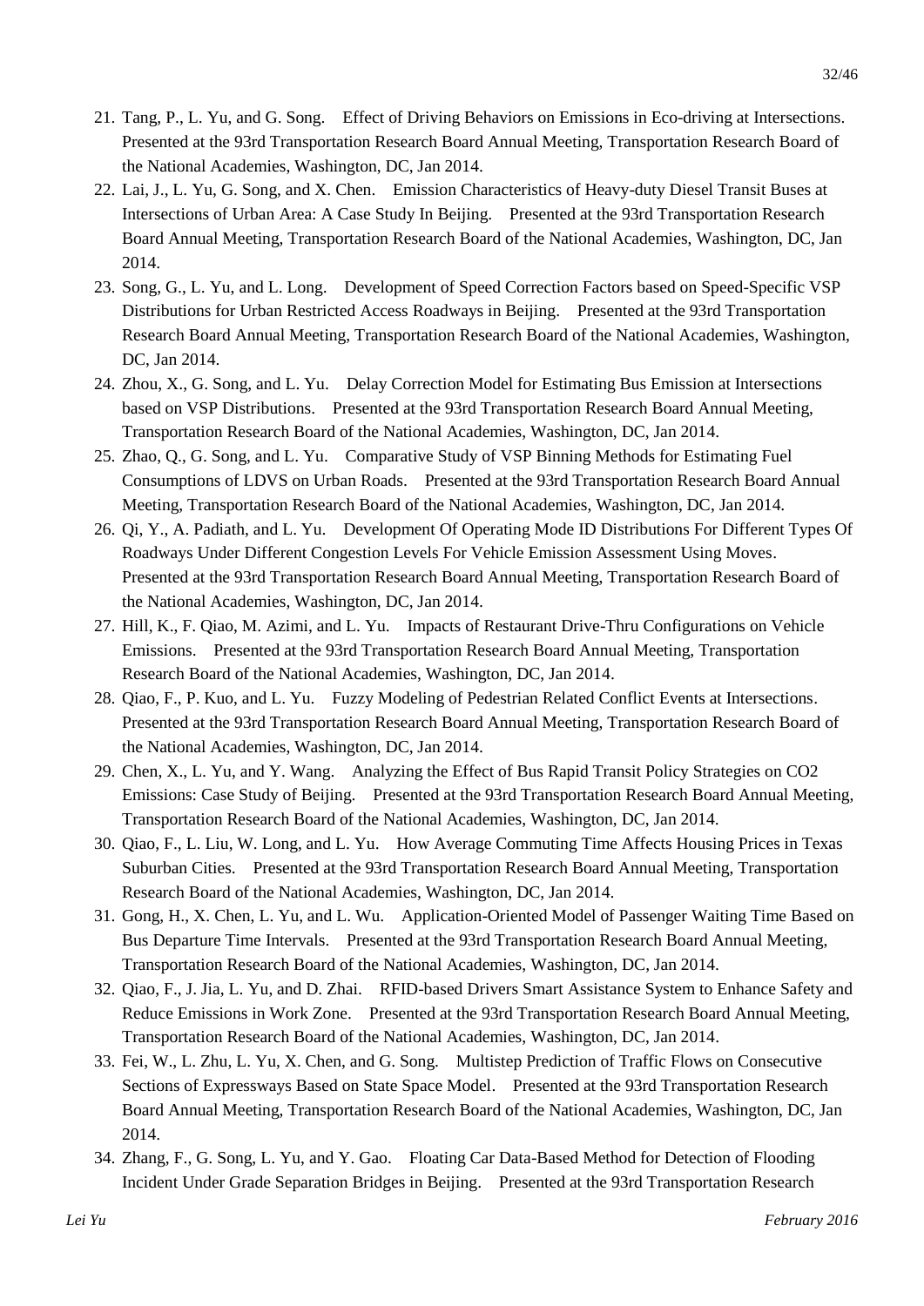21. Tang, P., L. Yu, and G. Song. Effect of Driving Behaviors on Emissions in Eco-driving at Intersections. Presented at the 93rd Transportation Research Board Annual Meeting, Transportation Research Board of the National Academies, Washington, DC, Jan 2014.
22. Lai, J., L. Yu, G. Song, and X. Chen. Emission Characteristics of Heavy-duty Diesel Transit Buses at Intersections of Urban Area: A Case Study In Beijing. Presented at the 93rd Transportation Research Board Annual Meeting, Transportation Research Board of the National Academies, Washington, DC, Jan 2014.
23. Song, G., L. Yu, and L. Long. Development of Speed Correction Factors based on Speed-Specific VSP Distributions for Urban Restricted Access Roadways in Beijing. Presented at the 93rd Transportation Research Board Annual Meeting, Transportation Research Board of the National Academies, Washington, DC, Jan 2014.
24. Zhou, X., G. Song, and L. Yu. Delay Correction Model for Estimating Bus Emission at Intersections based on VSP Distributions. Presented at the 93rd Transportation Research Board Annual Meeting, Transportation Research Board of the National Academies, Washington, DC, Jan 2014.
25. Zhao, Q., G. Song, and L. Yu. Comparative Study of VSP Binning Methods for Estimating Fuel Consumptions of LDVS on Urban Roads. Presented at the 93rd Transportation Research Board Annual Meeting, Transportation Research Board of the National Academies, Washington, DC, Jan 2014.
26. Qi, Y., A. Padiath, and L. Yu. Development Of Operating Mode ID Distributions For Different Types Of Roadways Under Different Congestion Levels For Vehicle Emission Assessment Using Moves. Presented at the 93rd Transportation Research Board Annual Meeting, Transportation Research Board of the National Academies, Washington, DC, Jan 2014.
27. Hill, K., F. Qiao, M. Azimi, and L. Yu. Impacts of Restaurant Drive-Thru Configurations on Vehicle Emissions. Presented at the 93rd Transportation Research Board Annual Meeting, Transportation Research Board of the National Academies, Washington, DC, Jan 2014.
28. Qiao, F., P. Kuo, and L. Yu. Fuzzy Modeling of Pedestrian Related Conflict Events at Intersections. Presented at the 93rd Transportation Research Board Annual Meeting, Transportation Research Board of the National Academies, Washington, DC, Jan 2014.
29. Chen, X., L. Yu, and Y. Wang. Analyzing the Effect of Bus Rapid Transit Policy Strategies on CO2 Emissions: Case Study of Beijing. Presented at the 93rd Transportation Research Board Annual Meeting, Transportation Research Board of the National Academies, Washington, DC, Jan 2014.
30. Qiao, F., L. Liu, W. Long, and L. Yu. How Average Commuting Time Affects Housing Prices in Texas Suburban Cities. Presented at the 93rd Transportation Research Board Annual Meeting, Transportation Research Board of the National Academies, Washington, DC, Jan 2014.
31. Gong, H., X. Chen, L. Yu, and L. Wu. Application-Oriented Model of Passenger Waiting Time Based on Bus Departure Time Intervals. Presented at the 93rd Transportation Research Board Annual Meeting, Transportation Research Board of the National Academies, Washington, DC, Jan 2014.
32. Qiao, F., J. Jia, L. Yu, and D. Zhai. RFID-based Drivers Smart Assistance System to Enhance Safety and Reduce Emissions in Work Zone. Presented at the 93rd Transportation Research Board Annual Meeting, Transportation Research Board of the National Academies, Washington, DC, Jan 2014.
33. Fei, W., L. Zhu, L. Yu, X. Chen, and G. Song. Multistep Prediction of Traffic Flows on Consecutive Sections of Expressways Based on State Space Model. Presented at the 93rd Transportation Research Board Annual Meeting, Transportation Research Board of the National Academies, Washington, DC, Jan 2014.
34. Zhang, F., G. Song, L. Yu, and Y. Gao. Floating Car Data-Based Method for Detection of Flooding Incident Under Grade Separation Bridges in Beijing. Presented at the 93rd Transportation Research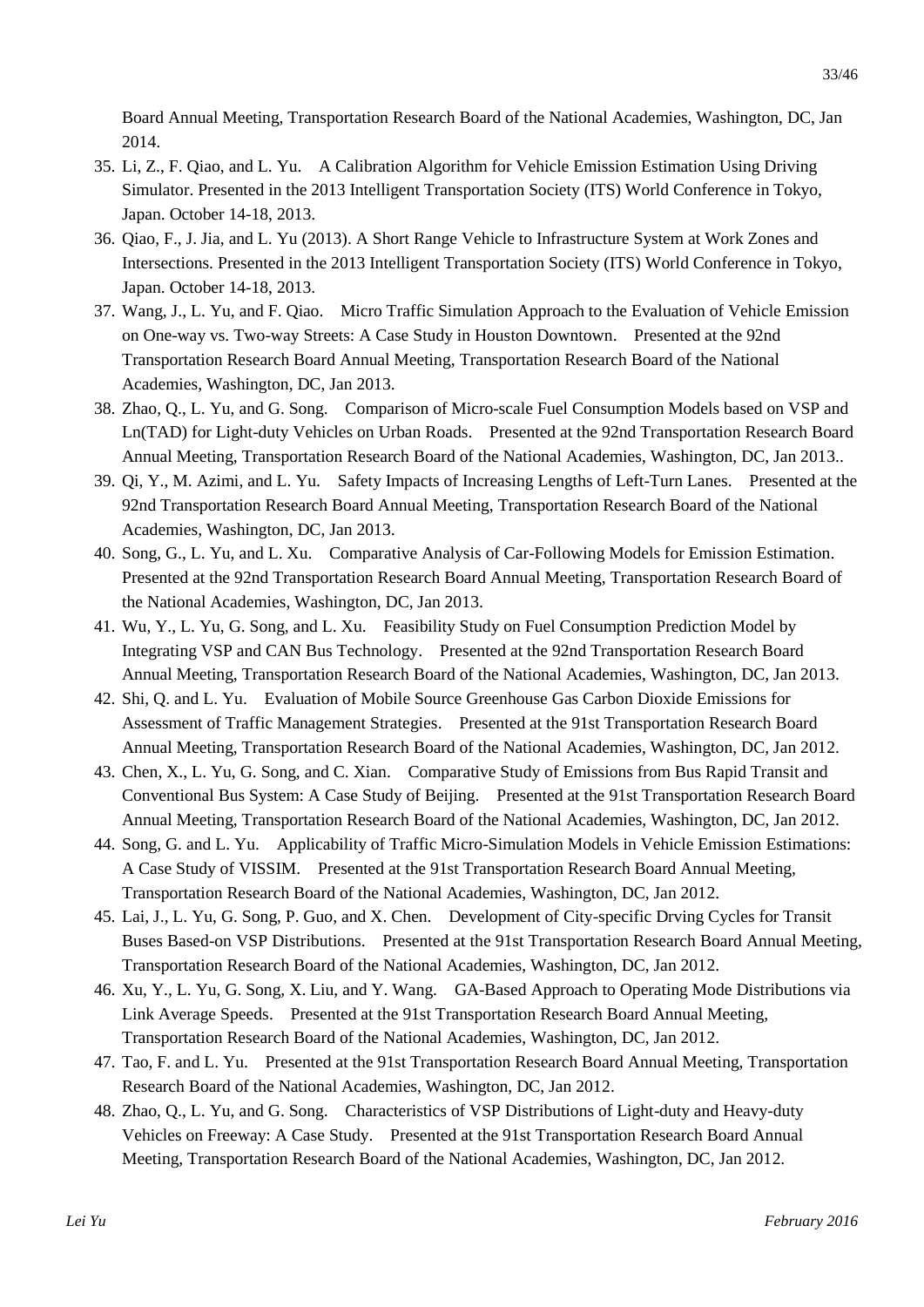Board Annual Meeting, Transportation Research Board of the National Academies, Washington, DC, Jan 2014.

35. Li, Z., F. Qiao, and L. Yu. A Calibration Algorithm for Vehicle Emission Estimation Using Driving Simulator. Presented in the 2013 Intelligent Transportation Society (ITS) World Conference in Tokyo, Japan. October 14-18, 2013.
36. Qiao, F., J. Jia, and L. Yu (2013). A Short Range Vehicle to Infrastructure System at Work Zones and Intersections. Presented in the 2013 Intelligent Transportation Society (ITS) World Conference in Tokyo, Japan. October 14-18, 2013.
37. Wang, J., L. Yu, and F. Qiao. Micro Traffic Simulation Approach to the Evaluation of Vehicle Emission on One-way vs. Two-way Streets: A Case Study in Houston Downtown. Presented at the 92nd Transportation Research Board Annual Meeting, Transportation Research Board of the National Academies, Washington, DC, Jan 2013.
38. Zhao, Q., L. Yu, and G. Song. Comparison of Micro-scale Fuel Consumption Models based on VSP and Ln(TAD) for Light-duty Vehicles on Urban Roads. Presented at the 92nd Transportation Research Board Annual Meeting, Transportation Research Board of the National Academies, Washington, DC, Jan 2013..
39. Qi, Y., M. Azimi, and L. Yu. Safety Impacts of Increasing Lengths of Left-Turn Lanes. Presented at the 92nd Transportation Research Board Annual Meeting, Transportation Research Board of the National Academies, Washington, DC, Jan 2013.
40. Song, G., L. Yu, and L. Xu. Comparative Analysis of Car-Following Models for Emission Estimation. Presented at the 92nd Transportation Research Board Annual Meeting, Transportation Research Board of the National Academies, Washington, DC, Jan 2013.
41. Wu, Y., L. Yu, G. Song, and L. Xu. Feasibility Study on Fuel Consumption Prediction Model by Integrating VSP and CAN Bus Technology. Presented at the 92nd Transportation Research Board Annual Meeting, Transportation Research Board of the National Academies, Washington, DC, Jan 2013.
42. Shi, Q. and L. Yu. Evaluation of Mobile Source Greenhouse Gas Carbon Dioxide Emissions for Assessment of Traffic Management Strategies. Presented at the 91st Transportation Research Board Annual Meeting, Transportation Research Board of the National Academies, Washington, DC, Jan 2012.
43. Chen, X., L. Yu, G. Song, and C. Xian. Comparative Study of Emissions from Bus Rapid Transit and Conventional Bus System: A Case Study of Beijing. Presented at the 91st Transportation Research Board Annual Meeting, Transportation Research Board of the National Academies, Washington, DC, Jan 2012.
44. Song, G. and L. Yu. Applicability of Traffic Micro-Simulation Models in Vehicle Emission Estimations: A Case Study of VISSIM. Presented at the 91st Transportation Research Board Annual Meeting, Transportation Research Board of the National Academies, Washington, DC, Jan 2012.
45. Lai, J., L. Yu, G. Song, P. Guo, and X. Chen. Development of City-specific Drving Cycles for Transit Buses Based-on VSP Distributions. Presented at the 91st Transportation Research Board Annual Meeting, Transportation Research Board of the National Academies, Washington, DC, Jan 2012.
46. Xu, Y., L. Yu, G. Song, X. Liu, and Y. Wang. GA-Based Approach to Operating Mode Distributions via Link Average Speeds. Presented at the 91st Transportation Research Board Annual Meeting, Transportation Research Board of the National Academies, Washington, DC, Jan 2012.
47. Tao, F. and L. Yu. Presented at the 91st Transportation Research Board Annual Meeting, Transportation Research Board of the National Academies, Washington, DC, Jan 2012.
48. Zhao, Q., L. Yu, and G. Song. Characteristics of VSP Distributions of Light-duty and Heavy-duty Vehicles on Freeway: A Case Study. Presented at the 91st Transportation Research Board Annual Meeting, Transportation Research Board of the National Academies, Washington, DC, Jan 2012.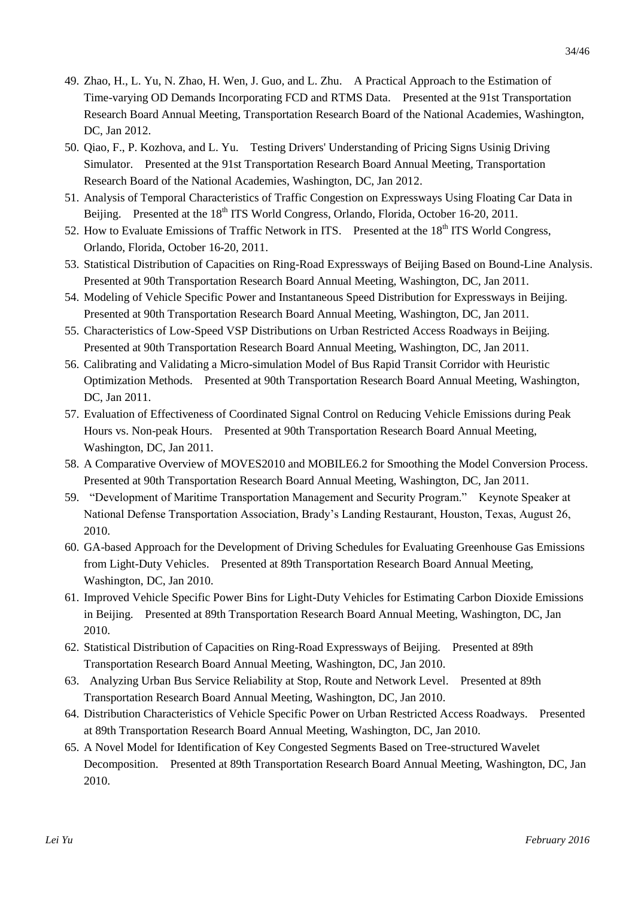49. Zhao, H., L. Yu, N. Zhao, H. Wen, J. Guo, and L. Zhu. A Practical Approach to the Estimation of Time-varying OD Demands Incorporating FCD and RTMS Data. Presented at the 91st Transportation Research Board Annual Meeting, Transportation Research Board of the National Academies, Washington, DC, Jan 2012.
50. Qiao, F., P. Kozhova, and L. Yu. Testing Drivers' Understanding of Pricing Signs Usinig Driving Simulator. Presented at the 91st Transportation Research Board Annual Meeting, Transportation Research Board of the National Academies, Washington, DC, Jan 2012.
51. Analysis of Temporal Characteristics of Traffic Congestion on Expressways Using Floating Car Data in Beijing. Presented at the 18th ITS World Congress, Orlando, Florida, October 16-20, 2011.
52. How to Evaluate Emissions of Traffic Network in ITS. Presented at the 18th ITS World Congress, Orlando, Florida, October 16-20, 2011.
53. Statistical Distribution of Capacities on Ring-Road Expressways of Beijing Based on Bound-Line Analysis. Presented at 90th Transportation Research Board Annual Meeting, Washington, DC, Jan 2011.
54. Modeling of Vehicle Specific Power and Instantaneous Speed Distribution for Expressways in Beijing. Presented at 90th Transportation Research Board Annual Meeting, Washington, DC, Jan 2011.
55. Characteristics of Low-Speed VSP Distributions on Urban Restricted Access Roadways in Beijing. Presented at 90th Transportation Research Board Annual Meeting, Washington, DC, Jan 2011.
56. Calibrating and Validating a Micro-simulation Model of Bus Rapid Transit Corridor with Heuristic Optimization Methods. Presented at 90th Transportation Research Board Annual Meeting, Washington, DC, Jan 2011.
57. Evaluation of Effectiveness of Coordinated Signal Control on Reducing Vehicle Emissions during Peak Hours vs. Non-peak Hours. Presented at 90th Transportation Research Board Annual Meeting, Washington, DC, Jan 2011.
58. A Comparative Overview of MOVES2010 and MOBILE6.2 for Smoothing the Model Conversion Process. Presented at 90th Transportation Research Board Annual Meeting, Washington, DC, Jan 2011.
59. "Development of Maritime Transportation Management and Security Program." Keynote Speaker at National Defense Transportation Association, Brady's Landing Restaurant, Houston, Texas, August 26, 2010.
60. GA-based Approach for the Development of Driving Schedules for Evaluating Greenhouse Gas Emissions from Light-Duty Vehicles. Presented at 89th Transportation Research Board Annual Meeting, Washington, DC, Jan 2010.
61. Improved Vehicle Specific Power Bins for Light-Duty Vehicles for Estimating Carbon Dioxide Emissions in Beijing. Presented at 89th Transportation Research Board Annual Meeting, Washington, DC, Jan 2010.
62. Statistical Distribution of Capacities on Ring-Road Expressways of Beijing. Presented at 89th Transportation Research Board Annual Meeting, Washington, DC, Jan 2010.
63. Analyzing Urban Bus Service Reliability at Stop, Route and Network Level. Presented at 89th Transportation Research Board Annual Meeting, Washington, DC, Jan 2010.
64. Distribution Characteristics of Vehicle Specific Power on Urban Restricted Access Roadways. Presented at 89th Transportation Research Board Annual Meeting, Washington, DC, Jan 2010.
65. A Novel Model for Identification of Key Congested Segments Based on Tree-structured Wavelet Decomposition. Presented at 89th Transportation Research Board Annual Meeting, Washington, DC, Jan 2010.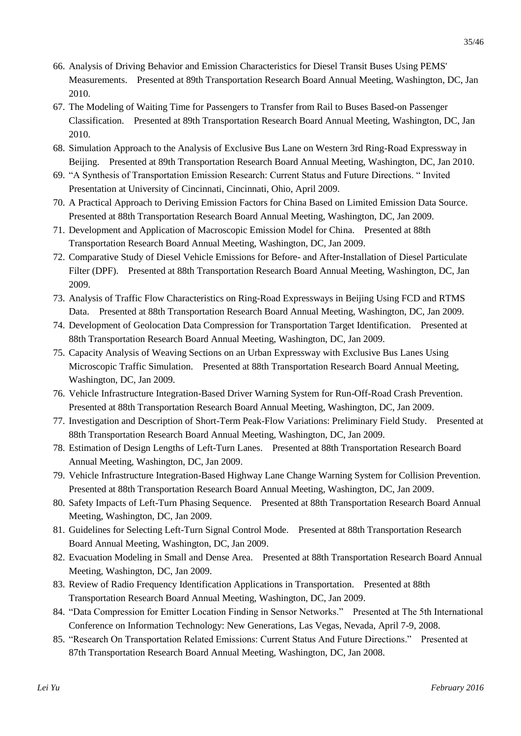66. Analysis of Driving Behavior and Emission Characteristics for Diesel Transit Buses Using PEMS' Measurements. Presented at 89th Transportation Research Board Annual Meeting, Washington, DC, Jan 2010.
67. The Modeling of Waiting Time for Passengers to Transfer from Rail to Buses Based-on Passenger Classification. Presented at 89th Transportation Research Board Annual Meeting, Washington, DC, Jan 2010.
68. Simulation Approach to the Analysis of Exclusive Bus Lane on Western 3rd Ring-Road Expressway in Beijing. Presented at 89th Transportation Research Board Annual Meeting, Washington, DC, Jan 2010.
69. "A Synthesis of Transportation Emission Research: Current Status and Future Directions. " Invited Presentation at University of Cincinnati, Cincinnati, Ohio, April 2009.
70. A Practical Approach to Deriving Emission Factors for China Based on Limited Emission Data Source. Presented at 88th Transportation Research Board Annual Meeting, Washington, DC, Jan 2009.
71. Development and Application of Macroscopic Emission Model for China. Presented at 88th Transportation Research Board Annual Meeting, Washington, DC, Jan 2009.
72. Comparative Study of Diesel Vehicle Emissions for Before- and After-Installation of Diesel Particulate Filter (DPF). Presented at 88th Transportation Research Board Annual Meeting, Washington, DC, Jan 2009.
73. Analysis of Traffic Flow Characteristics on Ring-Road Expressways in Beijing Using FCD and RTMS Data. Presented at 88th Transportation Research Board Annual Meeting, Washington, DC, Jan 2009.
74. Development of Geolocation Data Compression for Transportation Target Identification. Presented at 88th Transportation Research Board Annual Meeting, Washington, DC, Jan 2009.
75. Capacity Analysis of Weaving Sections on an Urban Expressway with Exclusive Bus Lanes Using Microscopic Traffic Simulation. Presented at 88th Transportation Research Board Annual Meeting, Washington, DC, Jan 2009.
76. Vehicle Infrastructure Integration-Based Driver Warning System for Run-Off-Road Crash Prevention. Presented at 88th Transportation Research Board Annual Meeting, Washington, DC, Jan 2009.
77. Investigation and Description of Short-Term Peak-Flow Variations: Preliminary Field Study. Presented at 88th Transportation Research Board Annual Meeting, Washington, DC, Jan 2009.
78. Estimation of Design Lengths of Left-Turn Lanes. Presented at 88th Transportation Research Board Annual Meeting, Washington, DC, Jan 2009.
79. Vehicle Infrastructure Integration-Based Highway Lane Change Warning System for Collision Prevention. Presented at 88th Transportation Research Board Annual Meeting, Washington, DC, Jan 2009.
80. Safety Impacts of Left-Turn Phasing Sequence. Presented at 88th Transportation Research Board Annual Meeting, Washington, DC, Jan 2009.
81. Guidelines for Selecting Left-Turn Signal Control Mode. Presented at 88th Transportation Research Board Annual Meeting, Washington, DC, Jan 2009.
82. Evacuation Modeling in Small and Dense Area. Presented at 88th Transportation Research Board Annual Meeting, Washington, DC, Jan 2009.
83. Review of Radio Frequency Identification Applications in Transportation. Presented at 88th Transportation Research Board Annual Meeting, Washington, DC, Jan 2009.
84. "Data Compression for Emitter Location Finding in Sensor Networks." Presented at The 5th International Conference on Information Technology: New Generations, Las Vegas, Nevada, April 7-9, 2008.
85. "Research On Transportation Related Emissions: Current Status And Future Directions." Presented at 87th Transportation Research Board Annual Meeting, Washington, DC, Jan 2008.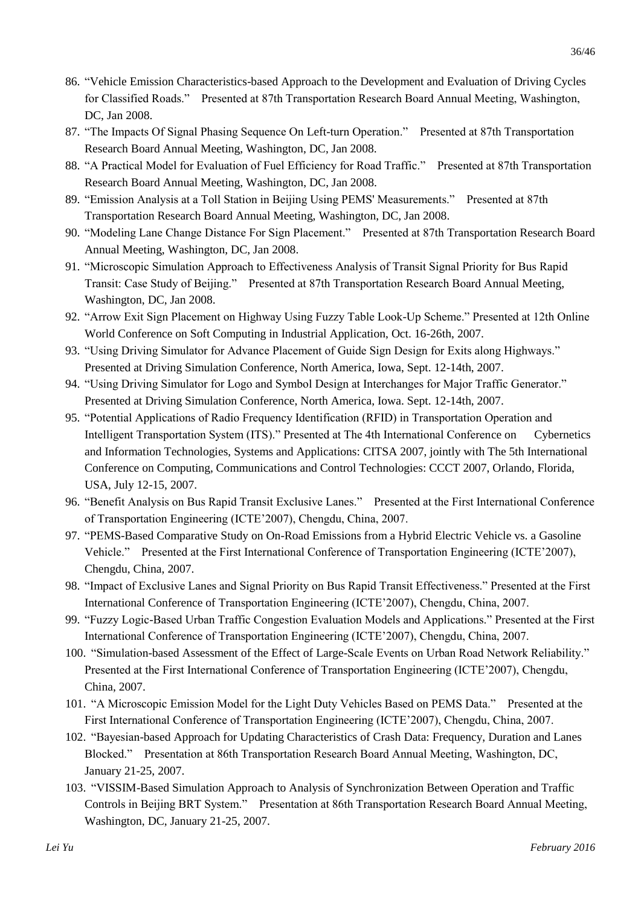86. "Vehicle Emission Characteristics-based Approach to the Development and Evaluation of Driving Cycles for Classified Roads." Presented at 87th Transportation Research Board Annual Meeting, Washington, DC, Jan 2008.
87. "The Impacts Of Signal Phasing Sequence On Left-turn Operation." Presented at 87th Transportation Research Board Annual Meeting, Washington, DC, Jan 2008.
88. "A Practical Model for Evaluation of Fuel Efficiency for Road Traffic." Presented at 87th Transportation Research Board Annual Meeting, Washington, DC, Jan 2008.
89. "Emission Analysis at a Toll Station in Beijing Using PEMS' Measurements." Presented at 87th Transportation Research Board Annual Meeting, Washington, DC, Jan 2008.
90. "Modeling Lane Change Distance For Sign Placement." Presented at 87th Transportation Research Board Annual Meeting, Washington, DC, Jan 2008.
91. "Microscopic Simulation Approach to Effectiveness Analysis of Transit Signal Priority for Bus Rapid Transit: Case Study of Beijing." Presented at 87th Transportation Research Board Annual Meeting, Washington, DC, Jan 2008.
92. "Arrow Exit Sign Placement on Highway Using Fuzzy Table Look-Up Scheme." Presented at 12th Online World Conference on Soft Computing in Industrial Application, Oct. 16-26th, 2007.
93. "Using Driving Simulator for Advance Placement of Guide Sign Design for Exits along Highways." Presented at Driving Simulation Conference, North America, Iowa, Sept. 12-14th, 2007.
94. "Using Driving Simulator for Logo and Symbol Design at Interchanges for Major Traffic Generator." Presented at Driving Simulation Conference, North America, Iowa. Sept. 12-14th, 2007.
95. "Potential Applications of Radio Frequency Identification (RFID) in Transportation Operation and Intelligent Transportation System (ITS)." Presented at The 4th International Conference on Cybernetics and Information Technologies, Systems and Applications: CITSA 2007, jointly with The 5th International Conference on Computing, Communications and Control Technologies: CCCT 2007, Orlando, Florida, USA, July 12-15, 2007.
96. "Benefit Analysis on Bus Rapid Transit Exclusive Lanes." Presented at the First International Conference of Transportation Engineering (ICTE'2007), Chengdu, China, 2007.
97. "PEMS-Based Comparative Study on On-Road Emissions from a Hybrid Electric Vehicle vs. a Gasoline Vehicle." Presented at the First International Conference of Transportation Engineering (ICTE'2007), Chengdu, China, 2007.
98. "Impact of Exclusive Lanes and Signal Priority on Bus Rapid Transit Effectiveness." Presented at the First International Conference of Transportation Engineering (ICTE'2007), Chengdu, China, 2007.
99. "Fuzzy Logic-Based Urban Traffic Congestion Evaluation Models and Applications." Presented at the First International Conference of Transportation Engineering (ICTE'2007), Chengdu, China, 2007.
100. "Simulation-based Assessment of the Effect of Large-Scale Events on Urban Road Network Reliability." Presented at the First International Conference of Transportation Engineering (ICTE'2007), Chengdu, China, 2007.
101. "A Microscopic Emission Model for the Light Duty Vehicles Based on PEMS Data." Presented at the First International Conference of Transportation Engineering (ICTE'2007), Chengdu, China, 2007.
102. "Bayesian-based Approach for Updating Characteristics of Crash Data: Frequency, Duration and Lanes Blocked." Presentation at 86th Transportation Research Board Annual Meeting, Washington, DC, January 21-25, 2007.
103. "VISSIM-Based Simulation Approach to Analysis of Synchronization Between Operation and Traffic Controls in Beijing BRT System." Presentation at 86th Transportation Research Board Annual Meeting, Washington, DC, January 21-25, 2007.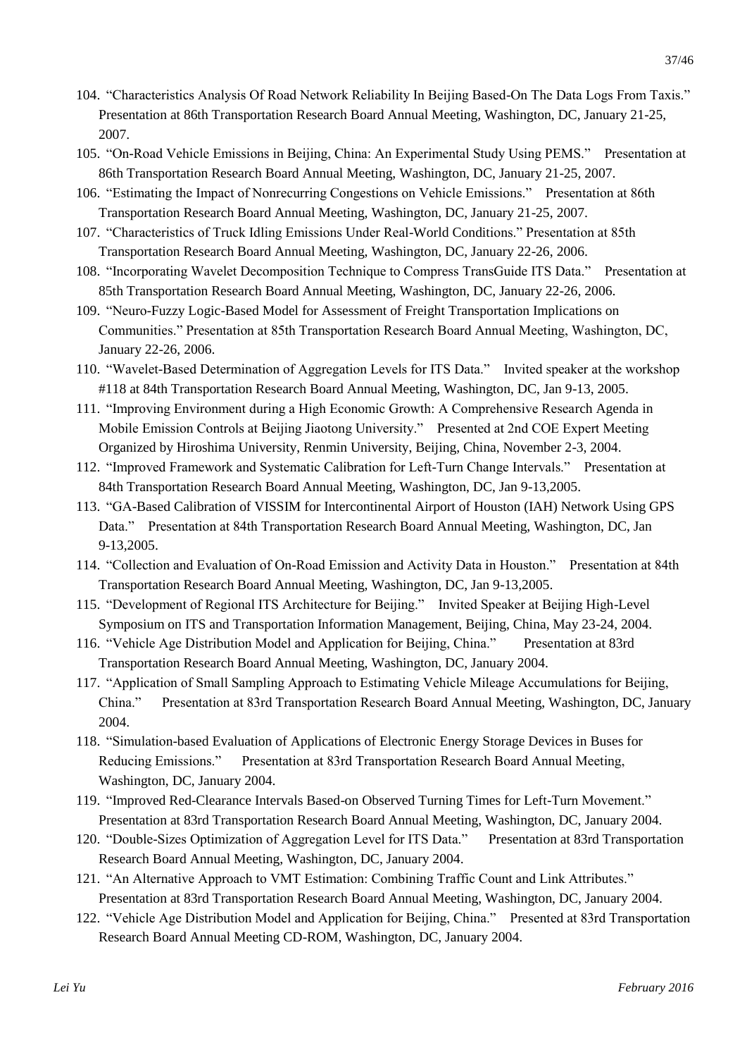104. "Characteristics Analysis Of Road Network Reliability In Beijing Based-On The Data Logs From Taxis." Presentation at 86th Transportation Research Board Annual Meeting, Washington, DC, January 21-25, 2007.
105. "On-Road Vehicle Emissions in Beijing, China: An Experimental Study Using PEMS." Presentation at 86th Transportation Research Board Annual Meeting, Washington, DC, January 21-25, 2007.
106. "Estimating the Impact of Nonrecurring Congestions on Vehicle Emissions." Presentation at 86th Transportation Research Board Annual Meeting, Washington, DC, January 21-25, 2007.
107. "Characteristics of Truck Idling Emissions Under Real-World Conditions." Presentation at 85th Transportation Research Board Annual Meeting, Washington, DC, January 22-26, 2006.
108. "Incorporating Wavelet Decomposition Technique to Compress TransGuide ITS Data." Presentation at 85th Transportation Research Board Annual Meeting, Washington, DC, January 22-26, 2006.
109. "Neuro-Fuzzy Logic-Based Model for Assessment of Freight Transportation Implications on Communities." Presentation at 85th Transportation Research Board Annual Meeting, Washington, DC, January 22-26, 2006.
110. "Wavelet-Based Determination of Aggregation Levels for ITS Data." Invited speaker at the workshop #118 at 84th Transportation Research Board Annual Meeting, Washington, DC, Jan 9-13, 2005.
111. "Improving Environment during a High Economic Growth: A Comprehensive Research Agenda in Mobile Emission Controls at Beijing Jiaotong University." Presented at 2nd COE Expert Meeting Organized by Hiroshima University, Renmin University, Beijing, China, November 2-3, 2004.
112. "Improved Framework and Systematic Calibration for Left-Turn Change Intervals." Presentation at 84th Transportation Research Board Annual Meeting, Washington, DC, Jan 9-13,2005.
113. "GA-Based Calibration of VISSIM for Intercontinental Airport of Houston (IAH) Network Using GPS Data." Presentation at 84th Transportation Research Board Annual Meeting, Washington, DC, Jan 9-13,2005.
114. "Collection and Evaluation of On-Road Emission and Activity Data in Houston." Presentation at 84th Transportation Research Board Annual Meeting, Washington, DC, Jan 9-13,2005.
115. "Development of Regional ITS Architecture for Beijing." Invited Speaker at Beijing High-Level Symposium on ITS and Transportation Information Management, Beijing, China, May 23-24, 2004.
116. "Vehicle Age Distribution Model and Application for Beijing, China." Presentation at 83rd Transportation Research Board Annual Meeting, Washington, DC, January 2004.
117. "Application of Small Sampling Approach to Estimating Vehicle Mileage Accumulations for Beijing, China." Presentation at 83rd Transportation Research Board Annual Meeting, Washington, DC, January 2004.
118. "Simulation-based Evaluation of Applications of Electronic Energy Storage Devices in Buses for Reducing Emissions." Presentation at 83rd Transportation Research Board Annual Meeting, Washington, DC, January 2004.
119. "Improved Red-Clearance Intervals Based-on Observed Turning Times for Left-Turn Movement." Presentation at 83rd Transportation Research Board Annual Meeting, Washington, DC, January 2004.
120. "Double-Sizes Optimization of Aggregation Level for ITS Data." Presentation at 83rd Transportation Research Board Annual Meeting, Washington, DC, January 2004.
121. "An Alternative Approach to VMT Estimation: Combining Traffic Count and Link Attributes." Presentation at 83rd Transportation Research Board Annual Meeting, Washington, DC, January 2004.
122. "Vehicle Age Distribution Model and Application for Beijing, China." Presented at 83rd Transportation Research Board Annual Meeting CD-ROM, Washington, DC, January 2004.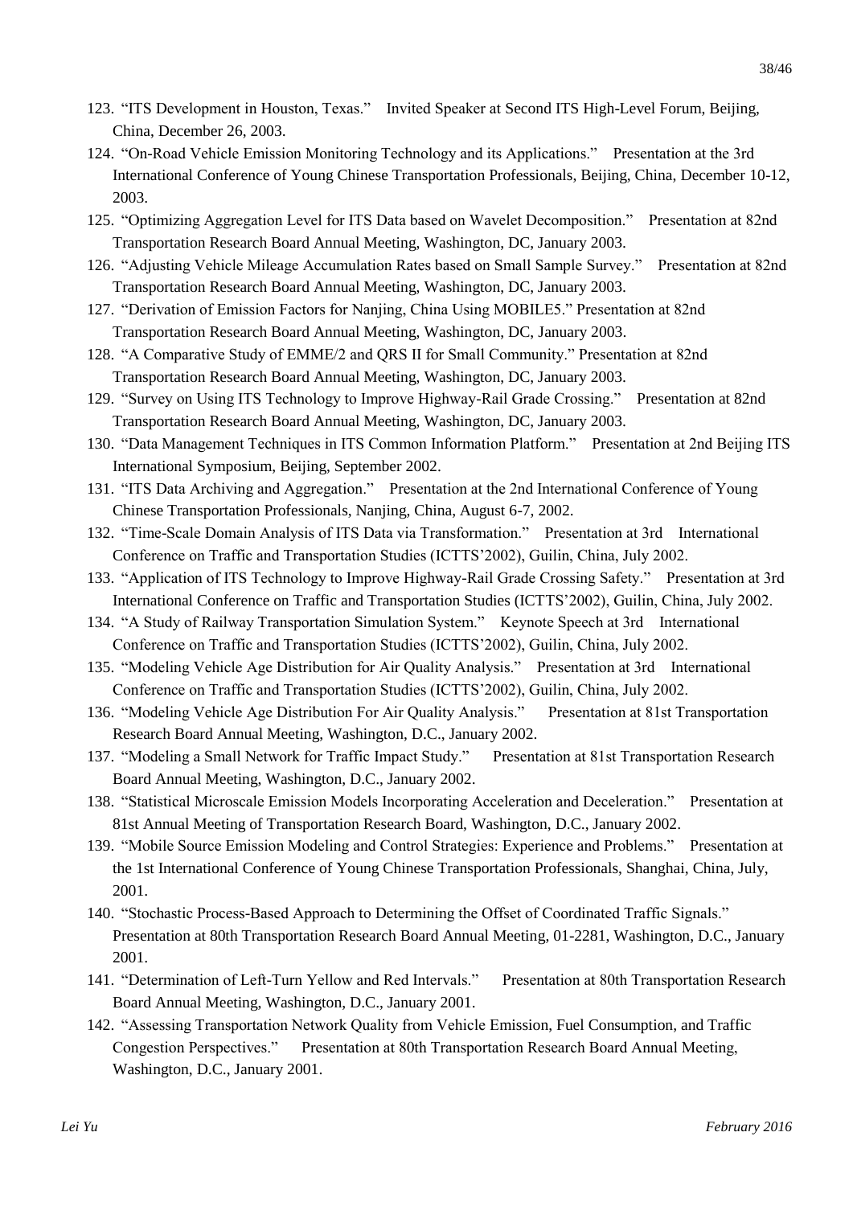123. "ITS Development in Houston, Texas." Invited Speaker at Second ITS High-Level Forum, Beijing, China, December 26, 2003.
124. "On-Road Vehicle Emission Monitoring Technology and its Applications." Presentation at the 3rd International Conference of Young Chinese Transportation Professionals, Beijing, China, December 10-12, 2003.
125. "Optimizing Aggregation Level for ITS Data based on Wavelet Decomposition." Presentation at 82nd Transportation Research Board Annual Meeting, Washington, DC, January 2003.
126. "Adjusting Vehicle Mileage Accumulation Rates based on Small Sample Survey." Presentation at 82nd Transportation Research Board Annual Meeting, Washington, DC, January 2003.
127. "Derivation of Emission Factors for Nanjing, China Using MOBILE5." Presentation at 82nd Transportation Research Board Annual Meeting, Washington, DC, January 2003.
128. "A Comparative Study of EMME/2 and QRS II for Small Community." Presentation at 82nd Transportation Research Board Annual Meeting, Washington, DC, January 2003.
129. "Survey on Using ITS Technology to Improve Highway-Rail Grade Crossing." Presentation at 82nd Transportation Research Board Annual Meeting, Washington, DC, January 2003.
130. "Data Management Techniques in ITS Common Information Platform." Presentation at 2nd Beijing ITS International Symposium, Beijing, September 2002.
131. "ITS Data Archiving and Aggregation." Presentation at the 2nd International Conference of Young Chinese Transportation Professionals, Nanjing, China, August 6-7, 2002.
132. "Time-Scale Domain Analysis of ITS Data via Transformation." Presentation at 3rd International Conference on Traffic and Transportation Studies (ICTTS'2002), Guilin, China, July 2002.
133. "Application of ITS Technology to Improve Highway-Rail Grade Crossing Safety." Presentation at 3rd International Conference on Traffic and Transportation Studies (ICTTS'2002), Guilin, China, July 2002.
134. "A Study of Railway Transportation Simulation System." Keynote Speech at 3rd International Conference on Traffic and Transportation Studies (ICTTS'2002), Guilin, China, July 2002.
135. "Modeling Vehicle Age Distribution for Air Quality Analysis." Presentation at 3rd International Conference on Traffic and Transportation Studies (ICTTS'2002), Guilin, China, July 2002.
136. "Modeling Vehicle Age Distribution For Air Quality Analysis." Presentation at 81st Transportation Research Board Annual Meeting, Washington, D.C., January 2002.
137. "Modeling a Small Network for Traffic Impact Study." Presentation at 81st Transportation Research Board Annual Meeting, Washington, D.C., January 2002.
138. "Statistical Microscale Emission Models Incorporating Acceleration and Deceleration." Presentation at 81st Annual Meeting of Transportation Research Board, Washington, D.C., January 2002.
139. "Mobile Source Emission Modeling and Control Strategies: Experience and Problems." Presentation at the 1st International Conference of Young Chinese Transportation Professionals, Shanghai, China, July, 2001.
140. "Stochastic Process-Based Approach to Determining the Offset of Coordinated Traffic Signals." Presentation at 80th Transportation Research Board Annual Meeting, 01-2281, Washington, D.C., January 2001.
141. "Determination of Left-Turn Yellow and Red Intervals." Presentation at 80th Transportation Research Board Annual Meeting, Washington, D.C., January 2001.
142. "Assessing Transportation Network Quality from Vehicle Emission, Fuel Consumption, and Traffic Congestion Perspectives." Presentation at 80th Transportation Research Board Annual Meeting, Washington, D.C., January 2001.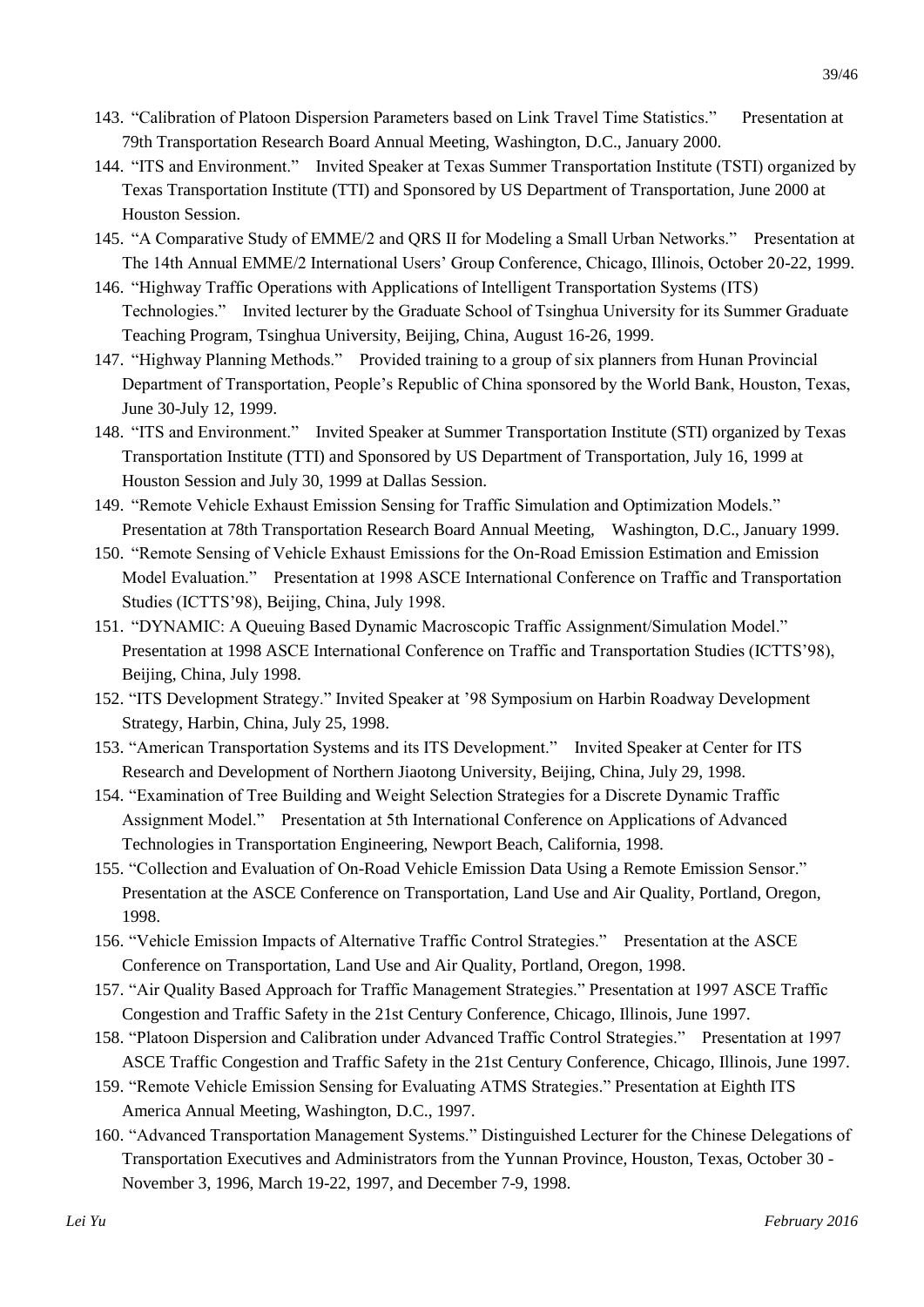143. "Calibration of Platoon Dispersion Parameters based on Link Travel Time Statistics." Presentation at 79th Transportation Research Board Annual Meeting, Washington, D.C., January 2000.
144. "ITS and Environment." Invited Speaker at Texas Summer Transportation Institute (TSTI) organized by Texas Transportation Institute (TTI) and Sponsored by US Department of Transportation, June 2000 at Houston Session.
145. "A Comparative Study of EMME/2 and QRS II for Modeling a Small Urban Networks." Presentation at The 14th Annual EMME/2 International Users' Group Conference, Chicago, Illinois, October 20-22, 1999.
146. "Highway Traffic Operations with Applications of Intelligent Transportation Systems (ITS) Technologies." Invited lecturer by the Graduate School of Tsinghua University for its Summer Graduate Teaching Program, Tsinghua University, Beijing, China, August 16-26, 1999.
147. "Highway Planning Methods." Provided training to a group of six planners from Hunan Provincial Department of Transportation, People's Republic of China sponsored by the World Bank, Houston, Texas, June 30-July 12, 1999.
148. "ITS and Environment." Invited Speaker at Summer Transportation Institute (STI) organized by Texas Transportation Institute (TTI) and Sponsored by US Department of Transportation, July 16, 1999 at Houston Session and July 30, 1999 at Dallas Session.
149. "Remote Vehicle Exhaust Emission Sensing for Traffic Simulation and Optimization Models." Presentation at 78th Transportation Research Board Annual Meeting, Washington, D.C., January 1999.
150. "Remote Sensing of Vehicle Exhaust Emissions for the On-Road Emission Estimation and Emission Model Evaluation." Presentation at 1998 ASCE International Conference on Traffic and Transportation Studies (ICTTS'98), Beijing, China, July 1998.
151. "DYNAMIC: A Queuing Based Dynamic Macroscopic Traffic Assignment/Simulation Model." Presentation at 1998 ASCE International Conference on Traffic and Transportation Studies (ICTTS'98), Beijing, China, July 1998.
152. "ITS Development Strategy." Invited Speaker at '98 Symposium on Harbin Roadway Development Strategy, Harbin, China, July 25, 1998.
153. "American Transportation Systems and its ITS Development." Invited Speaker at Center for ITS Research and Development of Northern Jiaotong University, Beijing, China, July 29, 1998.
154. "Examination of Tree Building and Weight Selection Strategies for a Discrete Dynamic Traffic Assignment Model." Presentation at 5th International Conference on Applications of Advanced Technologies in Transportation Engineering, Newport Beach, California, 1998.
155. "Collection and Evaluation of On-Road Vehicle Emission Data Using a Remote Emission Sensor." Presentation at the ASCE Conference on Transportation, Land Use and Air Quality, Portland, Oregon, 1998.
156. "Vehicle Emission Impacts of Alternative Traffic Control Strategies." Presentation at the ASCE Conference on Transportation, Land Use and Air Quality, Portland, Oregon, 1998.
157. "Air Quality Based Approach for Traffic Management Strategies." Presentation at 1997 ASCE Traffic Congestion and Traffic Safety in the 21st Century Conference, Chicago, Illinois, June 1997.
158. "Platoon Dispersion and Calibration under Advanced Traffic Control Strategies." Presentation at 1997 ASCE Traffic Congestion and Traffic Safety in the 21st Century Conference, Chicago, Illinois, June 1997.
159. "Remote Vehicle Emission Sensing for Evaluating ATMS Strategies." Presentation at Eighth ITS America Annual Meeting, Washington, D.C., 1997.
160. "Advanced Transportation Management Systems." Distinguished Lecturer for the Chinese Delegations of Transportation Executives and Administrators from the Yunnan Province, Houston, Texas, October 30 - November 3, 1996, March 19-22, 1997, and December 7-9, 1998.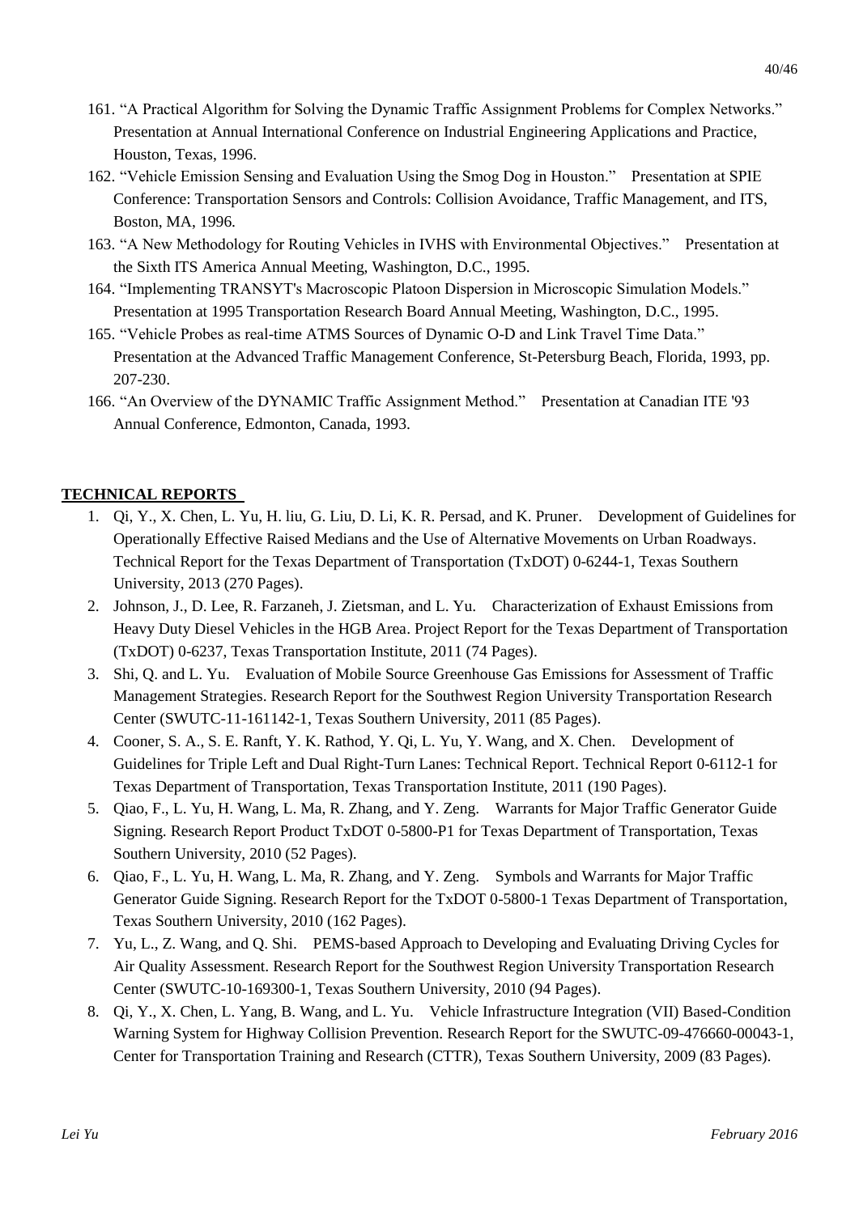161. "A Practical Algorithm for Solving the Dynamic Traffic Assignment Problems for Complex Networks." Presentation at Annual International Conference on Industrial Engineering Applications and Practice, Houston, Texas, 1996.
162. "Vehicle Emission Sensing and Evaluation Using the Smog Dog in Houston." Presentation at SPIE Conference: Transportation Sensors and Controls: Collision Avoidance, Traffic Management, and ITS, Boston, MA, 1996.
163. "A New Methodology for Routing Vehicles in IVHS with Environmental Objectives." Presentation at the Sixth ITS America Annual Meeting, Washington, D.C., 1995.
164. "Implementing TRANSYT's Macroscopic Platoon Dispersion in Microscopic Simulation Models." Presentation at 1995 Transportation Research Board Annual Meeting, Washington, D.C., 1995.
165. "Vehicle Probes as real-time ATMS Sources of Dynamic O-D and Link Travel Time Data." Presentation at the Advanced Traffic Management Conference, St-Petersburg Beach, Florida, 1993, pp. 207-230.
166. "An Overview of the DYNAMIC Traffic Assignment Method." Presentation at Canadian ITE '93 Annual Conference, Edmonton, Canada, 1993.

## TECHNICAL REPORTS

1. Qi, Y., X. Chen, L. Yu, H. liu, G. Liu, D. Li, K. R. Persad, and K. Pruner. Development of Guidelines for Operationally Effective Raised Medians and the Use of Alternative Movements on Urban Roadways. Technical Report for the Texas Department of Transportation (TxDOT) 0-6244-1, Texas Southern University, 2013 (270 Pages).
2. Johnson, J., D. Lee, R. Farzaneh, J. Zietsman, and L. Yu. Characterization of Exhaust Emissions from Heavy Duty Diesel Vehicles in the HGB Area. Project Report for the Texas Department of Transportation (TxDOT) 0-6237, Texas Transportation Institute, 2011 (74 Pages).
3. Shi, Q. and L. Yu. Evaluation of Mobile Source Greenhouse Gas Emissions for Assessment of Traffic Management Strategies. Research Report for the Southwest Region University Transportation Research Center (SWUTC-11-161142-1, Texas Southern University, 2011 (85 Pages).
4. Cooner, S. A., S. E. Ranft, Y. K. Rathod, Y. Qi, L. Yu, Y. Wang, and X. Chen. Development of Guidelines for Triple Left and Dual Right-Turn Lanes: Technical Report. Technical Report 0-6112-1 for Texas Department of Transportation, Texas Transportation Institute, 2011 (190 Pages).
5. Qiao, F., L. Yu, H. Wang, L. Ma, R. Zhang, and Y. Zeng. Warrants for Major Traffic Generator Guide Signing. Research Report Product TxDOT 0-5800-P1 for Texas Department of Transportation, Texas Southern University, 2010 (52 Pages).
6. Qiao, F., L. Yu, H. Wang, L. Ma, R. Zhang, and Y. Zeng. Symbols and Warrants for Major Traffic Generator Guide Signing. Research Report for the TxDOT 0-5800-1 Texas Department of Transportation, Texas Southern University, 2010 (162 Pages).
7. Yu, L., Z. Wang, and Q. Shi. PEMS-based Approach to Developing and Evaluating Driving Cycles for Air Quality Assessment. Research Report for the Southwest Region University Transportation Research Center (SWUTC-10-169300-1, Texas Southern University, 2010 (94 Pages).
8. Qi, Y., X. Chen, L. Yang, B. Wang, and L. Yu. Vehicle Infrastructure Integration (VII) Based-Condition Warning System for Highway Collision Prevention. Research Report for the SWUTC-09-476660-00043-1, Center for Transportation Training and Research (CTTR), Texas Southern University, 2009 (83 Pages).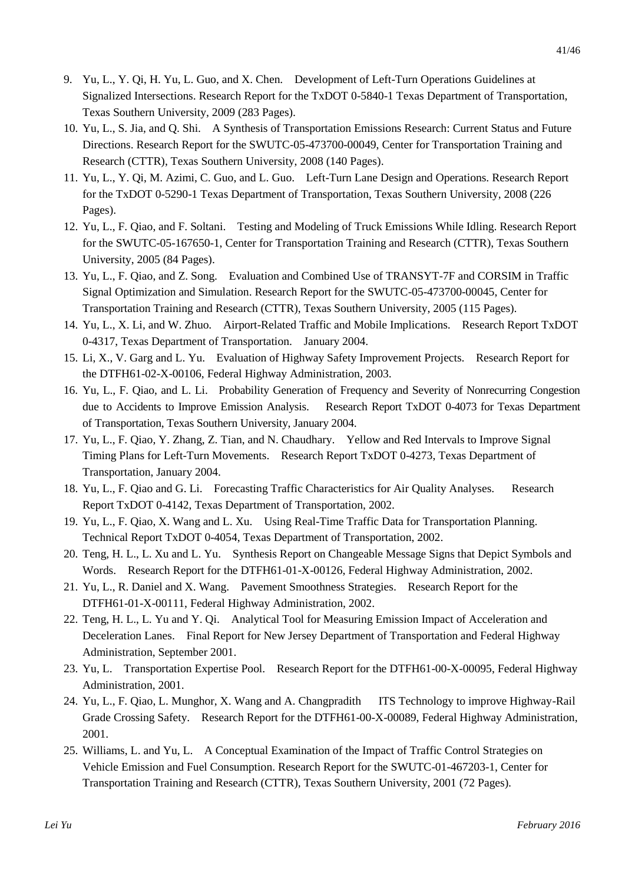9. Yu, L., Y. Qi, H. Yu, L. Guo, and X. Chen. Development of Left-Turn Operations Guidelines at Signalized Intersections. Research Report for the TxDOT 0-5840-1 Texas Department of Transportation, Texas Southern University, 2009 (283 Pages).
10. Yu, L., S. Jia, and Q. Shi. A Synthesis of Transportation Emissions Research: Current Status and Future Directions. Research Report for the SWUTC-05-473700-00049, Center for Transportation Training and Research (CTTR), Texas Southern University, 2008 (140 Pages).
11. Yu, L., Y. Qi, M. Azimi, C. Guo, and L. Guo. Left-Turn Lane Design and Operations. Research Report for the TxDOT 0-5290-1 Texas Department of Transportation, Texas Southern University, 2008 (226 Pages).
12. Yu, L., F. Qiao, and F. Soltani. Testing and Modeling of Truck Emissions While Idling. Research Report for the SWUTC-05-167650-1, Center for Transportation Training and Research (CTTR), Texas Southern University, 2005 (84 Pages).
13. Yu, L., F. Qiao, and Z. Song. Evaluation and Combined Use of TRANSYT-7F and CORSIM in Traffic Signal Optimization and Simulation. Research Report for the SWUTC-05-473700-00045, Center for Transportation Training and Research (CTTR), Texas Southern University, 2005 (115 Pages).
14. Yu, L., X. Li, and W. Zhuo. Airport-Related Traffic and Mobile Implications. Research Report TxDOT 0-4317, Texas Department of Transportation. January 2004.
15. Li, X., V. Garg and L. Yu. Evaluation of Highway Safety Improvement Projects. Research Report for the DTFH61-02-X-00106, Federal Highway Administration, 2003.
16. Yu, L., F. Qiao, and L. Li. Probability Generation of Frequency and Severity of Nonrecurring Congestion due to Accidents to Improve Emission Analysis. Research Report TxDOT 0-4073 for Texas Department of Transportation, Texas Southern University, January 2004.
17. Yu, L., F. Qiao, Y. Zhang, Z. Tian, and N. Chaudhary. Yellow and Red Intervals to Improve Signal Timing Plans for Left-Turn Movements. Research Report TxDOT 0-4273, Texas Department of Transportation, January 2004.
18. Yu, L., F. Qiao and G. Li. Forecasting Traffic Characteristics for Air Quality Analyses. Research Report TxDOT 0-4142, Texas Department of Transportation, 2002.
19. Yu, L., F. Qiao, X. Wang and L. Xu. Using Real-Time Traffic Data for Transportation Planning. Technical Report TxDOT 0-4054, Texas Department of Transportation, 2002.
20. Teng, H. L., L. Xu and L. Yu. Synthesis Report on Changeable Message Signs that Depict Symbols and Words. Research Report for the DTFH61-01-X-00126, Federal Highway Administration, 2002.
21. Yu, L., R. Daniel and X. Wang. Pavement Smoothness Strategies. Research Report for the DTFH61-01-X-00111, Federal Highway Administration, 2002.
22. Teng, H. L., L. Yu and Y. Qi. Analytical Tool for Measuring Emission Impact of Acceleration and Deceleration Lanes. Final Report for New Jersey Department of Transportation and Federal Highway Administration, September 2001.
23. Yu, L. Transportation Expertise Pool. Research Report for the DTFH61-00-X-00095, Federal Highway Administration, 2001.
24. Yu, L., F. Qiao, L. Munghor, X. Wang and A. Changpradith ITS Technology to improve Highway-Rail Grade Crossing Safety. Research Report for the DTFH61-00-X-00089, Federal Highway Administration, 2001.
25. Williams, L. and Yu, L. A Conceptual Examination of the Impact of Traffic Control Strategies on Vehicle Emission and Fuel Consumption. Research Report for the SWUTC-01-467203-1, Center for Transportation Training and Research (CTTR), Texas Southern University, 2001 (72 Pages).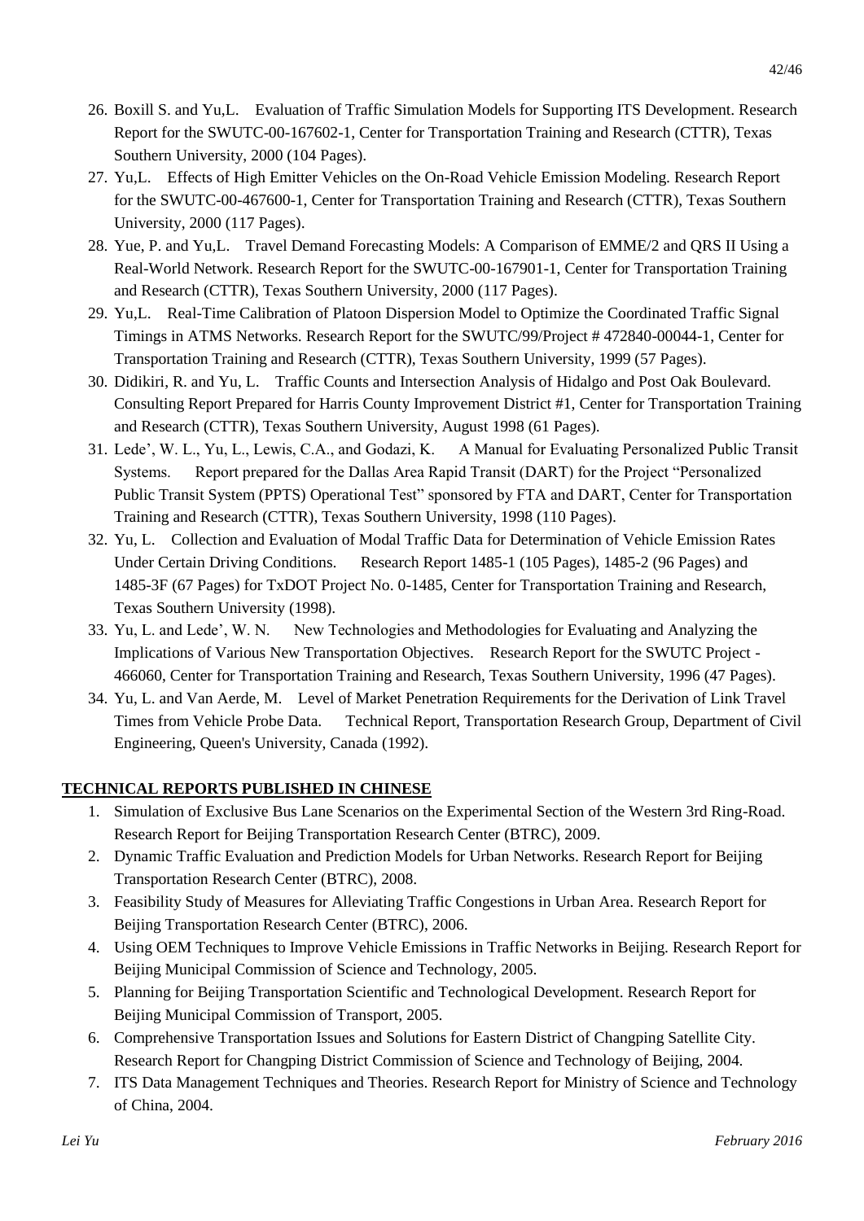26. Boxill S. and Yu,L. Evaluation of Traffic Simulation Models for Supporting ITS Development. Research Report for the SWUTC-00-167602-1, Center for Transportation Training and Research (CTTR), Texas Southern University, 2000 (104 Pages).
27. Yu,L. Effects of High Emitter Vehicles on the On-Road Vehicle Emission Modeling. Research Report for the SWUTC-00-467600-1, Center for Transportation Training and Research (CTTR), Texas Southern University, 2000 (117 Pages).
28. Yue, P. and Yu,L. Travel Demand Forecasting Models: A Comparison of EMME/2 and QRS II Using a Real-World Network. Research Report for the SWUTC-00-167901-1, Center for Transportation Training and Research (CTTR), Texas Southern University, 2000 (117 Pages).
29. Yu,L. Real-Time Calibration of Platoon Dispersion Model to Optimize the Coordinated Traffic Signal Timings in ATMS Networks. Research Report for the SWUTC/99/Project # 472840-00044-1, Center for Transportation Training and Research (CTTR), Texas Southern University, 1999 (57 Pages).
30. Didikiri, R. and Yu, L. Traffic Counts and Intersection Analysis of Hidalgo and Post Oak Boulevard. Consulting Report Prepared for Harris County Improvement District #1, Center for Transportation Training and Research (CTTR), Texas Southern University, August 1998 (61 Pages).
31. Lede', W. L., Yu, L., Lewis, C.A., and Godazi, K. A Manual for Evaluating Personalized Public Transit Systems. Report prepared for the Dallas Area Rapid Transit (DART) for the Project "Personalized Public Transit System (PPTS) Operational Test" sponsored by FTA and DART, Center for Transportation Training and Research (CTTR), Texas Southern University, 1998 (110 Pages).
32. Yu, L. Collection and Evaluation of Modal Traffic Data for Determination of Vehicle Emission Rates Under Certain Driving Conditions. Research Report 1485-1 (105 Pages), 1485-2 (96 Pages) and 1485-3F (67 Pages) for TxDOT Project No. 0-1485, Center for Transportation Training and Research, Texas Southern University (1998).
33. Yu, L. and Lede', W. N. New Technologies and Methodologies for Evaluating and Analyzing the Implications of Various New Transportation Objectives. Research Report for the SWUTC Project - 466060, Center for Transportation Training and Research, Texas Southern University, 1996 (47 Pages).
34. Yu, L. and Van Aerde, M. Level of Market Penetration Requirements for the Derivation of Link Travel Times from Vehicle Probe Data. Technical Report, Transportation Research Group, Department of Civil Engineering, Queen's University, Canada (1992).

**TECHNICAL REPORTS PUBLISHED IN CHINESE**

1. Simulation of Exclusive Bus Lane Scenarios on the Experimental Section of the Western 3rd Ring-Road. Research Report for Beijing Transportation Research Center (BTRC), 2009.
2. Dynamic Traffic Evaluation and Prediction Models for Urban Networks. Research Report for Beijing Transportation Research Center (BTRC), 2008.
3. Feasibility Study of Measures for Alleviating Traffic Congestions in Urban Area. Research Report for Beijing Transportation Research Center (BTRC), 2006.
4. Using OEM Techniques to Improve Vehicle Emissions in Traffic Networks in Beijing. Research Report for Beijing Municipal Commission of Science and Technology, 2005.
5. Planning for Beijing Transportation Scientific and Technological Development. Research Report for Beijing Municipal Commission of Transport, 2005.
6. Comprehensive Transportation Issues and Solutions for Eastern District of Changping Satellite City. Research Report for Changping District Commission of Science and Technology of Beijing, 2004.
7. ITS Data Management Techniques and Theories. Research Report for Ministry of Science and Technology of China, 2004.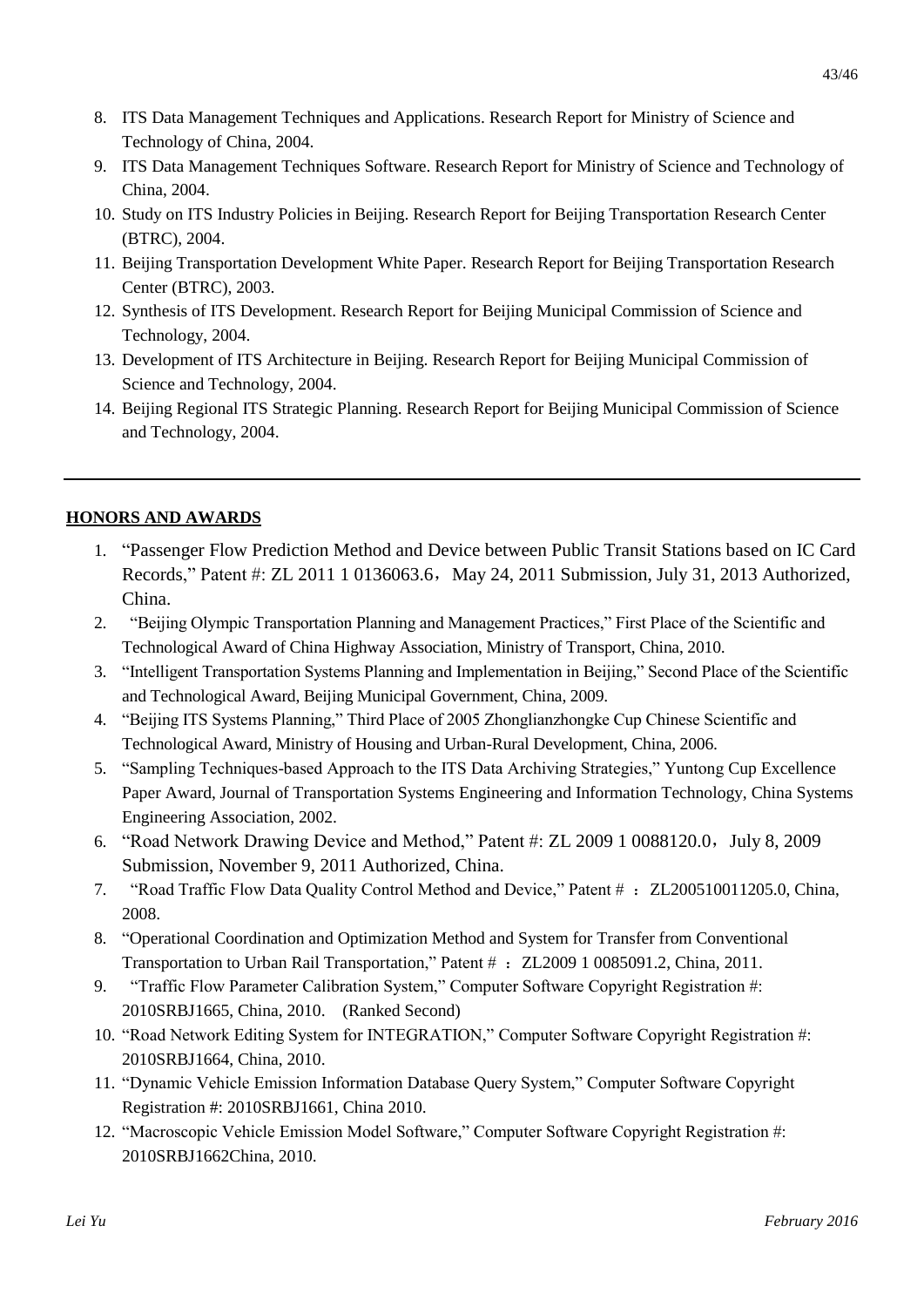8. ITS Data Management Techniques and Applications. Research Report for Ministry of Science and Technology of China, 2004.
9. ITS Data Management Techniques Software. Research Report for Ministry of Science and Technology of China, 2004.
10. Study on ITS Industry Policies in Beijing. Research Report for Beijing Transportation Research Center (BTRC), 2004.
11. Beijing Transportation Development White Paper. Research Report for Beijing Transportation Research Center (BTRC), 2003.
12. Synthesis of ITS Development. Research Report for Beijing Municipal Commission of Science and Technology, 2004.
13. Development of ITS Architecture in Beijing. Research Report for Beijing Municipal Commission of Science and Technology, 2004.
14. Beijing Regional ITS Strategic Planning. Research Report for Beijing Municipal Commission of Science and Technology, 2004.

---

## HONORS AND AWARDS

1. "Passenger Flow Prediction Method and Device between Public Transit Stations based on IC Card Records," Patent #: ZL 2011 1 0136063.6， May 24, 2011 Submission, July 31, 2013 Authorized, China.
2. "Beijing Olympic Transportation Planning and Management Practices," First Place of the Scientific and Technological Award of China Highway Association, Ministry of Transport, China, 2010.
3. "Intelligent Transportation Systems Planning and Implementation in Beijing," Second Place of the Scientific and Technological Award, Beijing Municipal Government, China, 2009.
4. "Beijing ITS Systems Planning," Third Place of 2005 Zhonglianzhongke Cup Chinese Scientific and Technological Award, Ministry of Housing and Urban-Rural Development, China, 2006.
5. "Sampling Techniques-based Approach to the ITS Data Archiving Strategies," Yuntong Cup Excellence Paper Award, Journal of Transportation Systems Engineering and Information Technology, China Systems Engineering Association, 2002.
6. "Road Network Drawing Device and Method," Patent #: ZL 2009 1 0088120.0， July 8, 2009 Submission, November 9, 2011 Authorized, China.
7. "Road Traffic Flow Data Quality Control Method and Device," Patent # ：ZL200510011205.0, China, 2008.
8. "Operational Coordination and Optimization Method and System for Transfer from Conventional Transportation to Urban Rail Transportation," Patent # ：ZL2009 1 0085091.2, China, 2011.
9. "Traffic Flow Parameter Calibration System," Computer Software Copyright Registration #: 2010SRBJ1665, China, 2010. (Ranked Second)
10. "Road Network Editing System for INTEGRATION," Computer Software Copyright Registration #: 2010SRBJ1664, China, 2010.
11. "Dynamic Vehicle Emission Information Database Query System," Computer Software Copyright Registration #: 2010SRBJ1661, China 2010.
12. "Macroscopic Vehicle Emission Model Software," Computer Software Copyright Registration #: 2010SRBJ1662China, 2010.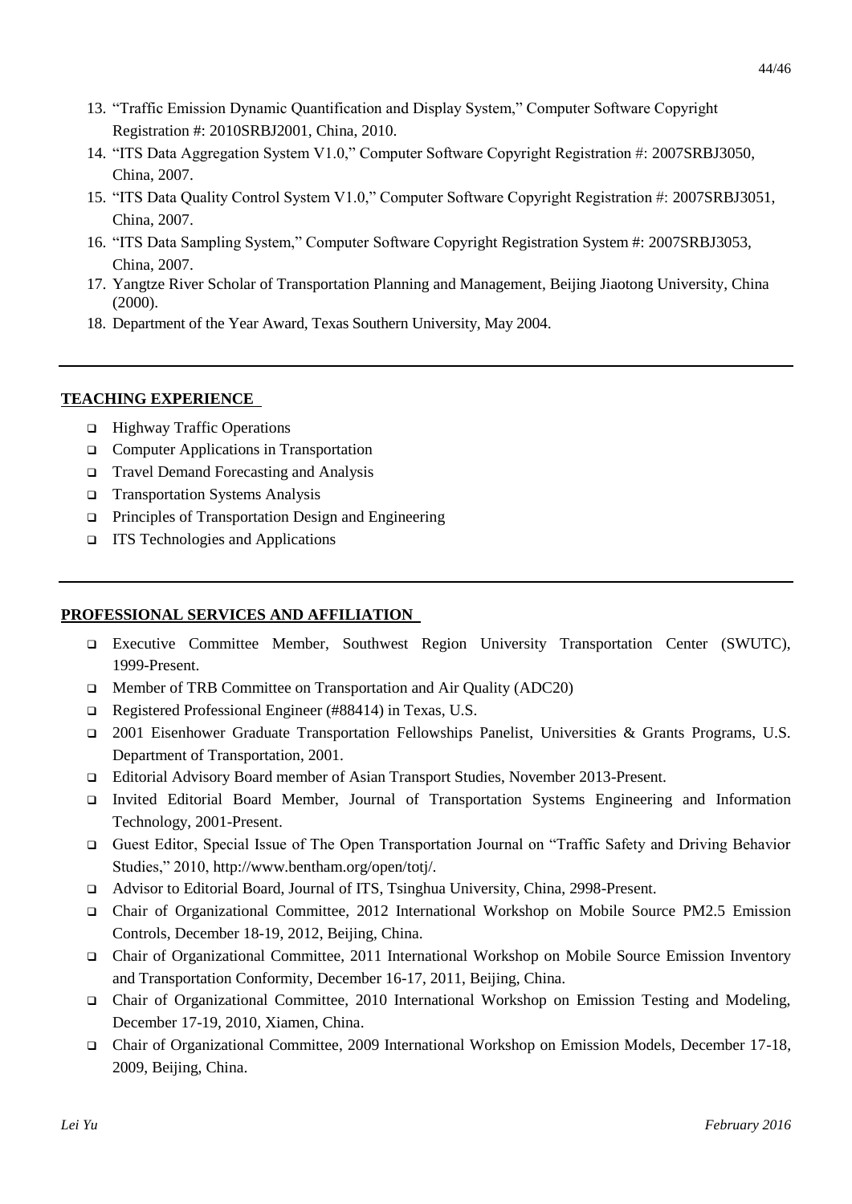13. "Traffic Emission Dynamic Quantification and Display System," Computer Software Copyright Registration #: 2010SRBJ2001, China, 2010.
14. "ITS Data Aggregation System V1.0," Computer Software Copyright Registration #: 2007SRBJ3050, China, 2007.
15. "ITS Data Quality Control System V1.0," Computer Software Copyright Registration #: 2007SRBJ3051, China, 2007.
16. "ITS Data Sampling System," Computer Software Copyright Registration System #: 2007SRBJ3053, China, 2007.
17. Yangtze River Scholar of Transportation Planning and Management, Beijing Jiaotong University, China (2000).
18. Department of the Year Award, Texas Southern University, May 2004.

---

## TEACHING EXPERIENCE

- Highway Traffic Operations
- Computer Applications in Transportation
- Travel Demand Forecasting and Analysis
- Transportation Systems Analysis
- Principles of Transportation Design and Engineering
- ITS Technologies and Applications

---

## PROFESSIONAL SERVICES AND AFFILIATION

- Executive Committee Member, Southwest Region University Transportation Center (SWUTC), 1999-Present.
- Member of TRB Committee on Transportation and Air Quality (ADC20)
- Registered Professional Engineer (#88414) in Texas, U.S.
- 2001 Eisenhower Graduate Transportation Fellowships Panelist, Universities & Grants Programs, U.S. Department of Transportation, 2001.
- Editorial Advisory Board member of Asian Transport Studies, November 2013-Present.
- Invited Editorial Board Member, Journal of Transportation Systems Engineering and Information Technology, 2001-Present.
- Guest Editor, Special Issue of The Open Transportation Journal on "Traffic Safety and Driving Behavior Studies," 2010, http://www.bentham.org/open/totj/.
- Advisor to Editorial Board, Journal of ITS, Tsinghua University, China, 2998-Present.
- Chair of Organizational Committee, 2012 International Workshop on Mobile Source PM2.5 Emission Controls, December 18-19, 2012, Beijing, China.
- Chair of Organizational Committee, 2011 International Workshop on Mobile Source Emission Inventory and Transportation Conformity, December 16-17, 2011, Beijing, China.
- Chair of Organizational Committee, 2010 International Workshop on Emission Testing and Modeling, December 17-19, 2010, Xiamen, China.
- Chair of Organizational Committee, 2009 International Workshop on Emission Models, December 17-18, 2009, Beijing, China.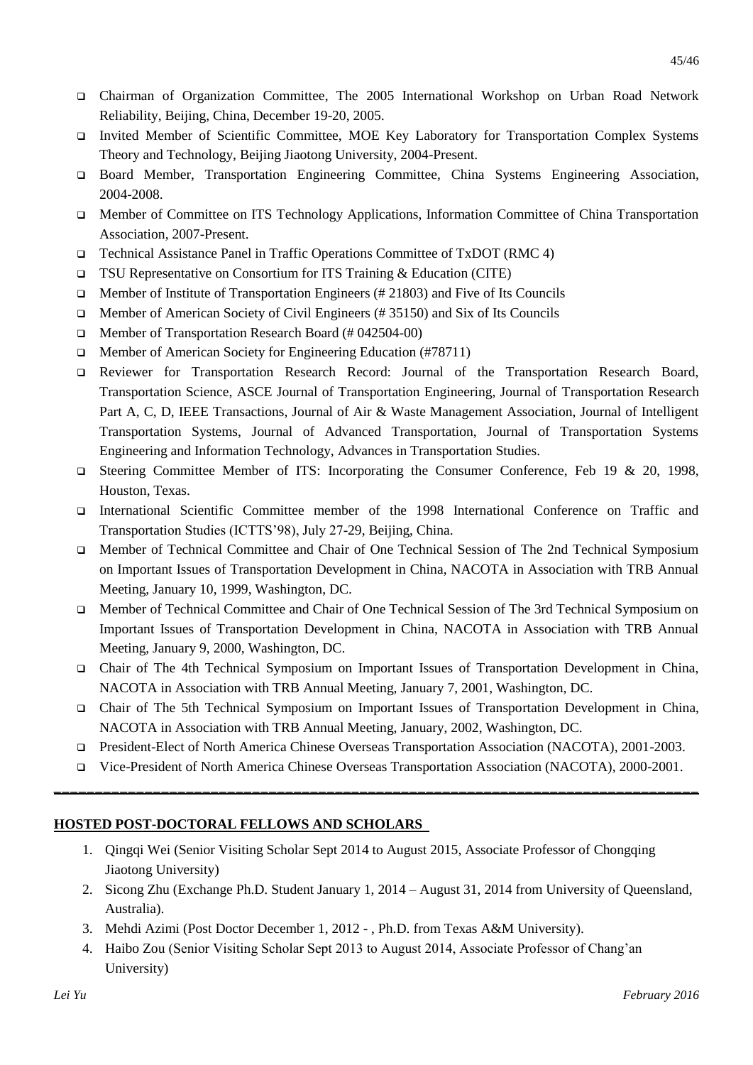- Chairman of Organization Committee, The 2005 International Workshop on Urban Road Network Reliability, Beijing, China, December 19-20, 2005.
- Invited Member of Scientific Committee, MOE Key Laboratory for Transportation Complex Systems Theory and Technology, Beijing Jiaotong University, 2004-Present.
- Board Member, Transportation Engineering Committee, China Systems Engineering Association, 2004-2008.
- Member of Committee on ITS Technology Applications, Information Committee of China Transportation Association, 2007-Present.
- Technical Assistance Panel in Traffic Operations Committee of TxDOT (RMC 4)
- TSU Representative on Consortium for ITS Training & Education (CITE)
- Member of Institute of Transportation Engineers (# 21803) and Five of Its Councils
- Member of American Society of Civil Engineers (# 35150) and Six of Its Councils
- Member of Transportation Research Board (# 042504-00)
- Member of American Society for Engineering Education (#78711)
- Reviewer for Transportation Research Record: Journal of the Transportation Research Board, Transportation Science, ASCE Journal of Transportation Engineering, Journal of Transportation Research Part A, C, D, IEEE Transactions, Journal of Air & Waste Management Association, Journal of Intelligent Transportation Systems, Journal of Advanced Transportation, Journal of Transportation Systems Engineering and Information Technology, Advances in Transportation Studies.
- Steering Committee Member of ITS: Incorporating the Consumer Conference, Feb 19 & 20, 1998, Houston, Texas.
- International Scientific Committee member of the 1998 International Conference on Traffic and Transportation Studies (ICTTS'98), July 27-29, Beijing, China.
- Member of Technical Committee and Chair of One Technical Session of The 2nd Technical Symposium on Important Issues of Transportation Development in China, NACOTA in Association with TRB Annual Meeting, January 10, 1999, Washington, DC.
- Member of Technical Committee and Chair of One Technical Session of The 3rd Technical Symposium on Important Issues of Transportation Development in China, NACOTA in Association with TRB Annual Meeting, January 9, 2000, Washington, DC.
- Chair of The 4th Technical Symposium on Important Issues of Transportation Development in China, NACOTA in Association with TRB Annual Meeting, January 7, 2001, Washington, DC.
- Chair of The 5th Technical Symposium on Important Issues of Transportation Development in China, NACOTA in Association with TRB Annual Meeting, January, 2002, Washington, DC.
- President-Elect of North America Chinese Overseas Transportation Association (NACOTA), 2001-2003.
- Vice-President of North America Chinese Overseas Transportation Association (NACOTA), 2000-2001.

---

## HOSTED POST-DOCTORAL FELLOWS AND SCHOLARS

1. Qingqi Wei (Senior Visiting Scholar Sept 2014 to August 2015, Associate Professor of Chongqing Jiaotong University)
2. Sicong Zhu (Exchange Ph.D. Student January 1, 2014 – August 31, 2014 from University of Queensland, Australia).
3. Mehdi Azimi (Post Doctor December 1, 2012 - , Ph.D. from Texas A&M University).
4. Haibo Zou (Senior Visiting Scholar Sept 2013 to August 2014, Associate Professor of Chang'an University)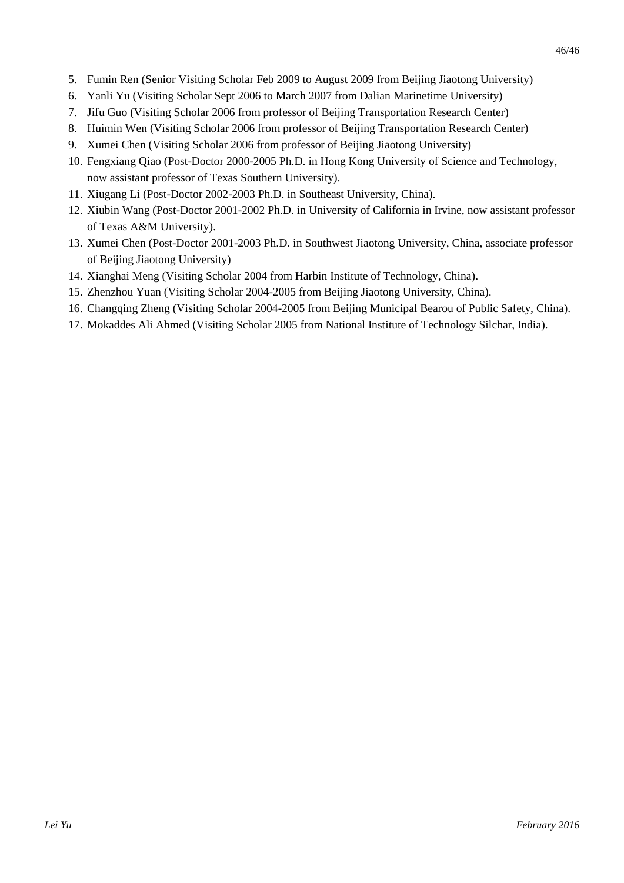5. Fumin Ren (Senior Visiting Scholar Feb 2009 to August 2009 from Beijing Jiaotong University)
6. Yanli Yu (Visiting Scholar Sept 2006 to March 2007 from Dalian Marinetime University)
7. Jifu Guo (Visiting Scholar 2006 from professor of Beijing Transportation Research Center)
8. Huimin Wen (Visiting Scholar 2006 from professor of Beijing Transportation Research Center)
9. Xumei Chen (Visiting Scholar 2006 from professor of Beijing Jiaotong University)
10. Fengxiang Qiao (Post-Doctor 2000-2005 Ph.D. in Hong Kong University of Science and Technology, now assistant professor of Texas Southern University).
11. Xiugang Li (Post-Doctor 2002-2003 Ph.D. in Southeast University, China).
12. Xiubin Wang (Post-Doctor 2001-2002 Ph.D. in University of California in Irvine, now assistant professor of Texas A&M University).
13. Xumei Chen (Post-Doctor 2001-2003 Ph.D. in Southwest Jiaotong University, China, associate professor of Beijing Jiaotong University)
14. Xianghai Meng (Visiting Scholar 2004 from Harbin Institute of Technology, China).
15. Zhenzhou Yuan (Visiting Scholar 2004-2005 from Beijing Jiaotong University, China).
16. Changqing Zheng (Visiting Scholar 2004-2005 from Beijing Municipal Bearou of Public Safety, China).
17. Mokaddes Ali Ahmed (Visiting Scholar 2005 from National Institute of Technology Silchar, India).